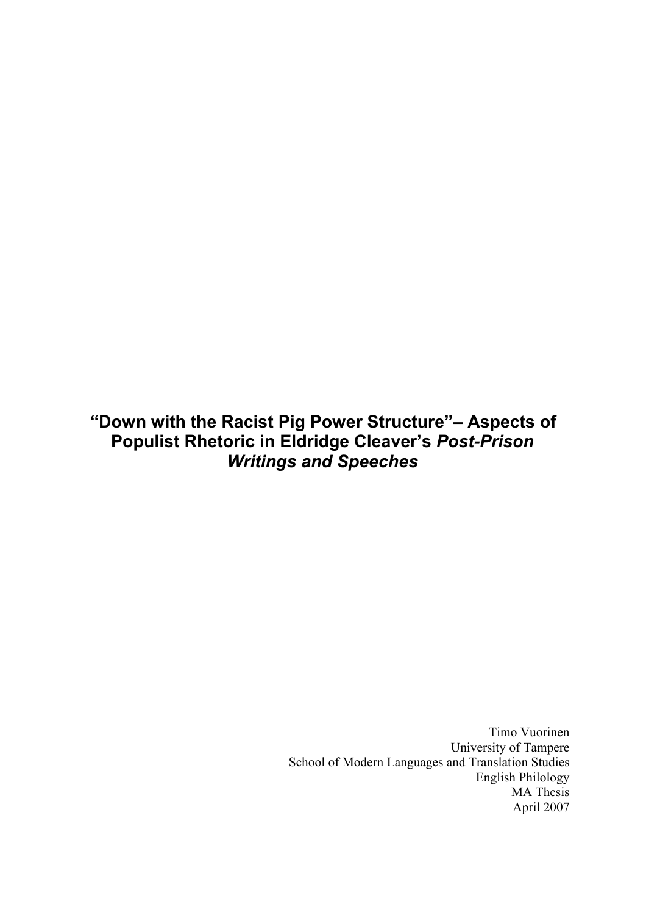# "Down with the Racist Pig Power Structure"– Aspects of Populist Rhetoric in Eldridge Cleaver's *Post-Prison Writings and Speeches*

Timo Vuorinen
University of Tampere
School of Modern Languages and Translation Studies
English Philology
MA Thesis
April 2007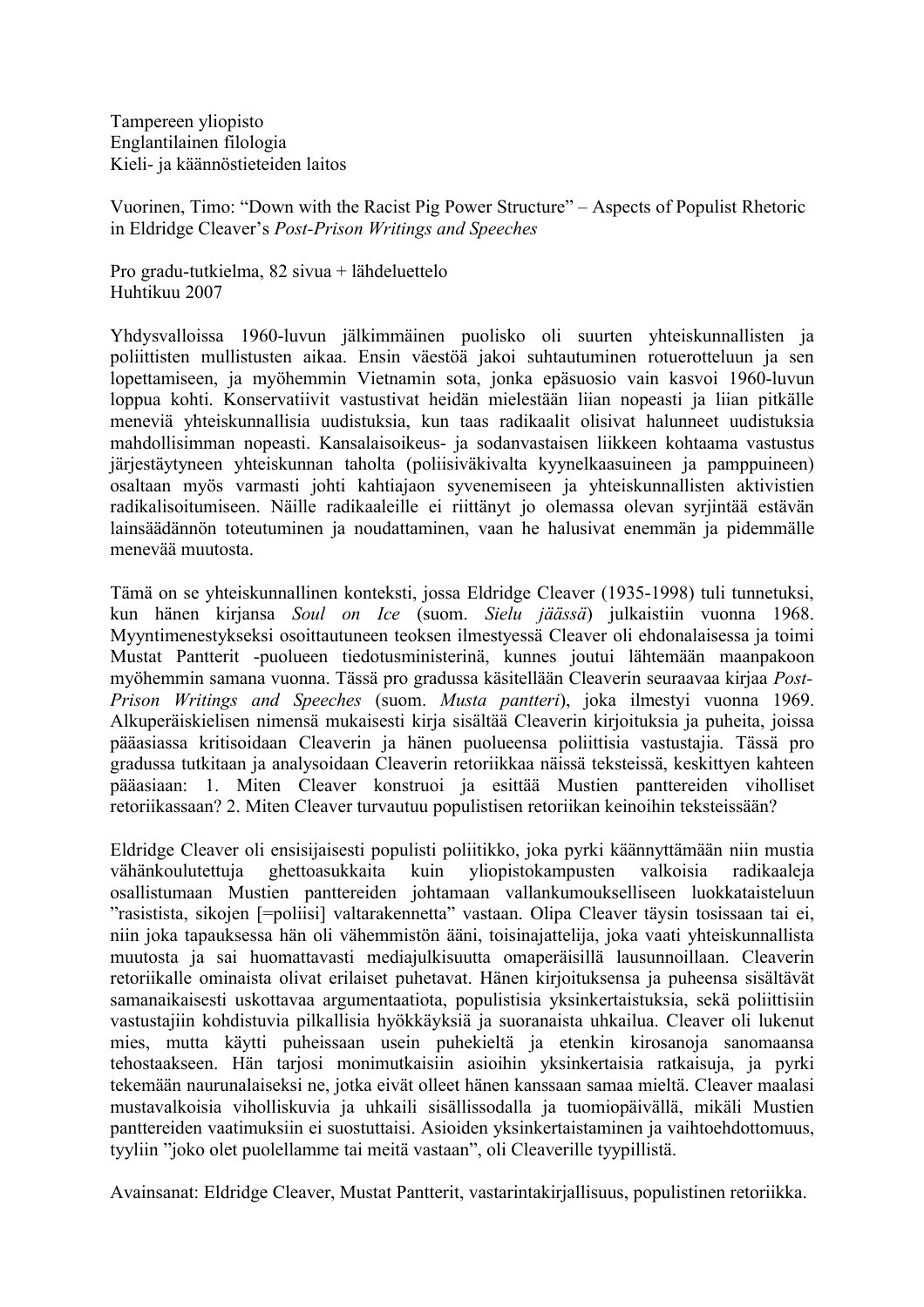Tampereen yliopisto
Englantilainen filologia
Kieli- ja käännöstieteiden laitos

Vuorinen, Timo: "Down with the Racist Pig Power Structure" – Aspects of Populist Rhetoric in Eldridge Cleaver's *Post-Prison Writings and Speeches*

Pro gradu-tutkielma, 82 sivua + lähdeluettelo
Huhtikuu 2007

Yhdysvalloissa 1960-luvun jälkimmäinen puolisko oli suurten yhteiskunnallisten ja poliittisten mullistusten aikaa. Ensin väestöä jakoi suhtautuminen rotuerotteluun ja sen lopettamiseen, ja myöhemmin Vietnamin sota, jonka epäsuosio vain kasvoi 1960-luvun loppua kohti. Konservatiivit vastustivat heidän mielestään liian nopeasti ja liian pitkälle meneviä yhteiskunnallisia uudistuksia, kun taas radikaalit olisivat halunneet uudistuksia mahdollisimman nopeasti. Kansalaisoikeus- ja sodanvastaisen liikkeen kohtaama vastustus järjestäytyneen yhteiskunnan taholta (poliisiväkivalta kyynelkaasuineen ja pamppuineen) osaltaan myös varmasti johti kahtiajaon syvenemiseen ja yhteiskunnallisten aktivistien radikalisoitumiseen. Näille radikaaleille ei riittänyt jo olemassa olevan syrjintää estävän lainsäädännön toteutuminen ja noudattaminen, vaan he halusivat enemmän ja pidemmälle menevää muutosta.

Tämä on se yhteiskunnallinen konteksti, jossa Eldridge Cleaver (1935-1998) tuli tunnetuksi, kun hänen kirjansa *Soul on Ice* (suom. *Sielu jäässä*) julkaistiin vuonna 1968. Myyntimenestykseksi osoittautuneen teoksen ilmestyessä Cleaver oli ehdonalaisessa ja toimi Mustat Pantterit -puolueen tiedotusministerinä, kunnes joutui lähtemään maanpakoon myöhemmin samana vuonna. Tässä pro gradussa käsitellään Cleaverin seuraavaa kirjaa *Post-Prison Writings and Speeches* (suom. *Musta pantteri*), joka ilmestyi vuonna 1969. Alkuperäiskielisen nimensä mukaisesti kirja sisältää Cleaverin kirjoituksia ja puheita, joissa pääasiassa kritisoidaan Cleaverin ja hänen puolueensa poliittisia vastustajia. Tässä pro gradussa tutkitaan ja analysoidaan Cleaverin retoriikkaa näissä teksteissä, keskittyen kahteen pääasiaan: 1. Miten Cleaver konstruoi ja esittää Mustien panttereiden viholliset retoriikassaan? 2. Miten Cleaver turvautuu populistisen retoriikan keinoihin teksteissään?

Eldridge Cleaver oli ensisijaisesti populisti poliitikko, joka pyrki käännyttämään niin mustia vähänkoulutettuja ghettoasukkaita kuin yliopistokampusten valkoisia radikaaleja osallistumaan Mustien panttereiden johtamaan vallankumoukselliseen luokkataisteluun "rasistista, sikojen [=poliisi] valtarakennetta" vastaan. Olipa Cleaver täysin tosissaan tai ei, niin joka tapauksessa hän oli vähemmistön ääni, toisinajattelija, joka vaati yhteiskunnallista muutosta ja sai huomattavasti mediajulkisuutta omaperäisillä lausunnoillaan. Cleaverin retoriikalle ominaista olivat erilaiset puhetavat. Hänen kirjoituksensa ja puheensa sisältävät samanaikaisesti uskottavaa argumentaatiota, populistisia yksinkertaistuksia, sekä poliittisiin vastustajiin kohdistuvia pilkallisia hyökkäyksiä ja suoranaista uhkailua. Cleaver oli lukenut mies, mutta käytti puheissaan usein puhekieltä ja etenkin kirosanoja sanomaansa tehostaakseen. Hän tarjosi monimutkaisiin asioihin yksinkertaisia ratkaisuja, ja pyrki tekemään naurunalaiseksi ne, jotka eivät olleet hänen kanssaan samaa mieltä. Cleaver maalasi mustavalkoisia viholliskuvia ja uhkaili sisällissodalla ja tuomiopäivällä, mikäli Mustien panttereiden vaatimuksiin ei suostuttaisi. Asioiden yksinkertaistaminen ja vaihtoehdottomuus, tyyliin "joko olet puolellamme tai meitä vastaan", oli Cleaverille tyypillistä.

Avainsanat: Eldridge Cleaver, Mustat Pantterit, vastarintakirjallisuus, populistinen retoriikka.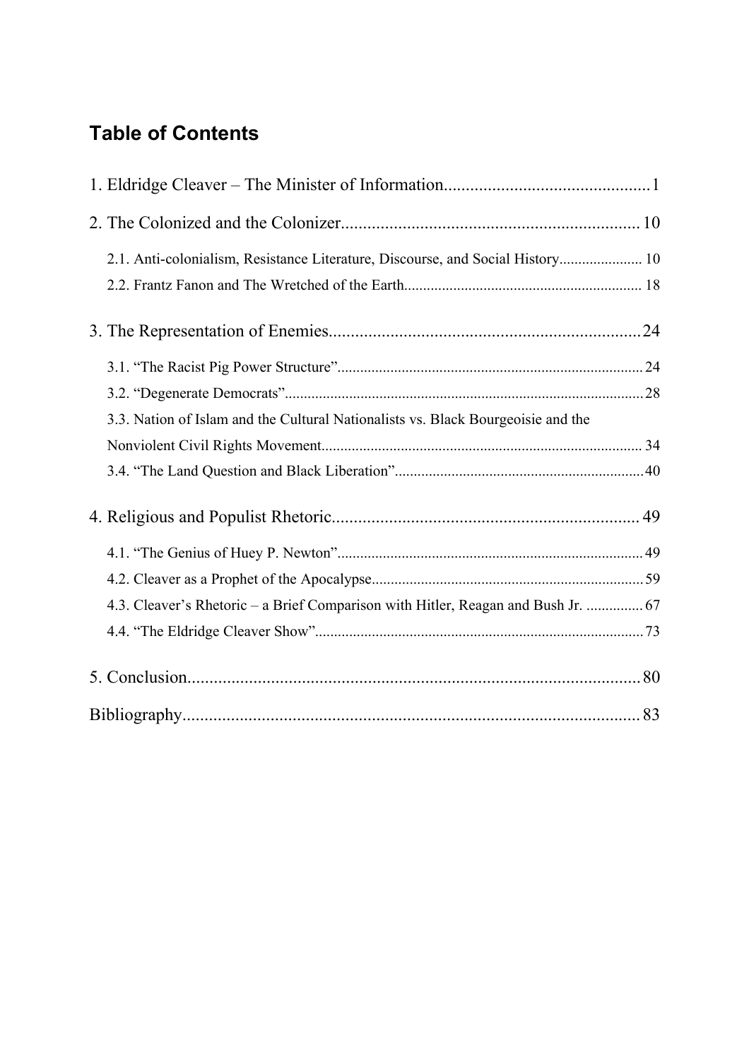## Table of Contents

1. Eldridge Cleaver – The Minister of Information .............................................. 1

2. The Colonized and the Colonizer .................................................................... 10

   2.1. Anti-colonialism, Resistance Literature, Discourse, and Social History ...................... 10

   2.2. Frantz Fanon and The Wretched of the Earth .............................................................. 18

3. The Representation of Enemies ....................................................................... 24

   3.1. "The Racist Pig Power Structure" ................................................................................ 24

   3.2. "Degenerate Democrats" .............................................................................................. 28

   3.3. Nation of Islam and the Cultural Nationalists vs. Black Bourgeoisie and the Nonviolent Civil Rights Movement .................................................................................... 34

   3.4. "The Land Question and Black Liberation" ................................................................. 40

4. Religious and Populist Rhetoric ...................................................................... 49

   4.1. "The Genius of Huey P. Newton" ................................................................................ 49

   4.2. Cleaver as a Prophet of the Apocalypse ....................................................................... 59

   4.3. Cleaver's Rhetoric – a Brief Comparison with Hitler, Reagan and Bush Jr. ............... 67

   4.4. "The Eldridge Cleaver Show" ...................................................................................... 73

5. Conclusion ....................................................................................................... 80

Bibliography ......................................................................................................... 83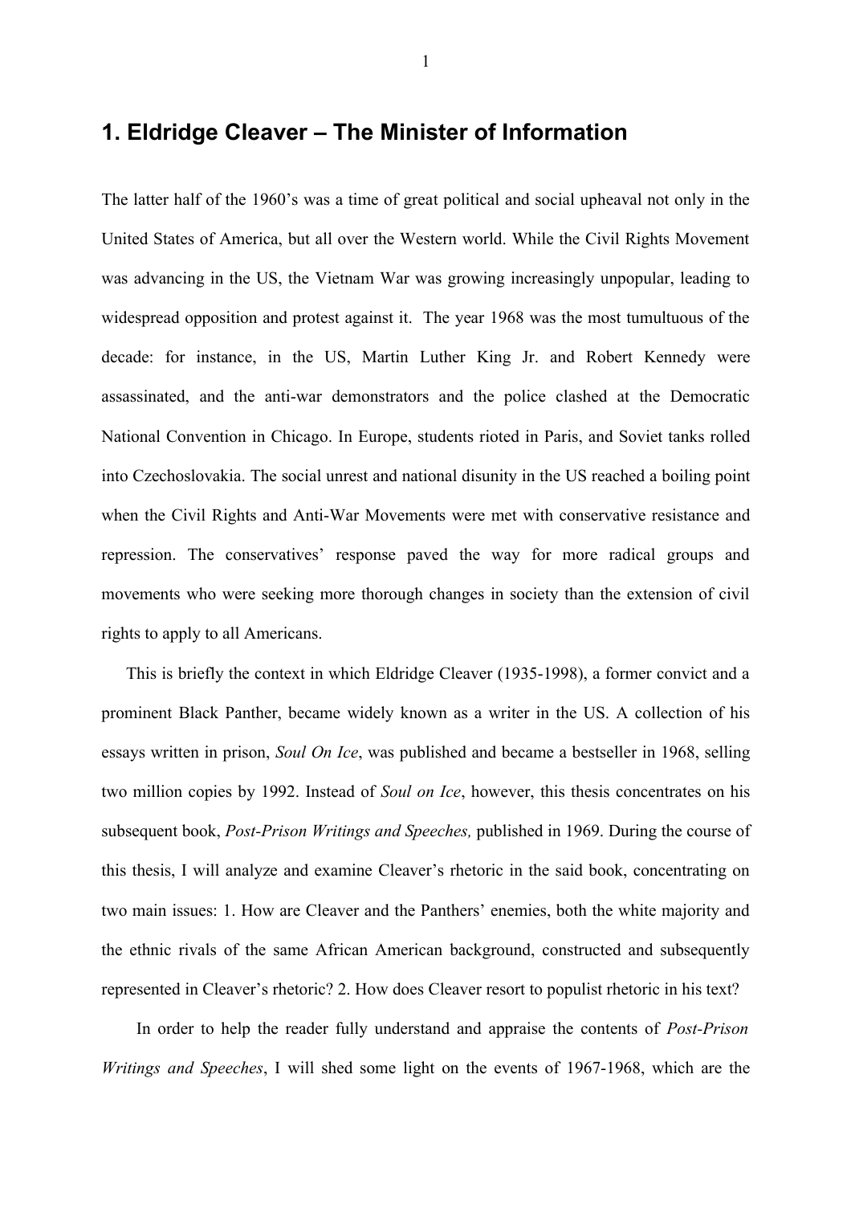# 1. Eldridge Cleaver – The Minister of Information

The latter half of the 1960's was a time of great political and social upheaval not only in the United States of America, but all over the Western world. While the Civil Rights Movement was advancing in the US, the Vietnam War was growing increasingly unpopular, leading to widespread opposition and protest against it. The year 1968 was the most tumultuous of the decade: for instance, in the US, Martin Luther King Jr. and Robert Kennedy were assassinated, and the anti-war demonstrators and the police clashed at the Democratic National Convention in Chicago. In Europe, students rioted in Paris, and Soviet tanks rolled into Czechoslovakia. The social unrest and national disunity in the US reached a boiling point when the Civil Rights and Anti-War Movements were met with conservative resistance and repression. The conservatives' response paved the way for more radical groups and movements who were seeking more thorough changes in society than the extension of civil rights to apply to all Americans.

This is briefly the context in which Eldridge Cleaver (1935-1998), a former convict and a prominent Black Panther, became widely known as a writer in the US. A collection of his essays written in prison, *Soul On Ice*, was published and became a bestseller in 1968, selling two million copies by 1992. Instead of *Soul on Ice*, however, this thesis concentrates on his subsequent book, *Post-Prison Writings and Speeches,* published in 1969. During the course of this thesis, I will analyze and examine Cleaver's rhetoric in the said book, concentrating on two main issues: 1. How are Cleaver and the Panthers' enemies, both the white majority and the ethnic rivals of the same African American background, constructed and subsequently represented in Cleaver's rhetoric? 2. How does Cleaver resort to populist rhetoric in his text?

In order to help the reader fully understand and appraise the contents of *Post-Prison Writings and Speeches*, I will shed some light on the events of 1967-1968, which are the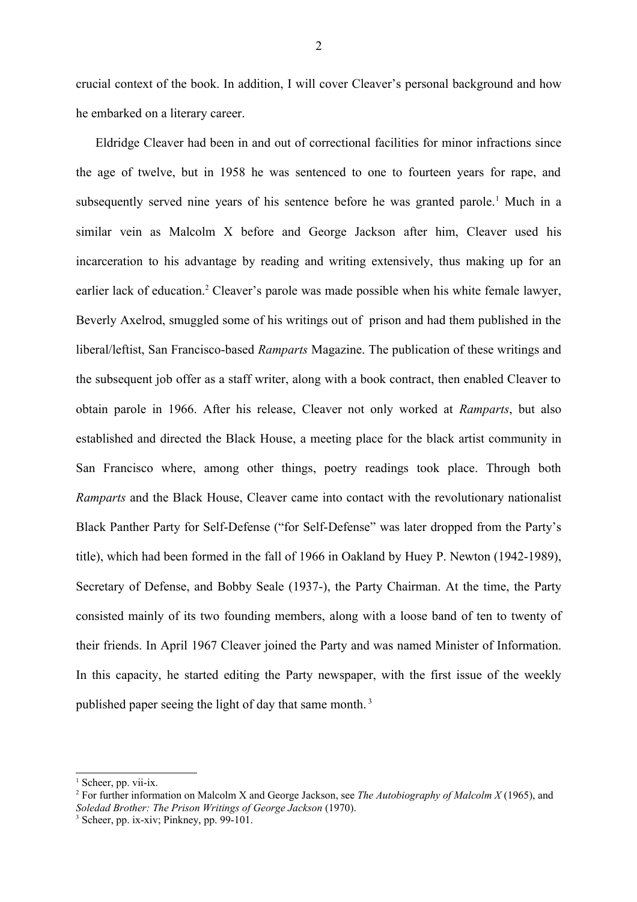crucial context of the book. In addition, I will cover Cleaver's personal background and how he embarked on a literary career.

Eldridge Cleaver had been in and out of correctional facilities for minor infractions since the age of twelve, but in 1958 he was sentenced to one to fourteen years for rape, and subsequently served nine years of his sentence before he was granted parole.[1] Much in a similar vein as Malcolm X before and George Jackson after him, Cleaver used his incarceration to his advantage by reading and writing extensively, thus making up for an earlier lack of education.[2] Cleaver's parole was made possible when his white female lawyer, Beverly Axelrod, smuggled some of his writings out of prison and had them published in the liberal/leftist, San Francisco-based *Ramparts* Magazine. The publication of these writings and the subsequent job offer as a staff writer, along with a book contract, then enabled Cleaver to obtain parole in 1966. After his release, Cleaver not only worked at *Ramparts*, but also established and directed the Black House, a meeting place for the black artist community in San Francisco where, among other things, poetry readings took place. Through both *Ramparts* and the Black House, Cleaver came into contact with the revolutionary nationalist Black Panther Party for Self-Defense ("for Self-Defense" was later dropped from the Party's title), which had been formed in the fall of 1966 in Oakland by Huey P. Newton (1942-1989), Secretary of Defense, and Bobby Seale (1937-), the Party Chairman. At the time, the Party consisted mainly of its two founding members, along with a loose band of ten to twenty of their friends. In April 1967 Cleaver joined the Party and was named Minister of Information. In this capacity, he started editing the Party newspaper, with the first issue of the weekly published paper seeing the light of day that same month.[3]

---

[1] Scheer, pp. vii-ix.

[2] For further information on Malcolm X and George Jackson, see *The Autobiography of Malcolm X* (1965), and *Soledad Brother: The Prison Writings of George Jackson* (1970).

[3] Scheer, pp. ix-xiv; Pinkney, pp. 99-101.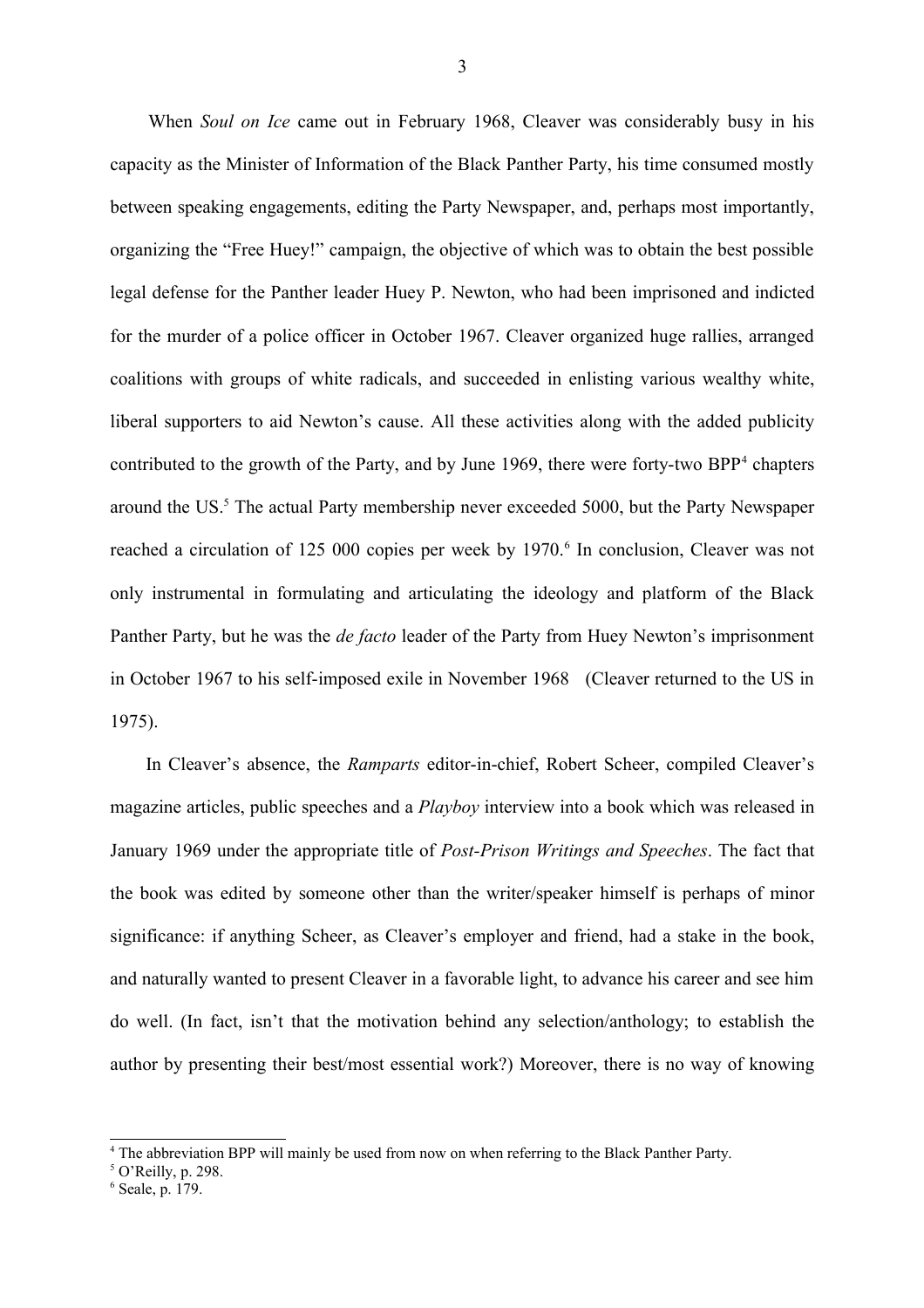When *Soul on Ice* came out in February 1968, Cleaver was considerably busy in his capacity as the Minister of Information of the Black Panther Party, his time consumed mostly between speaking engagements, editing the Party Newspaper, and, perhaps most importantly, organizing the "Free Huey!" campaign, the objective of which was to obtain the best possible legal defense for the Panther leader Huey P. Newton, who had been imprisoned and indicted for the murder of a police officer in October 1967. Cleaver organized huge rallies, arranged coalitions with groups of white radicals, and succeeded in enlisting various wealthy white, liberal supporters to aid Newton's cause. All these activities along with the added publicity contributed to the growth of the Party, and by June 1969, there were forty-two BPP[4] chapters around the US.[5] The actual Party membership never exceeded 5000, but the Party Newspaper reached a circulation of 125 000 copies per week by 1970.[6] In conclusion, Cleaver was not only instrumental in formulating and articulating the ideology and platform of the Black Panther Party, but he was the *de facto* leader of the Party from Huey Newton's imprisonment in October 1967 to his self-imposed exile in November 1968 (Cleaver returned to the US in 1975).

In Cleaver's absence, the *Ramparts* editor-in-chief, Robert Scheer, compiled Cleaver's magazine articles, public speeches and a *Playboy* interview into a book which was released in January 1969 under the appropriate title of *Post-Prison Writings and Speeches*. The fact that the book was edited by someone other than the writer/speaker himself is perhaps of minor significance: if anything Scheer, as Cleaver's employer and friend, had a stake in the book, and naturally wanted to present Cleaver in a favorable light, to advance his career and see him do well. (In fact, isn't that the motivation behind any selection/anthology; to establish the author by presenting their best/most essential work?) Moreover, there is no way of knowing

---

[4] The abbreviation BPP will mainly be used from now on when referring to the Black Panther Party.

[5] O'Reilly, p. 298.

[6] Seale, p. 179.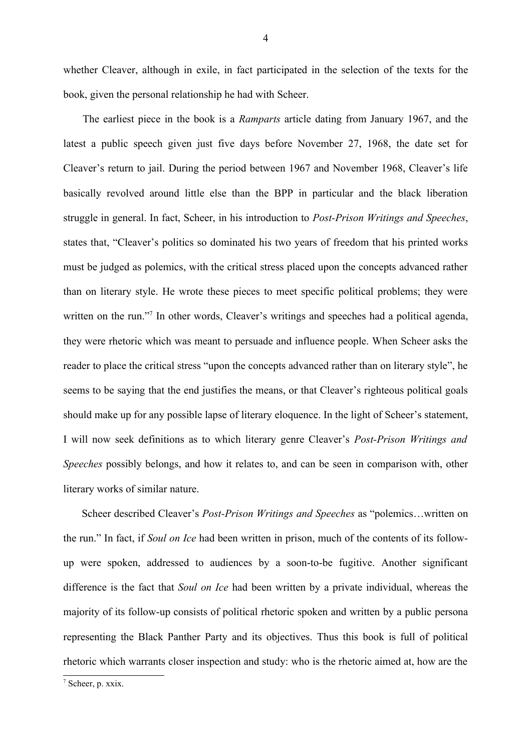whether Cleaver, although in exile, in fact participated in the selection of the texts for the book, given the personal relationship he had with Scheer.

The earliest piece in the book is a *Ramparts* article dating from January 1967, and the latest a public speech given just five days before November 27, 1968, the date set for Cleaver's return to jail. During the period between 1967 and November 1968, Cleaver's life basically revolved around little else than the BPP in particular and the black liberation struggle in general. In fact, Scheer, in his introduction to *Post-Prison Writings and Speeches*, states that, "Cleaver's politics so dominated his two years of freedom that his printed works must be judged as polemics, with the critical stress placed upon the concepts advanced rather than on literary style. He wrote these pieces to meet specific political problems; they were written on the run."[7] In other words, Cleaver's writings and speeches had a political agenda, they were rhetoric which was meant to persuade and influence people. When Scheer asks the reader to place the critical stress "upon the concepts advanced rather than on literary style", he seems to be saying that the end justifies the means, or that Cleaver's righteous political goals should make up for any possible lapse of literary eloquence. In the light of Scheer's statement, I will now seek definitions as to which literary genre Cleaver's *Post-Prison Writings and Speeches* possibly belongs, and how it relates to, and can be seen in comparison with, other literary works of similar nature.

Scheer described Cleaver's *Post-Prison Writings and Speeches* as "polemics…written on the run." In fact, if *Soul on Ice* had been written in prison, much of the contents of its follow-up were spoken, addressed to audiences by a soon-to-be fugitive. Another significant difference is the fact that *Soul on Ice* had been written by a private individual, whereas the majority of its follow-up consists of political rhetoric spoken and written by a public persona representing the Black Panther Party and its objectives. Thus this book is full of political rhetoric which warrants closer inspection and study: who is the rhetoric aimed at, how are the

[7] Scheer, p. xxix.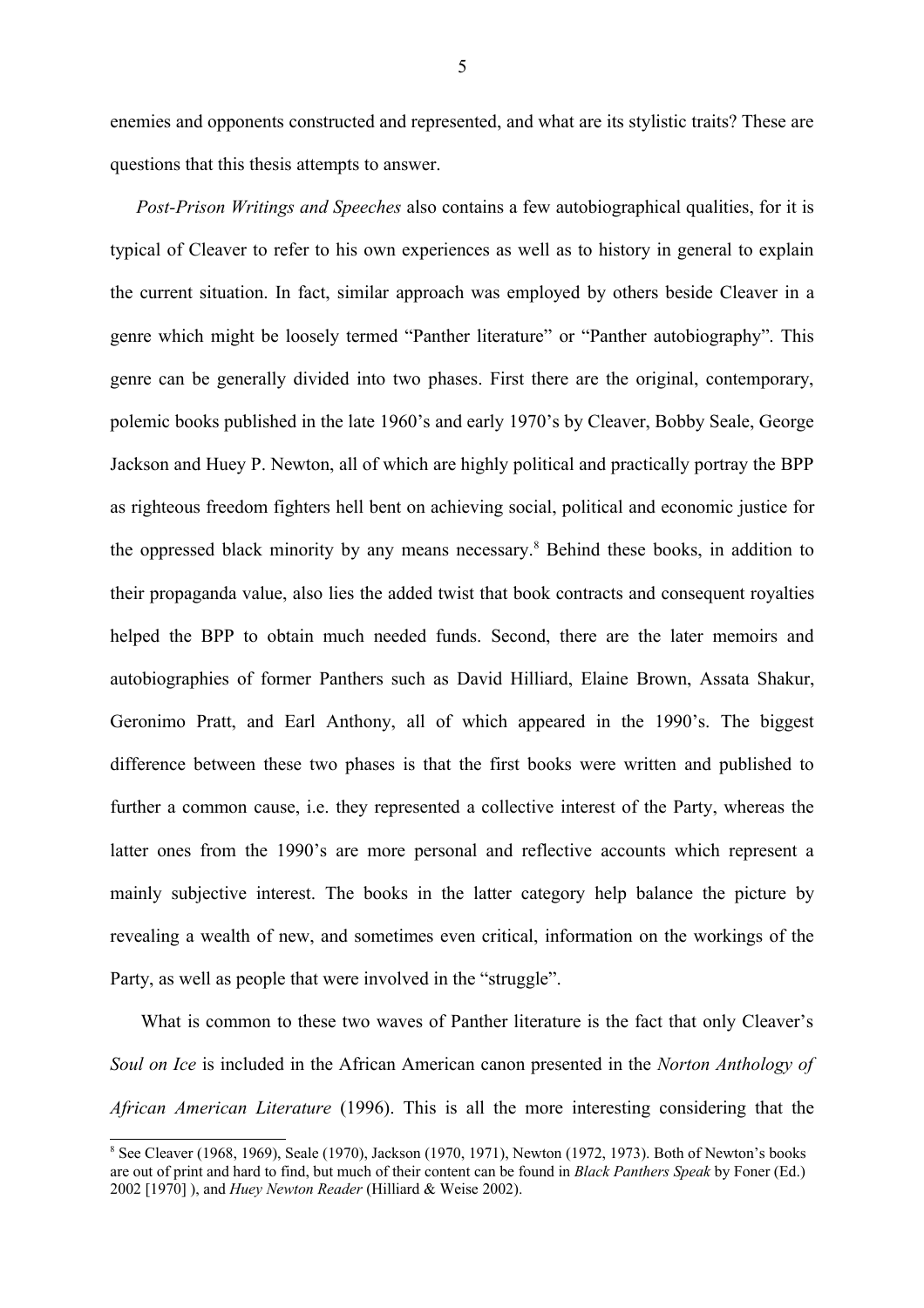enemies and opponents constructed and represented, and what are its stylistic traits? These are questions that this thesis attempts to answer.

*Post-Prison Writings and Speeches* also contains a few autobiographical qualities, for it is typical of Cleaver to refer to his own experiences as well as to history in general to explain the current situation. In fact, similar approach was employed by others beside Cleaver in a genre which might be loosely termed "Panther literature" or "Panther autobiography". This genre can be generally divided into two phases. First there are the original, contemporary, polemic books published in the late 1960's and early 1970's by Cleaver, Bobby Seale, George Jackson and Huey P. Newton, all of which are highly political and practically portray the BPP as righteous freedom fighters hell bent on achieving social, political and economic justice for the oppressed black minority by any means necessary.[8] Behind these books, in addition to their propaganda value, also lies the added twist that book contracts and consequent royalties helped the BPP to obtain much needed funds. Second, there are the later memoirs and autobiographies of former Panthers such as David Hilliard, Elaine Brown, Assata Shakur, Geronimo Pratt, and Earl Anthony, all of which appeared in the 1990's. The biggest difference between these two phases is that the first books were written and published to further a common cause, i.e. they represented a collective interest of the Party, whereas the latter ones from the 1990's are more personal and reflective accounts which represent a mainly subjective interest. The books in the latter category help balance the picture by revealing a wealth of new, and sometimes even critical, information on the workings of the Party, as well as people that were involved in the "struggle".

What is common to these two waves of Panther literature is the fact that only Cleaver's *Soul on Ice* is included in the African American canon presented in the *Norton Anthology of African American Literature* (1996). This is all the more interesting considering that the

[8] See Cleaver (1968, 1969), Seale (1970), Jackson (1970, 1971), Newton (1972, 1973). Both of Newton's books are out of print and hard to find, but much of their content can be found in *Black Panthers Speak* by Foner (Ed.) 2002 [1970] ), and *Huey Newton Reader* (Hilliard & Weise 2002).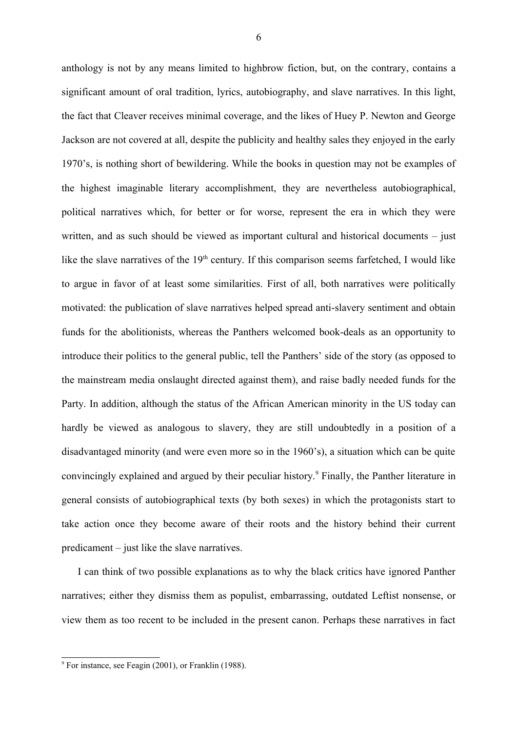anthology is not by any means limited to highbrow fiction, but, on the contrary, contains a significant amount of oral tradition, lyrics, autobiography, and slave narratives. In this light, the fact that Cleaver receives minimal coverage, and the likes of Huey P. Newton and George Jackson are not covered at all, despite the publicity and healthy sales they enjoyed in the early 1970's, is nothing short of bewildering. While the books in question may not be examples of the highest imaginable literary accomplishment, they are nevertheless autobiographical, political narratives which, for better or for worse, represent the era in which they were written, and as such should be viewed as important cultural and historical documents – just like the slave narratives of the 19th century. If this comparison seems farfetched, I would like to argue in favor of at least some similarities. First of all, both narratives were politically motivated: the publication of slave narratives helped spread anti-slavery sentiment and obtain funds for the abolitionists, whereas the Panthers welcomed book-deals as an opportunity to introduce their politics to the general public, tell the Panthers' side of the story (as opposed to the mainstream media onslaught directed against them), and raise badly needed funds for the Party. In addition, although the status of the African American minority in the US today can hardly be viewed as analogous to slavery, they are still undoubtedly in a position of a disadvantaged minority (and were even more so in the 1960's), a situation which can be quite convincingly explained and argued by their peculiar history.[9] Finally, the Panther literature in general consists of autobiographical texts (by both sexes) in which the protagonists start to take action once they become aware of their roots and the history behind their current predicament – just like the slave narratives.

I can think of two possible explanations as to why the black critics have ignored Panther narratives; either they dismiss them as populist, embarrassing, outdated Leftist nonsense, or view them as too recent to be included in the present canon. Perhaps these narratives in fact

---

[9] For instance, see Feagin (2001), or Franklin (1988).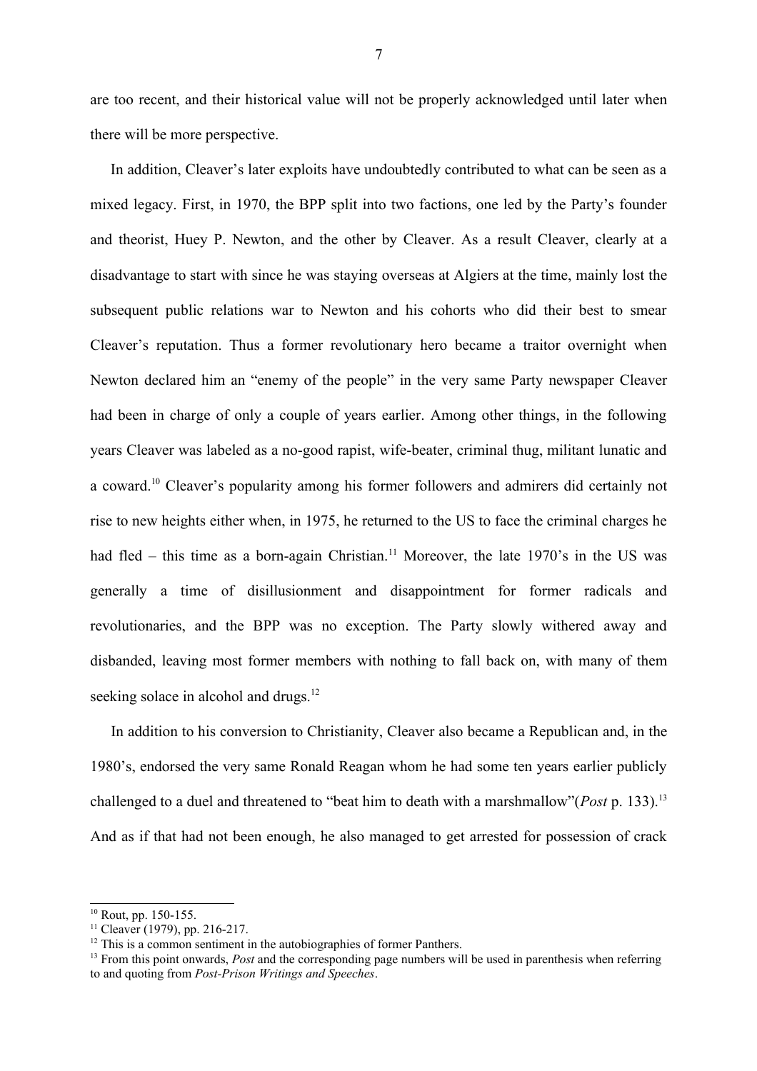are too recent, and their historical value will not be properly acknowledged until later when there will be more perspective.

In addition, Cleaver's later exploits have undoubtedly contributed to what can be seen as a mixed legacy. First, in 1970, the BPP split into two factions, one led by the Party's founder and theorist, Huey P. Newton, and the other by Cleaver. As a result Cleaver, clearly at a disadvantage to start with since he was staying overseas at Algiers at the time, mainly lost the subsequent public relations war to Newton and his cohorts who did their best to smear Cleaver's reputation. Thus a former revolutionary hero became a traitor overnight when Newton declared him an "enemy of the people" in the very same Party newspaper Cleaver had been in charge of only a couple of years earlier. Among other things, in the following years Cleaver was labeled as a no-good rapist, wife-beater, criminal thug, militant lunatic and a coward.[10] Cleaver's popularity among his former followers and admirers did certainly not rise to new heights either when, in 1975, he returned to the US to face the criminal charges he had fled – this time as a born-again Christian.[11] Moreover, the late 1970's in the US was generally a time of disillusionment and disappointment for former radicals and revolutionaries, and the BPP was no exception. The Party slowly withered away and disbanded, leaving most former members with nothing to fall back on, with many of them seeking solace in alcohol and drugs.[12]

In addition to his conversion to Christianity, Cleaver also became a Republican and, in the 1980's, endorsed the very same Ronald Reagan whom he had some ten years earlier publicly challenged to a duel and threatened to "beat him to death with a marshmallow"(*Post* p. 133).[13] And as if that had not been enough, he also managed to get arrested for possession of crack

---

[10] Rout, pp. 150-155.

[11] Cleaver (1979), pp. 216-217.

[12] This is a common sentiment in the autobiographies of former Panthers.

[13] From this point onwards, *Post* and the corresponding page numbers will be used in parenthesis when referring to and quoting from *Post-Prison Writings and Speeches*.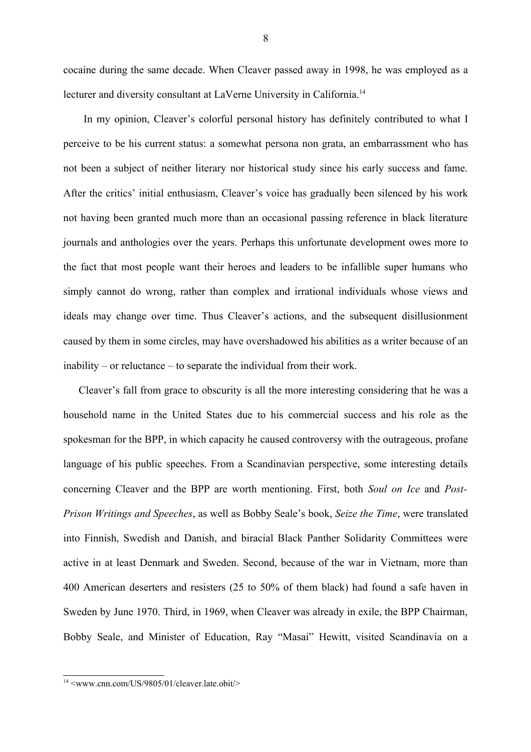cocaine during the same decade. When Cleaver passed away in 1998, he was employed as a lecturer and diversity consultant at LaVerne University in California.[14]

In my opinion, Cleaver's colorful personal history has definitely contributed to what I perceive to be his current status: a somewhat persona non grata, an embarrassment who has not been a subject of neither literary nor historical study since his early success and fame. After the critics' initial enthusiasm, Cleaver's voice has gradually been silenced by his work not having been granted much more than an occasional passing reference in black literature journals and anthologies over the years. Perhaps this unfortunate development owes more to the fact that most people want their heroes and leaders to be infallible super humans who simply cannot do wrong, rather than complex and irrational individuals whose views and ideals may change over time. Thus Cleaver's actions, and the subsequent disillusionment caused by them in some circles, may have overshadowed his abilities as a writer because of an inability – or reluctance – to separate the individual from their work.

Cleaver's fall from grace to obscurity is all the more interesting considering that he was a household name in the United States due to his commercial success and his role as the spokesman for the BPP, in which capacity he caused controversy with the outrageous, profane language of his public speeches. From a Scandinavian perspective, some interesting details concerning Cleaver and the BPP are worth mentioning. First, both *Soul on Ice* and *Post-Prison Writings and Speeches*, as well as Bobby Seale's book, *Seize the Time*, were translated into Finnish, Swedish and Danish, and biracial Black Panther Solidarity Committees were active in at least Denmark and Sweden. Second, because of the war in Vietnam, more than 400 American deserters and resisters (25 to 50% of them black) had found a safe haven in Sweden by June 1970. Third, in 1969, when Cleaver was already in exile, the BPP Chairman, Bobby Seale, and Minister of Education, Ray "Masai" Hewitt, visited Scandinavia on a

[14] <www.cnn.com/US/9805/01/cleaver.late.obit/>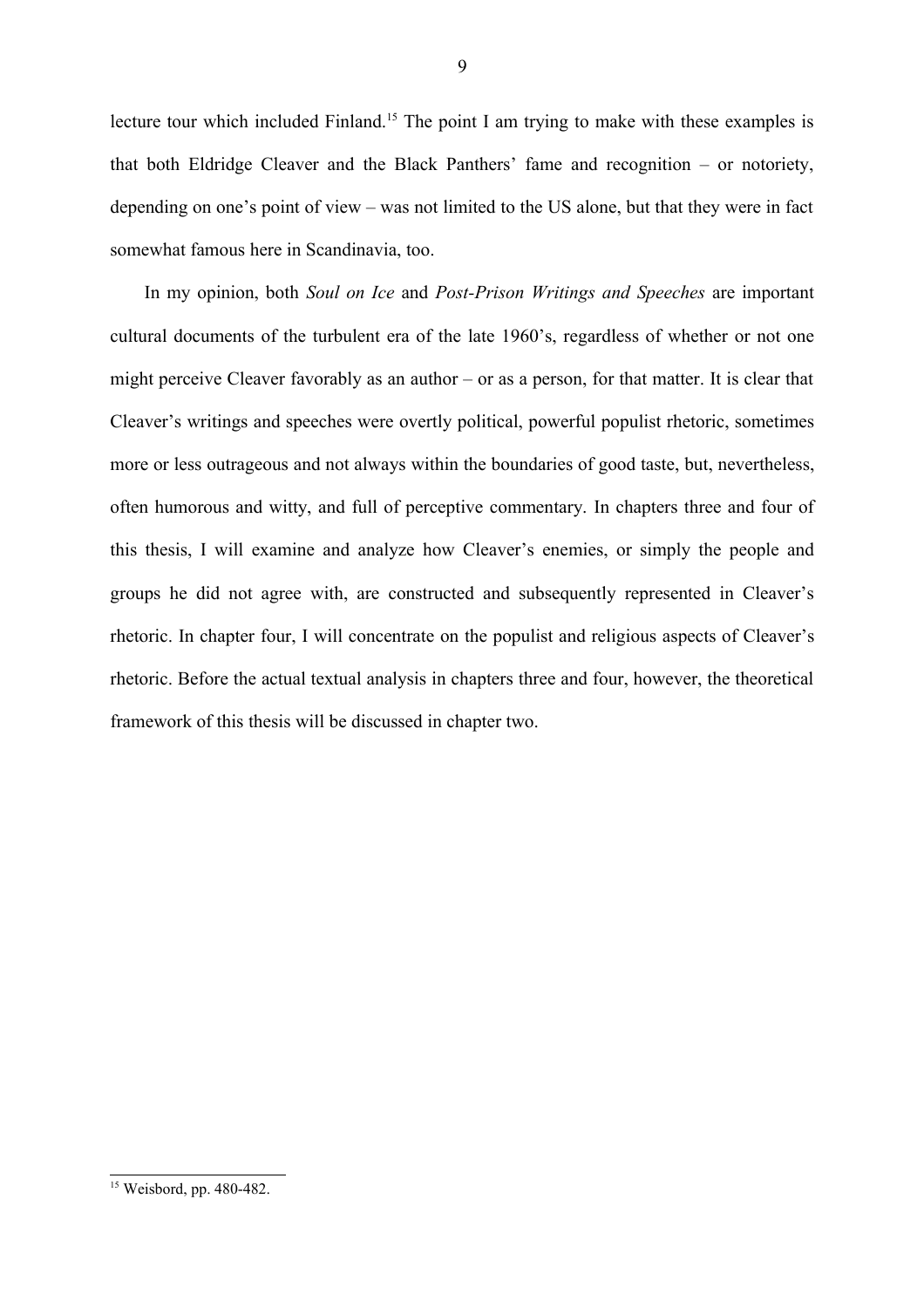lecture tour which included Finland.[15] The point I am trying to make with these examples is that both Eldridge Cleaver and the Black Panthers' fame and recognition – or notoriety, depending on one's point of view – was not limited to the US alone, but that they were in fact somewhat famous here in Scandinavia, too.

In my opinion, both *Soul on Ice* and *Post-Prison Writings and Speeches* are important cultural documents of the turbulent era of the late 1960's, regardless of whether or not one might perceive Cleaver favorably as an author – or as a person, for that matter. It is clear that Cleaver's writings and speeches were overtly political, powerful populist rhetoric, sometimes more or less outrageous and not always within the boundaries of good taste, but, nevertheless, often humorous and witty, and full of perceptive commentary. In chapters three and four of this thesis, I will examine and analyze how Cleaver's enemies, or simply the people and groups he did not agree with, are constructed and subsequently represented in Cleaver's rhetoric. In chapter four, I will concentrate on the populist and religious aspects of Cleaver's rhetoric. Before the actual textual analysis in chapters three and four, however, the theoretical framework of this thesis will be discussed in chapter two.

[15] Weisbord, pp. 480-482.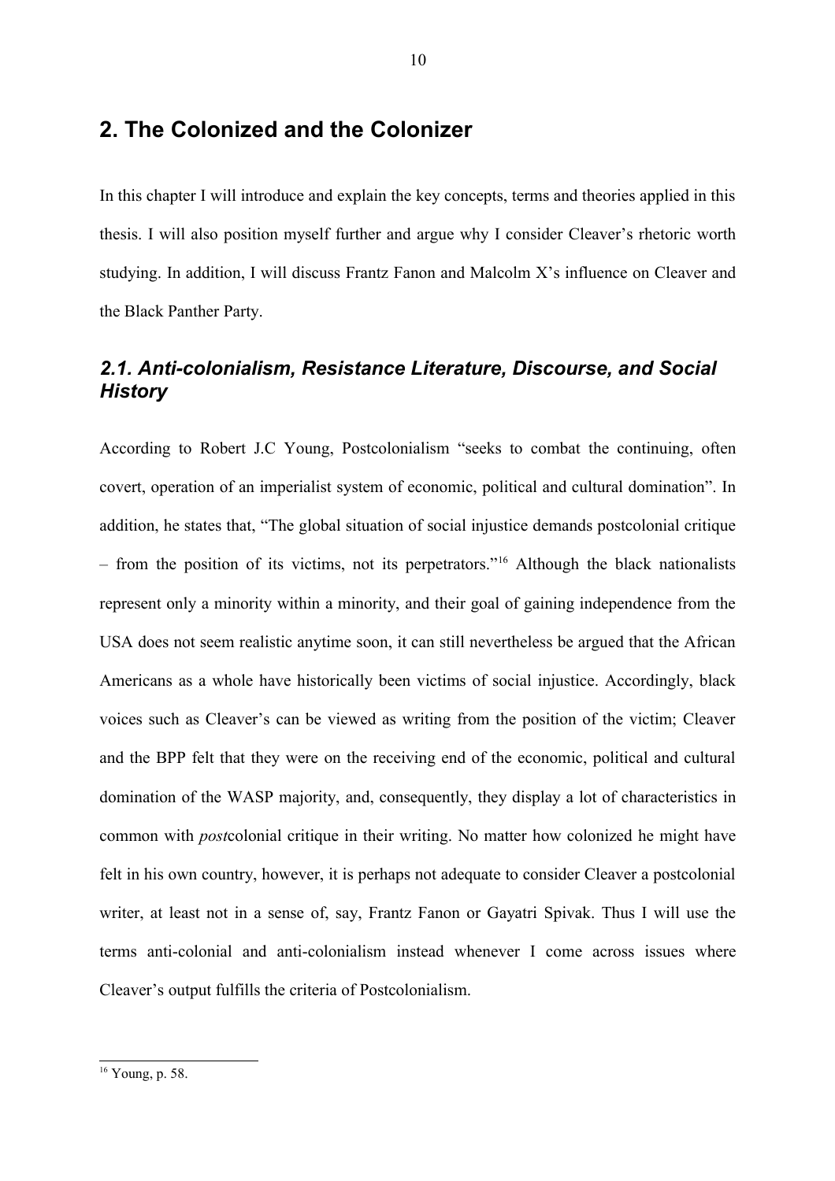# 2. The Colonized and the Colonizer

In this chapter I will introduce and explain the key concepts, terms and theories applied in this thesis. I will also position myself further and argue why I consider Cleaver's rhetoric worth studying. In addition, I will discuss Frantz Fanon and Malcolm X's influence on Cleaver and the Black Panther Party.

## *2.1. Anti-colonialism, Resistance Literature, Discourse, and Social History*

According to Robert J.C Young, Postcolonialism "seeks to combat the continuing, often covert, operation of an imperialist system of economic, political and cultural domination". In addition, he states that, "The global situation of social injustice demands postcolonial critique – from the position of its victims, not its perpetrators."[16] Although the black nationalists represent only a minority within a minority, and their goal of gaining independence from the USA does not seem realistic anytime soon, it can still nevertheless be argued that the African Americans as a whole have historically been victims of social injustice. Accordingly, black voices such as Cleaver's can be viewed as writing from the position of the victim; Cleaver and the BPP felt that they were on the receiving end of the economic, political and cultural domination of the WASP majority, and, consequently, they display a lot of characteristics in common with *post*colonial critique in their writing. No matter how colonized he might have felt in his own country, however, it is perhaps not adequate to consider Cleaver a postcolonial writer, at least not in a sense of, say, Frantz Fanon or Gayatri Spivak. Thus I will use the terms anti-colonial and anti-colonialism instead whenever I come across issues where Cleaver's output fulfills the criteria of Postcolonialism.

[16] Young, p. 58.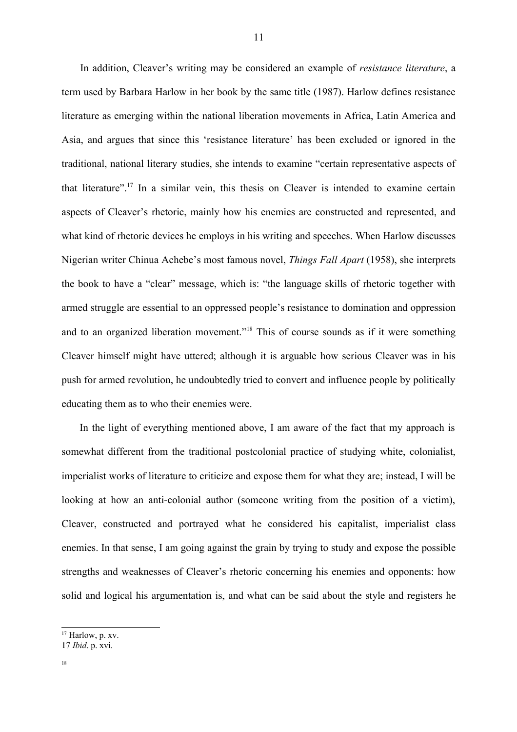In addition, Cleaver's writing may be considered an example of *resistance literature*, a term used by Barbara Harlow in her book by the same title (1987). Harlow defines resistance literature as emerging within the national liberation movements in Africa, Latin America and Asia, and argues that since this 'resistance literature' has been excluded or ignored in the traditional, national literary studies, she intends to examine "certain representative aspects of that literature".[17] In a similar vein, this thesis on Cleaver is intended to examine certain aspects of Cleaver's rhetoric, mainly how his enemies are constructed and represented, and what kind of rhetoric devices he employs in his writing and speeches. When Harlow discusses Nigerian writer Chinua Achebe's most famous novel, *Things Fall Apart* (1958), she interprets the book to have a "clear" message, which is: "the language skills of rhetoric together with armed struggle are essential to an oppressed people's resistance to domination and oppression and to an organized liberation movement."[18] This of course sounds as if it were something Cleaver himself might have uttered; although it is arguable how serious Cleaver was in his push for armed revolution, he undoubtedly tried to convert and influence people by politically educating them as to who their enemies were.

In the light of everything mentioned above, I am aware of the fact that my approach is somewhat different from the traditional postcolonial practice of studying white, colonialist, imperialist works of literature to criticize and expose them for what they are; instead, I will be looking at how an anti-colonial author (someone writing from the position of a victim), Cleaver, constructed and portrayed what he considered his capitalist, imperialist class enemies. In that sense, I am going against the grain by trying to study and expose the possible strengths and weaknesses of Cleaver's rhetoric concerning his enemies and opponents: how solid and logical his argumentation is, and what can be said about the style and registers he

---

[17] Harlow, p. xv.

17 *Ibid*. p. xvi.

18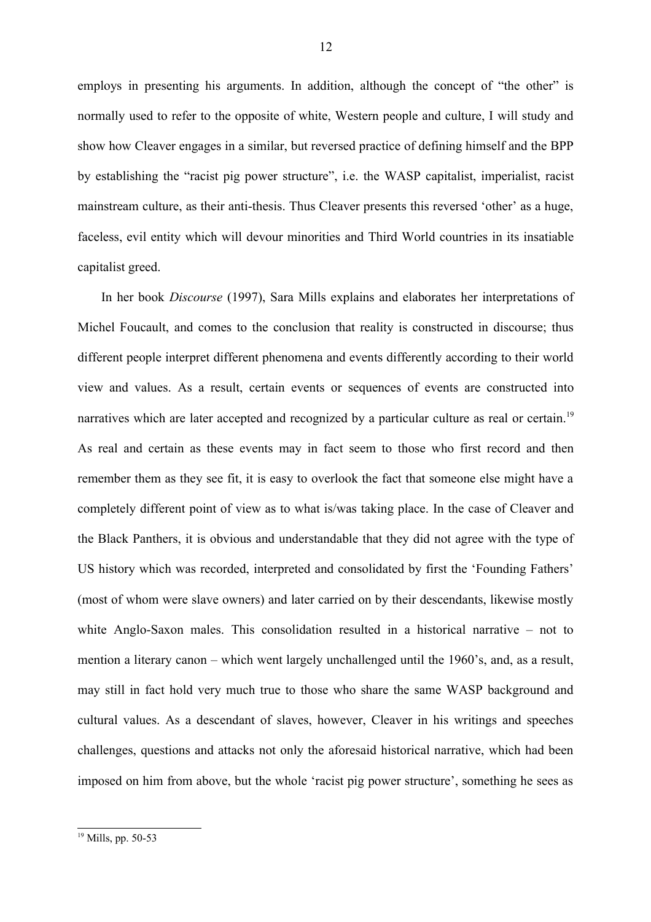employs in presenting his arguments. In addition, although the concept of "the other" is normally used to refer to the opposite of white, Western people and culture, I will study and show how Cleaver engages in a similar, but reversed practice of defining himself and the BPP by establishing the "racist pig power structure", i.e. the WASP capitalist, imperialist, racist mainstream culture, as their anti-thesis. Thus Cleaver presents this reversed 'other' as a huge, faceless, evil entity which will devour minorities and Third World countries in its insatiable capitalist greed.

In her book *Discourse* (1997), Sara Mills explains and elaborates her interpretations of Michel Foucault, and comes to the conclusion that reality is constructed in discourse; thus different people interpret different phenomena and events differently according to their world view and values. As a result, certain events or sequences of events are constructed into narratives which are later accepted and recognized by a particular culture as real or certain.[19] As real and certain as these events may in fact seem to those who first record and then remember them as they see fit, it is easy to overlook the fact that someone else might have a completely different point of view as to what is/was taking place. In the case of Cleaver and the Black Panthers, it is obvious and understandable that they did not agree with the type of US history which was recorded, interpreted and consolidated by first the 'Founding Fathers' (most of whom were slave owners) and later carried on by their descendants, likewise mostly white Anglo-Saxon males. This consolidation resulted in a historical narrative – not to mention a literary canon – which went largely unchallenged until the 1960's, and, as a result, may still in fact hold very much true to those who share the same WASP background and cultural values. As a descendant of slaves, however, Cleaver in his writings and speeches challenges, questions and attacks not only the aforesaid historical narrative, which had been imposed on him from above, but the whole 'racist pig power structure', something he sees as

[19] Mills, pp. 50-53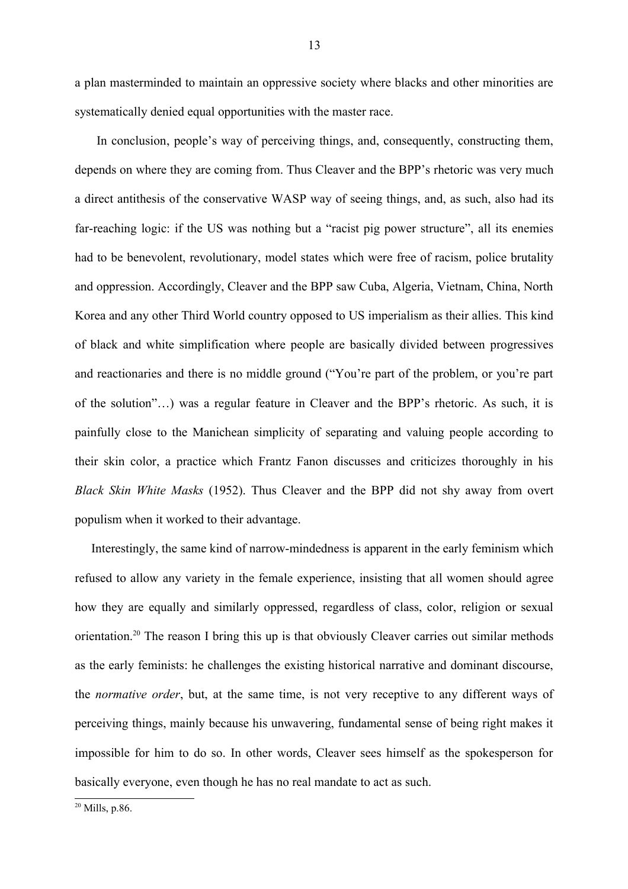a plan masterminded to maintain an oppressive society where blacks and other minorities are systematically denied equal opportunities with the master race.

In conclusion, people's way of perceiving things, and, consequently, constructing them, depends on where they are coming from. Thus Cleaver and the BPP's rhetoric was very much a direct antithesis of the conservative WASP way of seeing things, and, as such, also had its far-reaching logic: if the US was nothing but a "racist pig power structure", all its enemies had to be benevolent, revolutionary, model states which were free of racism, police brutality and oppression. Accordingly, Cleaver and the BPP saw Cuba, Algeria, Vietnam, China, North Korea and any other Third World country opposed to US imperialism as their allies. This kind of black and white simplification where people are basically divided between progressives and reactionaries and there is no middle ground ("You're part of the problem, or you're part of the solution"…) was a regular feature in Cleaver and the BPP's rhetoric. As such, it is painfully close to the Manichean simplicity of separating and valuing people according to their skin color, a practice which Frantz Fanon discusses and criticizes thoroughly in his *Black Skin White Masks* (1952). Thus Cleaver and the BPP did not shy away from overt populism when it worked to their advantage.

Interestingly, the same kind of narrow-mindedness is apparent in the early feminism which refused to allow any variety in the female experience, insisting that all women should agree how they are equally and similarly oppressed, regardless of class, color, religion or sexual orientation.[20] The reason I bring this up is that obviously Cleaver carries out similar methods as the early feminists: he challenges the existing historical narrative and dominant discourse, the *normative order*, but, at the same time, is not very receptive to any different ways of perceiving things, mainly because his unwavering, fundamental sense of being right makes it impossible for him to do so. In other words, Cleaver sees himself as the spokesperson for basically everyone, even though he has no real mandate to act as such.

[20] Mills, p.86.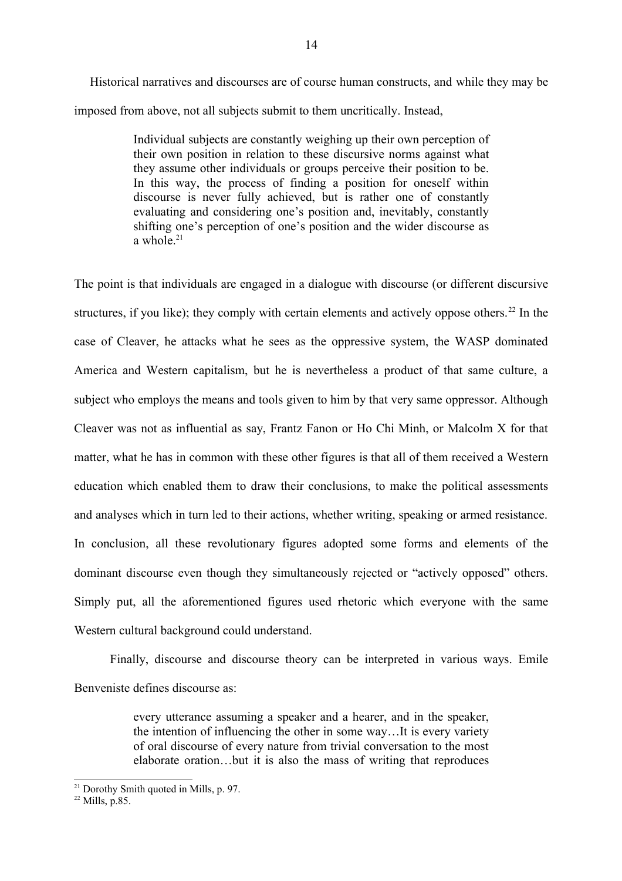Historical narratives and discourses are of course human constructs, and while they may be imposed from above, not all subjects submit to them uncritically. Instead,

> Individual subjects are constantly weighing up their own perception of their own position in relation to these discursive norms against what they assume other individuals or groups perceive their position to be. In this way, the process of finding a position for oneself within discourse is never fully achieved, but is rather one of constantly evaluating and considering one's position and, inevitably, constantly shifting one's perception of one's position and the wider discourse as a whole.[21]

The point is that individuals are engaged in a dialogue with discourse (or different discursive structures, if you like); they comply with certain elements and actively oppose others.[22] In the case of Cleaver, he attacks what he sees as the oppressive system, the WASP dominated America and Western capitalism, but he is nevertheless a product of that same culture, a subject who employs the means and tools given to him by that very same oppressor. Although Cleaver was not as influential as say, Frantz Fanon or Ho Chi Minh, or Malcolm X for that matter, what he has in common with these other figures is that all of them received a Western education which enabled them to draw their conclusions, to make the political assessments and analyses which in turn led to their actions, whether writing, speaking or armed resistance. In conclusion, all these revolutionary figures adopted some forms and elements of the dominant discourse even though they simultaneously rejected or "actively opposed" others. Simply put, all the aforementioned figures used rhetoric which everyone with the same Western cultural background could understand.

Finally, discourse and discourse theory can be interpreted in various ways. Emile Benveniste defines discourse as:

> every utterance assuming a speaker and a hearer, and in the speaker, the intention of influencing the other in some way…It is every variety of oral discourse of every nature from trivial conversation to the most elaborate oration…but it is also the mass of writing that reproduces

---

[21] Dorothy Smith quoted in Mills, p. 97.

[22] Mills, p.85.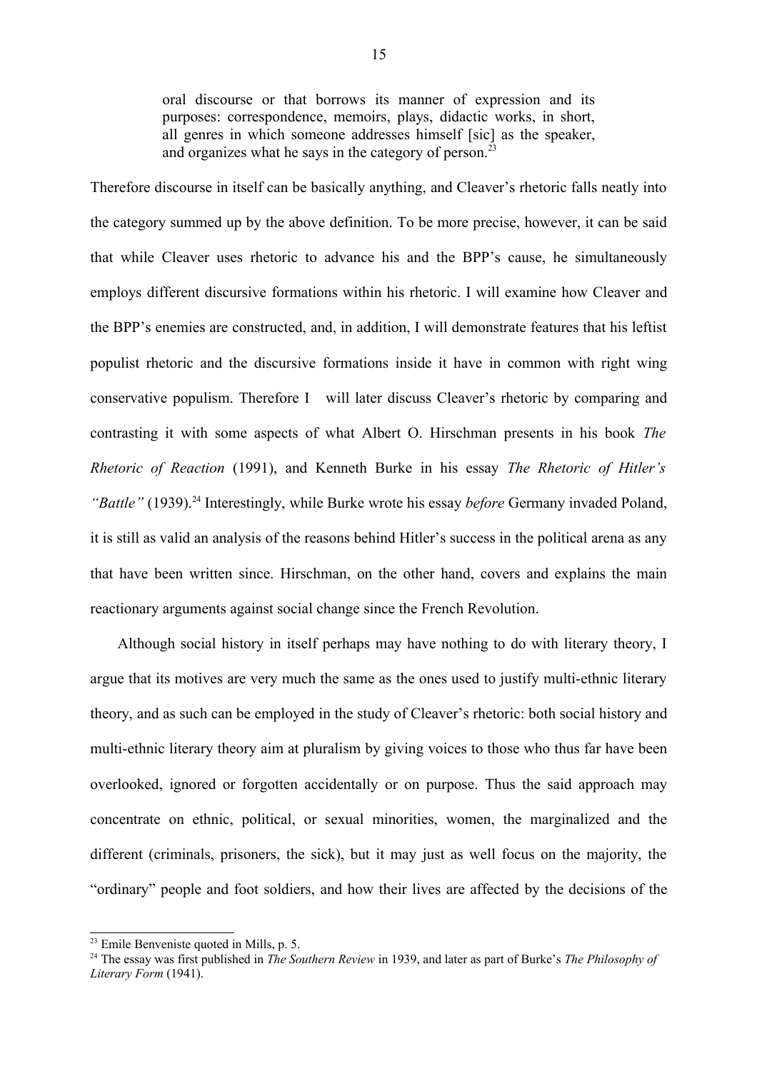> oral discourse or that borrows its manner of expression and its purposes: correspondence, memoirs, plays, didactic works, in short, all genres in which someone addresses himself [sic] as the speaker, and organizes what he says in the category of person.[23]

Therefore discourse in itself can be basically anything, and Cleaver's rhetoric falls neatly into the category summed up by the above definition. To be more precise, however, it can be said that while Cleaver uses rhetoric to advance his and the BPP's cause, he simultaneously employs different discursive formations within his rhetoric. I will examine how Cleaver and the BPP's enemies are constructed, and, in addition, I will demonstrate features that his leftist populist rhetoric and the discursive formations inside it have in common with right wing conservative populism. Therefore I will later discuss Cleaver's rhetoric by comparing and contrasting it with some aspects of what Albert O. Hirschman presents in his book *The Rhetoric of Reaction* (1991), and Kenneth Burke in his essay *The Rhetoric of Hitler's "Battle"* (1939).[24] Interestingly, while Burke wrote his essay *before* Germany invaded Poland, it is still as valid an analysis of the reasons behind Hitler's success in the political arena as any that have been written since. Hirschman, on the other hand, covers and explains the main reactionary arguments against social change since the French Revolution.

Although social history in itself perhaps may have nothing to do with literary theory, I argue that its motives are very much the same as the ones used to justify multi-ethnic literary theory, and as such can be employed in the study of Cleaver's rhetoric: both social history and multi-ethnic literary theory aim at pluralism by giving voices to those who thus far have been overlooked, ignored or forgotten accidentally or on purpose. Thus the said approach may concentrate on ethnic, political, or sexual minorities, women, the marginalized and the different (criminals, prisoners, the sick), but it may just as well focus on the majority, the "ordinary" people and foot soldiers, and how their lives are affected by the decisions of the

---

[23] Emile Benveniste quoted in Mills, p. 5.

[24] The essay was first published in *The Southern Review* in 1939, and later as part of Burke's *The Philosophy of Literary Form* (1941).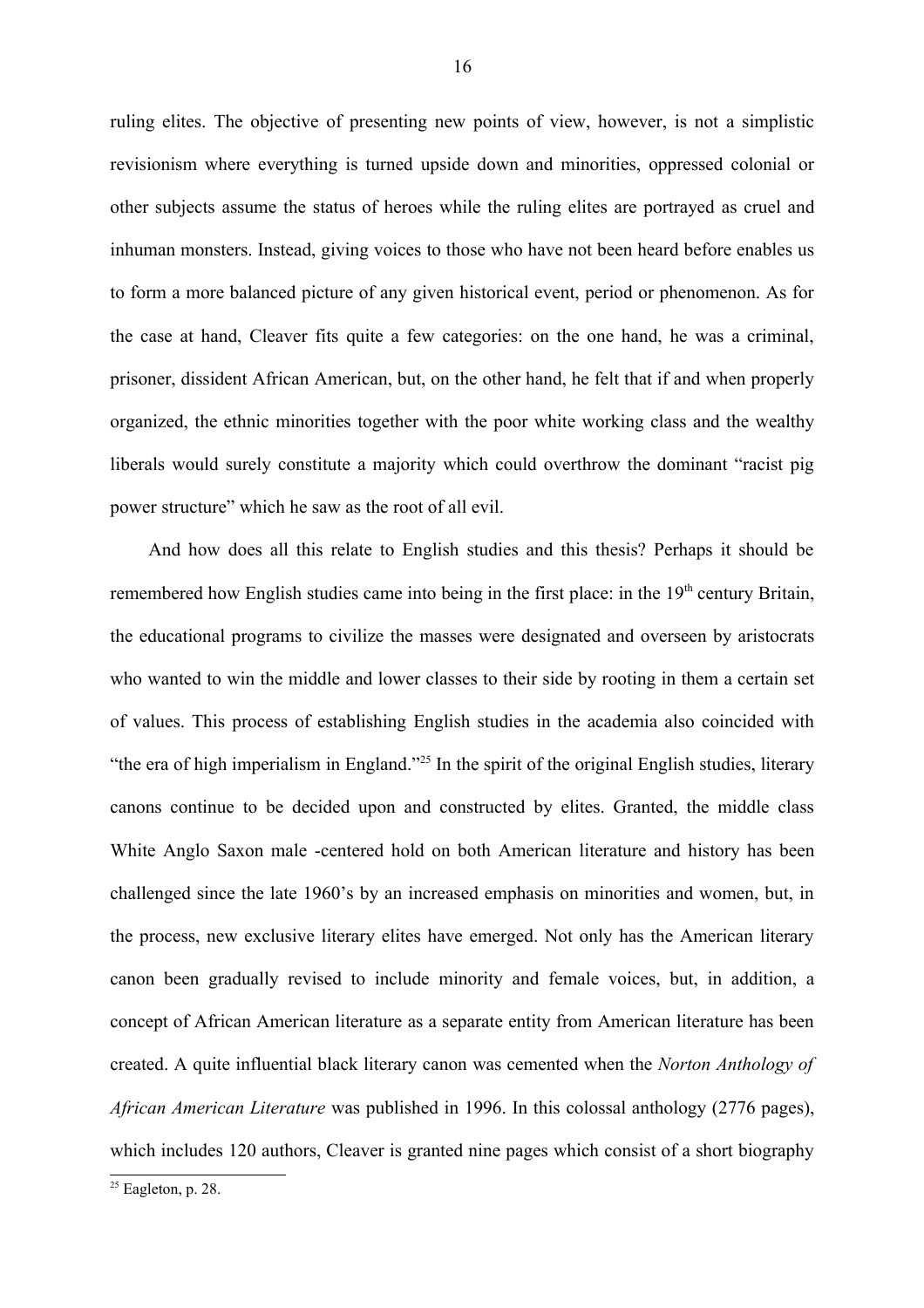ruling elites. The objective of presenting new points of view, however, is not a simplistic revisionism where everything is turned upside down and minorities, oppressed colonial or other subjects assume the status of heroes while the ruling elites are portrayed as cruel and inhuman monsters. Instead, giving voices to those who have not been heard before enables us to form a more balanced picture of any given historical event, period or phenomenon. As for the case at hand, Cleaver fits quite a few categories: on the one hand, he was a criminal, prisoner, dissident African American, but, on the other hand, he felt that if and when properly organized, the ethnic minorities together with the poor white working class and the wealthy liberals would surely constitute a majority which could overthrow the dominant "racist pig power structure" which he saw as the root of all evil.

And how does all this relate to English studies and this thesis? Perhaps it should be remembered how English studies came into being in the first place: in the 19th century Britain, the educational programs to civilize the masses were designated and overseen by aristocrats who wanted to win the middle and lower classes to their side by rooting in them a certain set of values. This process of establishing English studies in the academia also coincided with "the era of high imperialism in England."[25] In the spirit of the original English studies, literary canons continue to be decided upon and constructed by elites. Granted, the middle class White Anglo Saxon male -centered hold on both American literature and history has been challenged since the late 1960's by an increased emphasis on minorities and women, but, in the process, new exclusive literary elites have emerged. Not only has the American literary canon been gradually revised to include minority and female voices, but, in addition, a concept of African American literature as a separate entity from American literature has been created. A quite influential black literary canon was cemented when the *Norton Anthology of African American Literature* was published in 1996. In this colossal anthology (2776 pages), which includes 120 authors, Cleaver is granted nine pages which consist of a short biography

[25] Eagleton, p. 28.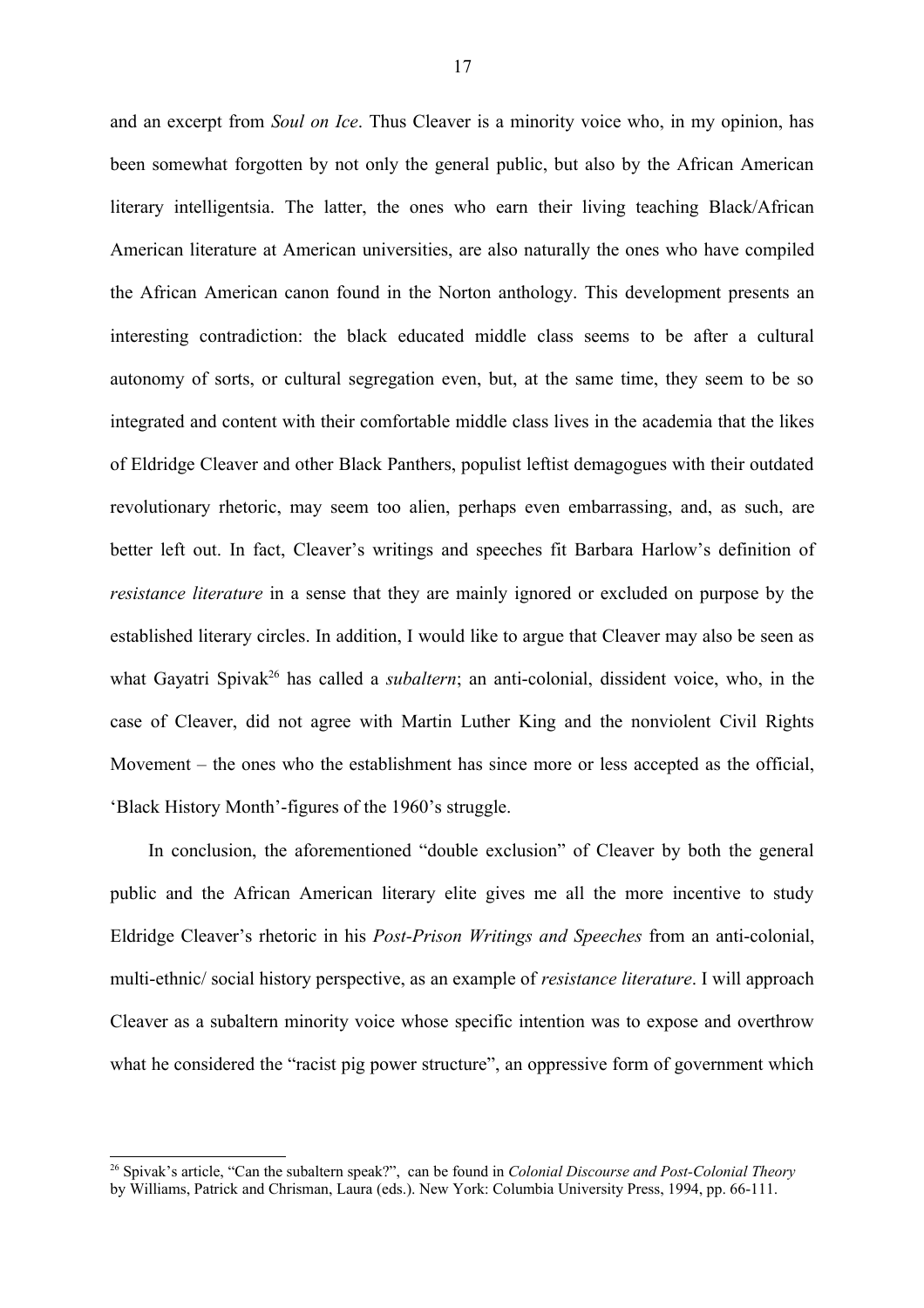and an excerpt from *Soul on Ice*. Thus Cleaver is a minority voice who, in my opinion, has been somewhat forgotten by not only the general public, but also by the African American literary intelligentsia. The latter, the ones who earn their living teaching Black/African American literature at American universities, are also naturally the ones who have compiled the African American canon found in the Norton anthology. This development presents an interesting contradiction: the black educated middle class seems to be after a cultural autonomy of sorts, or cultural segregation even, but, at the same time, they seem to be so integrated and content with their comfortable middle class lives in the academia that the likes of Eldridge Cleaver and other Black Panthers, populist leftist demagogues with their outdated revolutionary rhetoric, may seem too alien, perhaps even embarrassing, and, as such, are better left out. In fact, Cleaver's writings and speeches fit Barbara Harlow's definition of *resistance literature* in a sense that they are mainly ignored or excluded on purpose by the established literary circles. In addition, I would like to argue that Cleaver may also be seen as what Gayatri Spivak[26] has called a *subaltern*; an anti-colonial, dissident voice, who, in the case of Cleaver, did not agree with Martin Luther King and the nonviolent Civil Rights Movement – the ones who the establishment has since more or less accepted as the official, 'Black History Month'-figures of the 1960's struggle.

In conclusion, the aforementioned "double exclusion" of Cleaver by both the general public and the African American literary elite gives me all the more incentive to study Eldridge Cleaver's rhetoric in his *Post-Prison Writings and Speeches* from an anti-colonial, multi-ethnic/ social history perspective, as an example of *resistance literature*. I will approach Cleaver as a subaltern minority voice whose specific intention was to expose and overthrow what he considered the "racist pig power structure", an oppressive form of government which

[26] Spivak's article, "Can the subaltern speak?", can be found in *Colonial Discourse and Post-Colonial Theory* by Williams, Patrick and Chrisman, Laura (eds.). New York: Columbia University Press, 1994, pp. 66-111.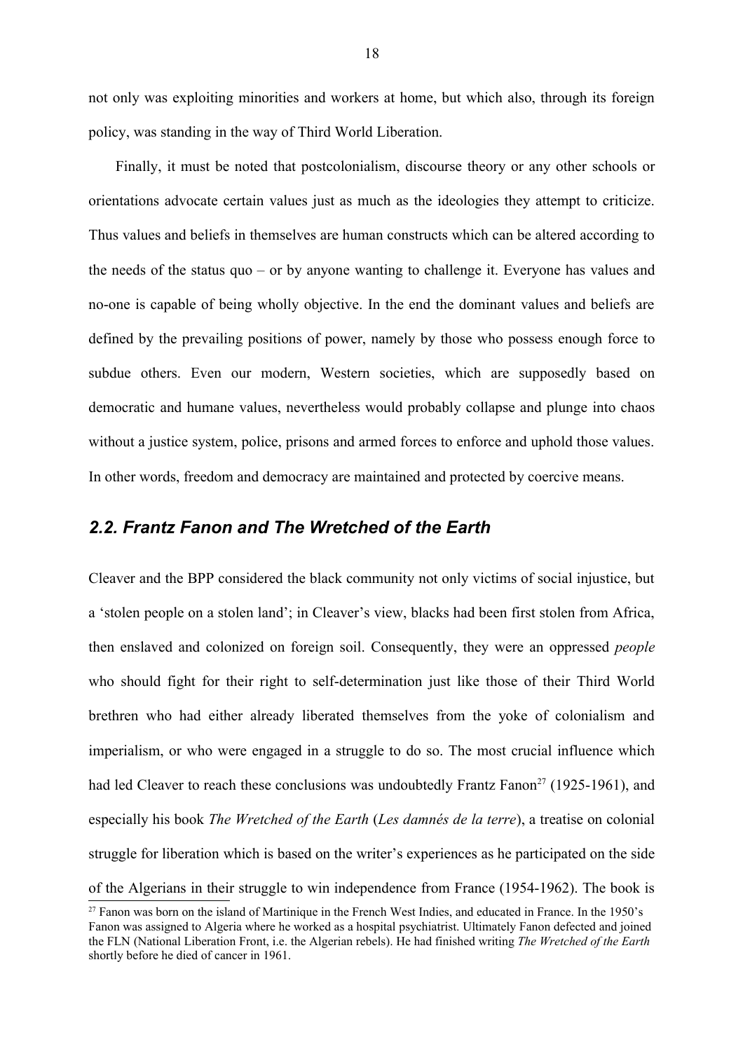not only was exploiting minorities and workers at home, but which also, through its foreign policy, was standing in the way of Third World Liberation.

Finally, it must be noted that postcolonialism, discourse theory or any other schools or orientations advocate certain values just as much as the ideologies they attempt to criticize. Thus values and beliefs in themselves are human constructs which can be altered according to the needs of the status quo – or by anyone wanting to challenge it. Everyone has values and no-one is capable of being wholly objective. In the end the dominant values and beliefs are defined by the prevailing positions of power, namely by those who possess enough force to subdue others. Even our modern, Western societies, which are supposedly based on democratic and humane values, nevertheless would probably collapse and plunge into chaos without a justice system, police, prisons and armed forces to enforce and uphold those values. In other words, freedom and democracy are maintained and protected by coercive means.

## *2.2. Frantz Fanon and The Wretched of the Earth*

Cleaver and the BPP considered the black community not only victims of social injustice, but a 'stolen people on a stolen land'; in Cleaver's view, blacks had been first stolen from Africa, then enslaved and colonized on foreign soil. Consequently, they were an oppressed *people* who should fight for their right to self-determination just like those of their Third World brethren who had either already liberated themselves from the yoke of colonialism and imperialism, or who were engaged in a struggle to do so. The most crucial influence which had led Cleaver to reach these conclusions was undoubtedly Frantz Fanon[27] (1925-1961), and especially his book *The Wretched of the Earth* (*Les damnés de la terre*), a treatise on colonial struggle for liberation which is based on the writer's experiences as he participated on the side of the Algerians in their struggle to win independence from France (1954-1962). The book is

[27] Fanon was born on the island of Martinique in the French West Indies, and educated in France. In the 1950's Fanon was assigned to Algeria where he worked as a hospital psychiatrist. Ultimately Fanon defected and joined the FLN (National Liberation Front, i.e. the Algerian rebels). He had finished writing *The Wretched of the Earth* shortly before he died of cancer in 1961.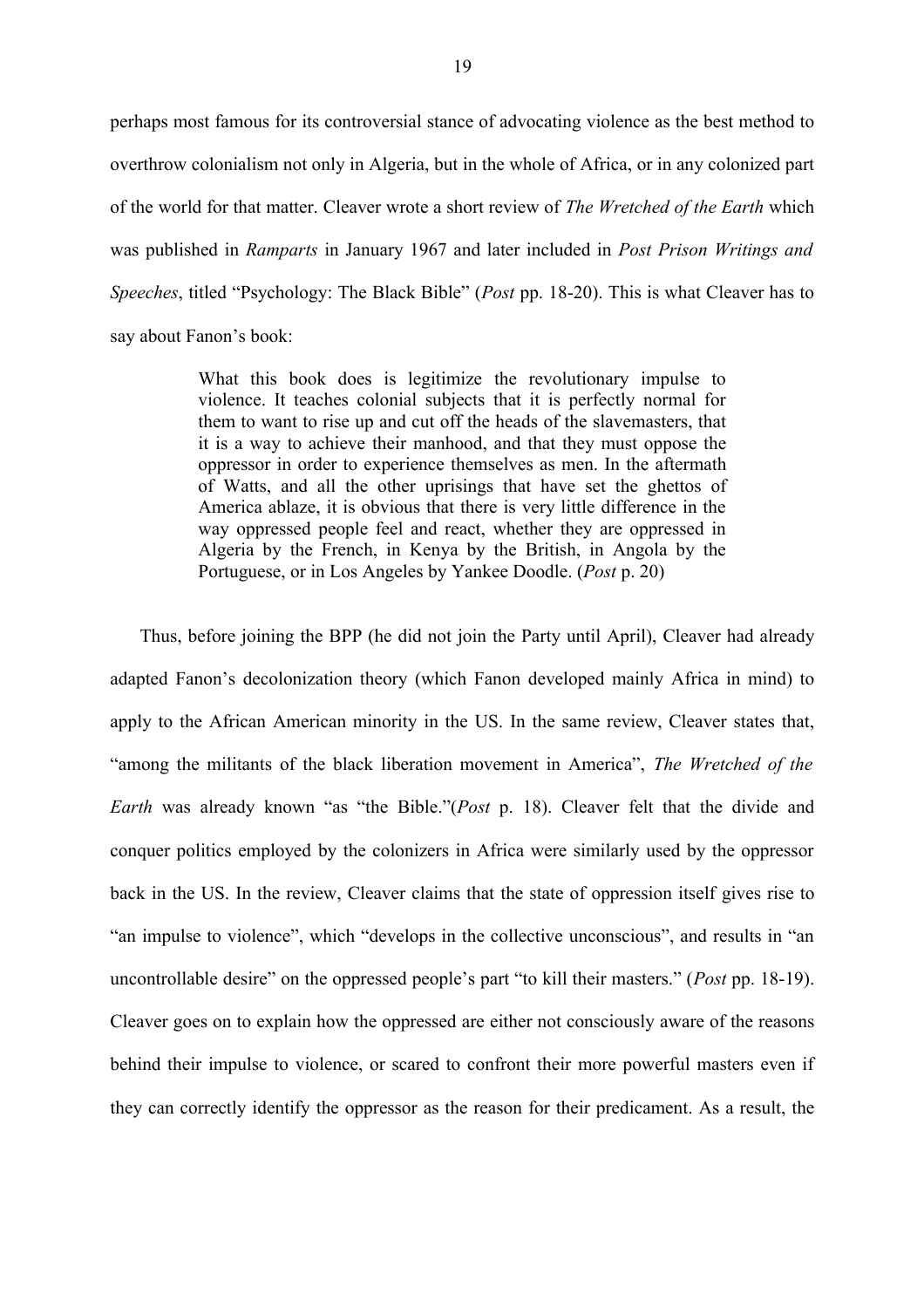perhaps most famous for its controversial stance of advocating violence as the best method to overthrow colonialism not only in Algeria, but in the whole of Africa, or in any colonized part of the world for that matter. Cleaver wrote a short review of *The Wretched of the Earth* which was published in *Ramparts* in January 1967 and later included in *Post Prison Writings and Speeches*, titled "Psychology: The Black Bible" (*Post* pp. 18-20). This is what Cleaver has to say about Fanon's book:

> What this book does is legitimize the revolutionary impulse to violence. It teaches colonial subjects that it is perfectly normal for them to want to rise up and cut off the heads of the slavemasters, that it is a way to achieve their manhood, and that they must oppose the oppressor in order to experience themselves as men. In the aftermath of Watts, and all the other uprisings that have set the ghettos of America ablaze, it is obvious that there is very little difference in the way oppressed people feel and react, whether they are oppressed in Algeria by the French, in Kenya by the British, in Angola by the Portuguese, or in Los Angeles by Yankee Doodle. (*Post* p. 20)

Thus, before joining the BPP (he did not join the Party until April), Cleaver had already adapted Fanon's decolonization theory (which Fanon developed mainly Africa in mind) to apply to the African American minority in the US. In the same review, Cleaver states that, "among the militants of the black liberation movement in America", *The Wretched of the Earth* was already known "as "the Bible."(*Post* p. 18). Cleaver felt that the divide and conquer politics employed by the colonizers in Africa were similarly used by the oppressor back in the US. In the review, Cleaver claims that the state of oppression itself gives rise to "an impulse to violence", which "develops in the collective unconscious", and results in "an uncontrollable desire" on the oppressed people's part "to kill their masters." (*Post* pp. 18-19). Cleaver goes on to explain how the oppressed are either not consciously aware of the reasons behind their impulse to violence, or scared to confront their more powerful masters even if they can correctly identify the oppressor as the reason for their predicament. As a result, the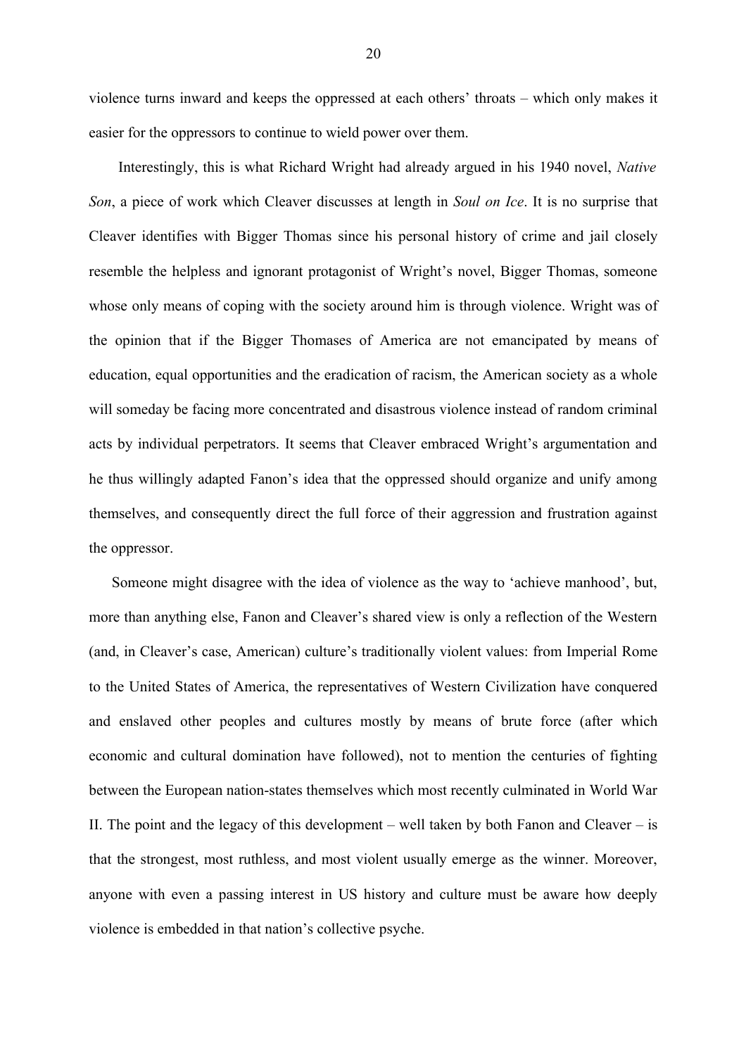violence turns inward and keeps the oppressed at each others' throats – which only makes it easier for the oppressors to continue to wield power over them.

Interestingly, this is what Richard Wright had already argued in his 1940 novel, *Native Son*, a piece of work which Cleaver discusses at length in *Soul on Ice*. It is no surprise that Cleaver identifies with Bigger Thomas since his personal history of crime and jail closely resemble the helpless and ignorant protagonist of Wright's novel, Bigger Thomas, someone whose only means of coping with the society around him is through violence. Wright was of the opinion that if the Bigger Thomases of America are not emancipated by means of education, equal opportunities and the eradication of racism, the American society as a whole will someday be facing more concentrated and disastrous violence instead of random criminal acts by individual perpetrators. It seems that Cleaver embraced Wright's argumentation and he thus willingly adapted Fanon's idea that the oppressed should organize and unify among themselves, and consequently direct the full force of their aggression and frustration against the oppressor.

Someone might disagree with the idea of violence as the way to 'achieve manhood', but, more than anything else, Fanon and Cleaver's shared view is only a reflection of the Western (and, in Cleaver's case, American) culture's traditionally violent values: from Imperial Rome to the United States of America, the representatives of Western Civilization have conquered and enslaved other peoples and cultures mostly by means of brute force (after which economic and cultural domination have followed), not to mention the centuries of fighting between the European nation-states themselves which most recently culminated in World War II. The point and the legacy of this development – well taken by both Fanon and Cleaver – is that the strongest, most ruthless, and most violent usually emerge as the winner. Moreover, anyone with even a passing interest in US history and culture must be aware how deeply violence is embedded in that nation's collective psyche.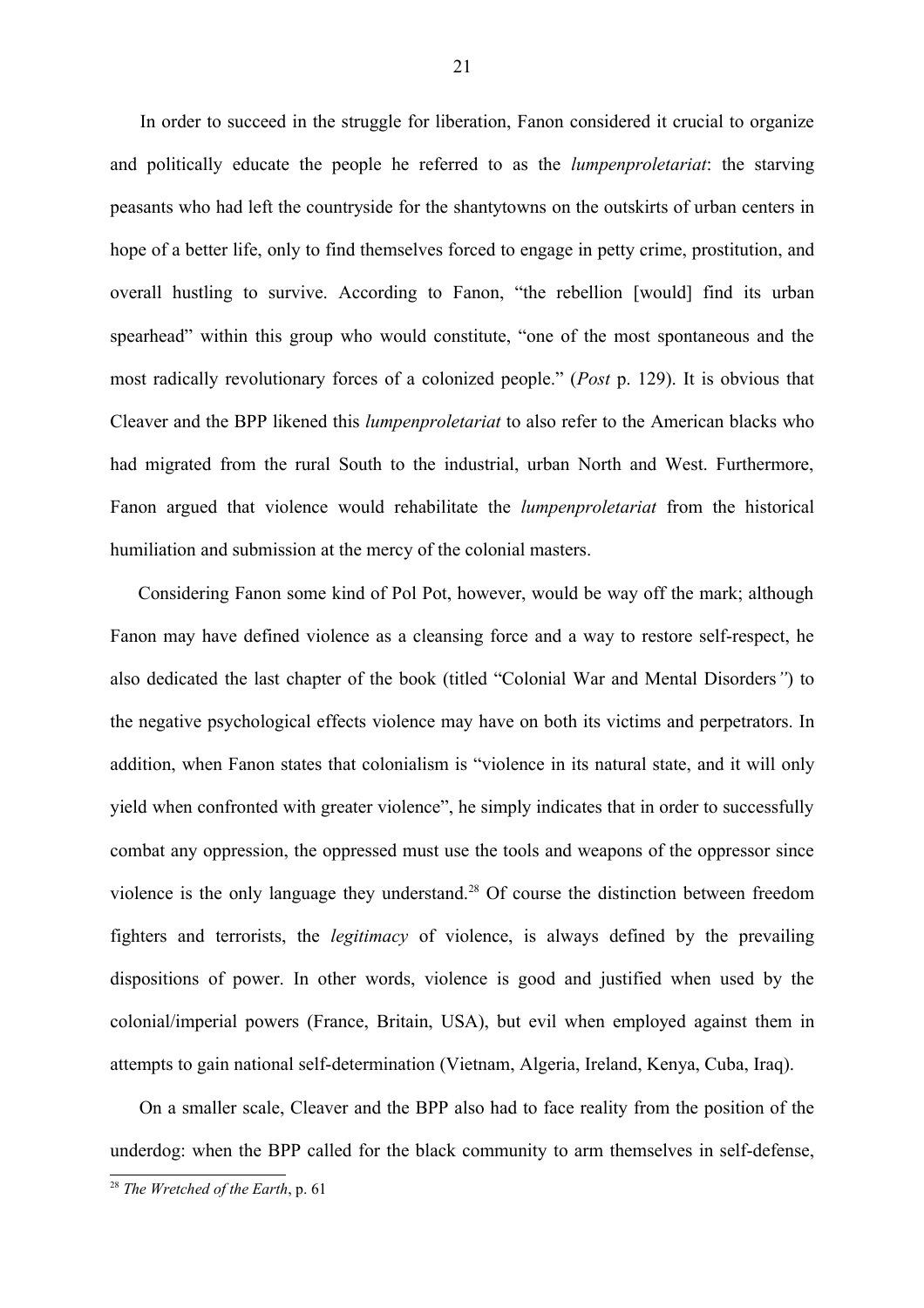In order to succeed in the struggle for liberation, Fanon considered it crucial to organize and politically educate the people he referred to as the *lumpenproletariat*: the starving peasants who had left the countryside for the shantytowns on the outskirts of urban centers in hope of a better life, only to find themselves forced to engage in petty crime, prostitution, and overall hustling to survive. According to Fanon, "the rebellion [would] find its urban spearhead" within this group who would constitute, "one of the most spontaneous and the most radically revolutionary forces of a colonized people." (*Post* p. 129). It is obvious that Cleaver and the BPP likened this *lumpenproletariat* to also refer to the American blacks who had migrated from the rural South to the industrial, urban North and West. Furthermore, Fanon argued that violence would rehabilitate the *lumpenproletariat* from the historical humiliation and submission at the mercy of the colonial masters.

Considering Fanon some kind of Pol Pot, however, would be way off the mark; although Fanon may have defined violence as a cleansing force and a way to restore self-respect, he also dedicated the last chapter of the book (titled "Colonial War and Mental Disorders") to the negative psychological effects violence may have on both its victims and perpetrators. In addition, when Fanon states that colonialism is "violence in its natural state, and it will only yield when confronted with greater violence", he simply indicates that in order to successfully combat any oppression, the oppressed must use the tools and weapons of the oppressor since violence is the only language they understand.[28] Of course the distinction between freedom fighters and terrorists, the *legitimacy* of violence, is always defined by the prevailing dispositions of power. In other words, violence is good and justified when used by the colonial/imperial powers (France, Britain, USA), but evil when employed against them in attempts to gain national self-determination (Vietnam, Algeria, Ireland, Kenya, Cuba, Iraq).

On a smaller scale, Cleaver and the BPP also had to face reality from the position of the underdog: when the BPP called for the black community to arm themselves in self-defense,

[28] *The Wretched of the Earth*, p. 61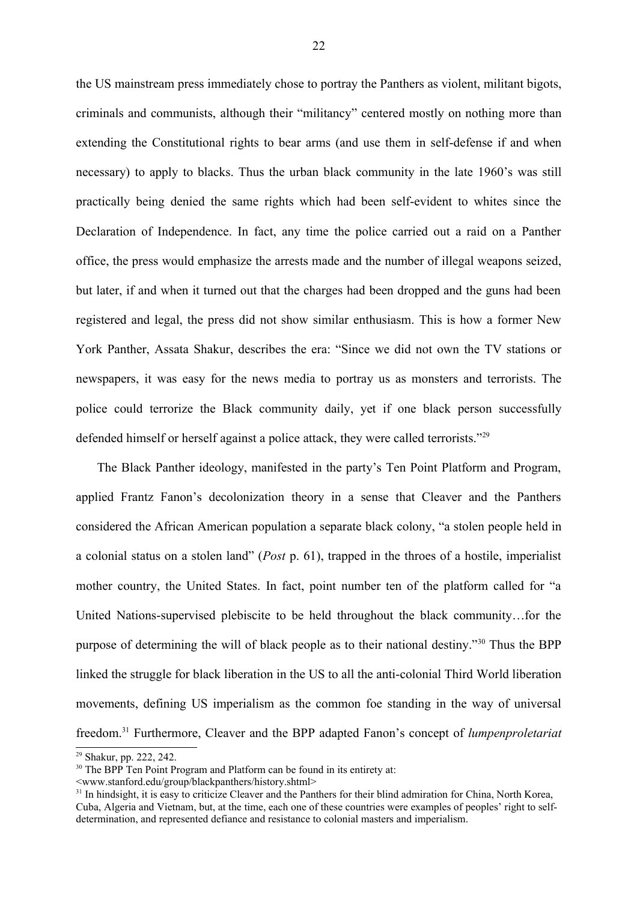the US mainstream press immediately chose to portray the Panthers as violent, militant bigots, criminals and communists, although their "militancy" centered mostly on nothing more than extending the Constitutional rights to bear arms (and use them in self-defense if and when necessary) to apply to blacks. Thus the urban black community in the late 1960's was still practically being denied the same rights which had been self-evident to whites since the Declaration of Independence. In fact, any time the police carried out a raid on a Panther office, the press would emphasize the arrests made and the number of illegal weapons seized, but later, if and when it turned out that the charges had been dropped and the guns had been registered and legal, the press did not show similar enthusiasm. This is how a former New York Panther, Assata Shakur, describes the era: "Since we did not own the TV stations or newspapers, it was easy for the news media to portray us as monsters and terrorists. The police could terrorize the Black community daily, yet if one black person successfully defended himself or herself against a police attack, they were called terrorists."[29]

The Black Panther ideology, manifested in the party's Ten Point Platform and Program, applied Frantz Fanon's decolonization theory in a sense that Cleaver and the Panthers considered the African American population a separate black colony, "a stolen people held in a colonial status on a stolen land" (*Post* p. 61), trapped in the throes of a hostile, imperialist mother country, the United States. In fact, point number ten of the platform called for "a United Nations-supervised plebiscite to be held throughout the black community…for the purpose of determining the will of black people as to their national destiny."[30] Thus the BPP linked the struggle for black liberation in the US to all the anti-colonial Third World liberation movements, defining US imperialism as the common foe standing in the way of universal freedom.[31] Furthermore, Cleaver and the BPP adapted Fanon's concept of *lumpenproletariat*

---

[29] Shakur, pp. 222, 242.

[30] The BPP Ten Point Program and Platform can be found in its entirety at: <www.stanford.edu/group/blackpanthers/history.shtml>

[31] In hindsight, it is easy to criticize Cleaver and the Panthers for their blind admiration for China, North Korea, Cuba, Algeria and Vietnam, but, at the time, each one of these countries were examples of peoples' right to self-determination, and represented defiance and resistance to colonial masters and imperialism.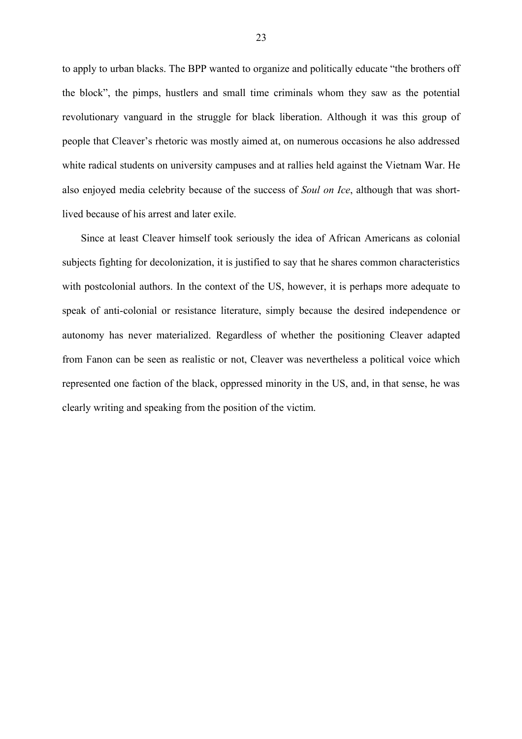to apply to urban blacks. The BPP wanted to organize and politically educate "the brothers off the block", the pimps, hustlers and small time criminals whom they saw as the potential revolutionary vanguard in the struggle for black liberation. Although it was this group of people that Cleaver's rhetoric was mostly aimed at, on numerous occasions he also addressed white radical students on university campuses and at rallies held against the Vietnam War. He also enjoyed media celebrity because of the success of *Soul on Ice*, although that was short-lived because of his arrest and later exile.

Since at least Cleaver himself took seriously the idea of African Americans as colonial subjects fighting for decolonization, it is justified to say that he shares common characteristics with postcolonial authors. In the context of the US, however, it is perhaps more adequate to speak of anti-colonial or resistance literature, simply because the desired independence or autonomy has never materialized. Regardless of whether the positioning Cleaver adapted from Fanon can be seen as realistic or not, Cleaver was nevertheless a political voice which represented one faction of the black, oppressed minority in the US, and, in that sense, he was clearly writing and speaking from the position of the victim.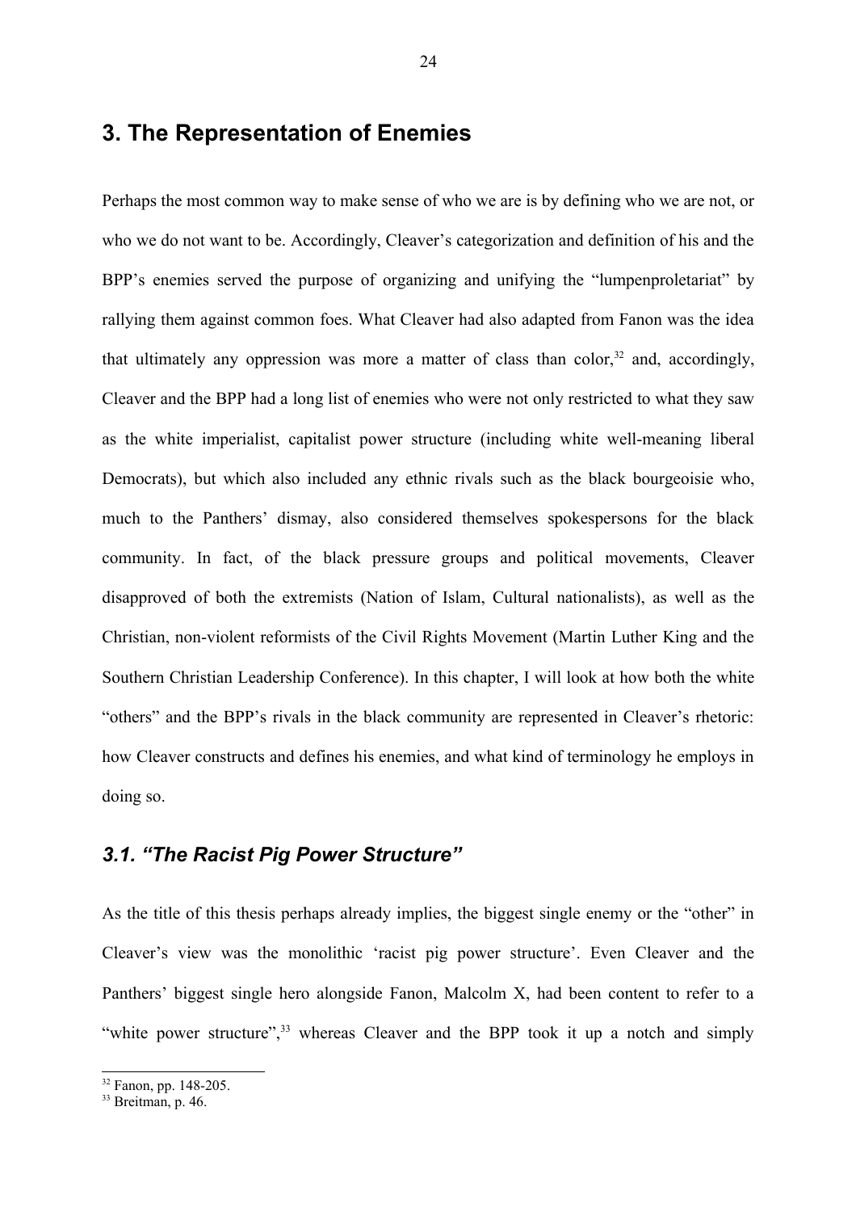## 3. The Representation of Enemies

Perhaps the most common way to make sense of who we are is by defining who we are not, or who we do not want to be. Accordingly, Cleaver's categorization and definition of his and the BPP's enemies served the purpose of organizing and unifying the "lumpenproletariat" by rallying them against common foes. What Cleaver had also adapted from Fanon was the idea that ultimately any oppression was more a matter of class than color,[32] and, accordingly, Cleaver and the BPP had a long list of enemies who were not only restricted to what they saw as the white imperialist, capitalist power structure (including white well-meaning liberal Democrats), but which also included any ethnic rivals such as the black bourgeoisie who, much to the Panthers' dismay, also considered themselves spokespersons for the black community. In fact, of the black pressure groups and political movements, Cleaver disapproved of both the extremists (Nation of Islam, Cultural nationalists), as well as the Christian, non-violent reformists of the Civil Rights Movement (Martin Luther King and the Southern Christian Leadership Conference). In this chapter, I will look at how both the white "others" and the BPP's rivals in the black community are represented in Cleaver's rhetoric: how Cleaver constructs and defines his enemies, and what kind of terminology he employs in doing so.

### *3.1. "The Racist Pig Power Structure"*

As the title of this thesis perhaps already implies, the biggest single enemy or the "other" in Cleaver's view was the monolithic 'racist pig power structure'. Even Cleaver and the Panthers' biggest single hero alongside Fanon, Malcolm X, had been content to refer to a "white power structure",[33] whereas Cleaver and the BPP took it up a notch and simply

[32] Fanon, pp. 148-205.

[33] Breitman, p. 46.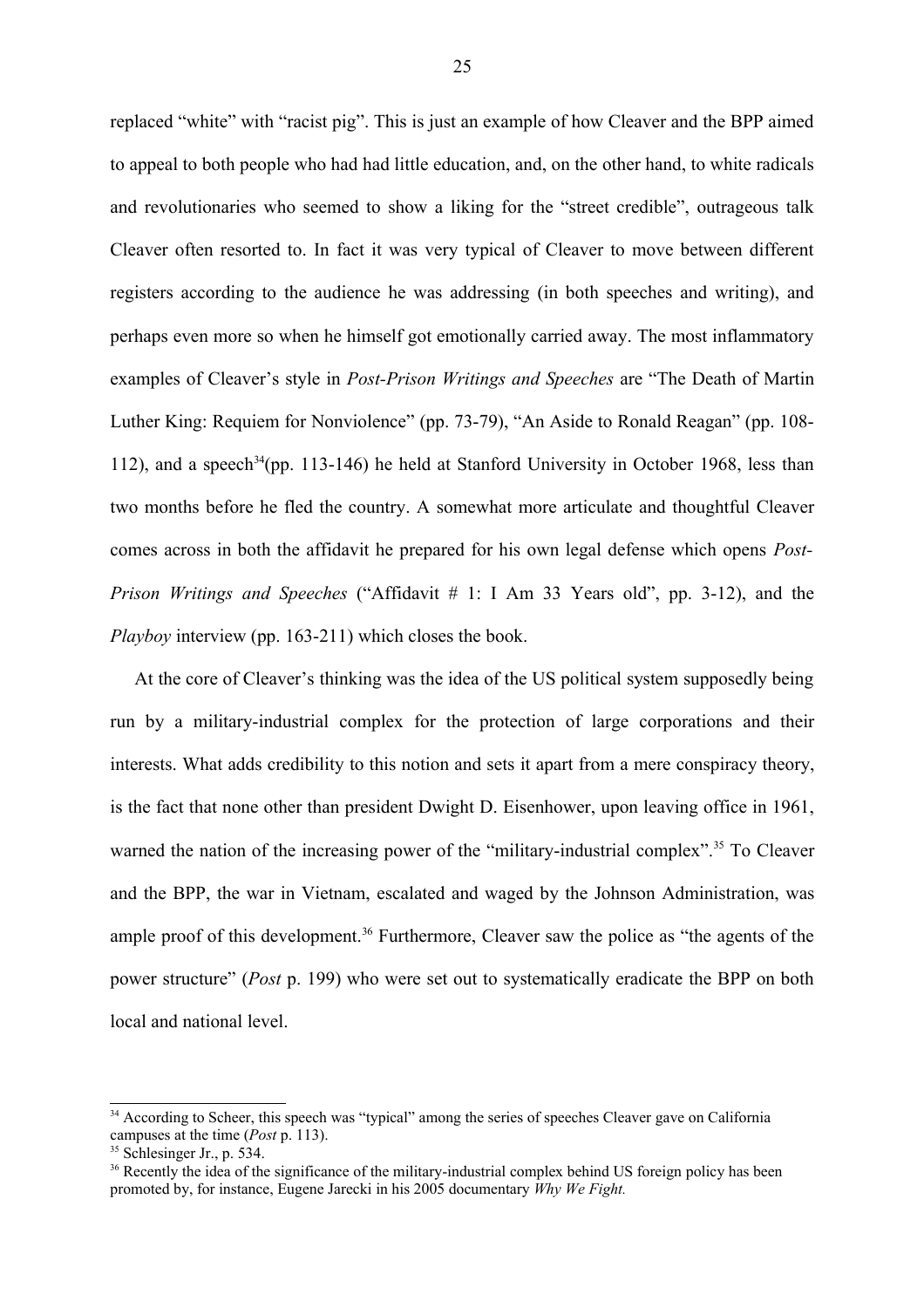replaced “white” with “racist pig”. This is just an example of how Cleaver and the BPP aimed to appeal to both people who had had little education, and, on the other hand, to white radicals and revolutionaries who seemed to show a liking for the “street credible”, outrageous talk Cleaver often resorted to. In fact it was very typical of Cleaver to move between different registers according to the audience he was addressing (in both speeches and writing), and perhaps even more so when he himself got emotionally carried away. The most inflammatory examples of Cleaver’s style in *Post-Prison Writings and Speeches* are “The Death of Martin Luther King: Requiem for Nonviolence” (pp. 73-79), “An Aside to Ronald Reagan” (pp. 108-112), and a speech[34](pp. 113-146) he held at Stanford University in October 1968, less than two months before he fled the country. A somewhat more articulate and thoughtful Cleaver comes across in both the affidavit he prepared for his own legal defense which opens *Post-Prison Writings and Speeches* (“Affidavit # 1: I Am 33 Years old”, pp. 3-12), and the *Playboy* interview (pp. 163-211) which closes the book.

At the core of Cleaver’s thinking was the idea of the US political system supposedly being run by a military-industrial complex for the protection of large corporations and their interests. What adds credibility to this notion and sets it apart from a mere conspiracy theory, is the fact that none other than president Dwight D. Eisenhower, upon leaving office in 1961, warned the nation of the increasing power of the “military-industrial complex”.[35] To Cleaver and the BPP, the war in Vietnam, escalated and waged by the Johnson Administration, was ample proof of this development.[36] Furthermore, Cleaver saw the police as “the agents of the power structure” (*Post* p. 199) who were set out to systematically eradicate the BPP on both local and national level.

---

[34] According to Scheer, this speech was “typical” among the series of speeches Cleaver gave on California campuses at the time (*Post* p. 113).

[35] Schlesinger Jr., p. 534.

[36] Recently the idea of the significance of the military-industrial complex behind US foreign policy has been promoted by, for instance, Eugene Jarecki in his 2005 documentary *Why We Fight.*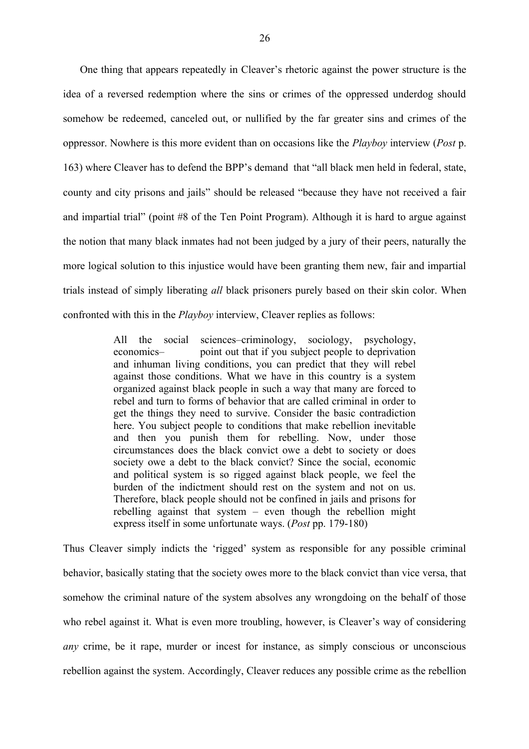One thing that appears repeatedly in Cleaver's rhetoric against the power structure is the idea of a reversed redemption where the sins or crimes of the oppressed underdog should somehow be redeemed, canceled out, or nullified by the far greater sins and crimes of the oppressor. Nowhere is this more evident than on occasions like the *Playboy* interview (*Post* p. 163) where Cleaver has to defend the BPP's demand that "all black men held in federal, state, county and city prisons and jails" should be released "because they have not received a fair and impartial trial" (point #8 of the Ten Point Program). Although it is hard to argue against the notion that many black inmates had not been judged by a jury of their peers, naturally the more logical solution to this injustice would have been granting them new, fair and impartial trials instead of simply liberating *all* black prisoners purely based on their skin color. When confronted with this in the *Playboy* interview, Cleaver replies as follows:

> All the social sciences–criminology, sociology, psychology, economics– point out that if you subject people to deprivation and inhuman living conditions, you can predict that they will rebel against those conditions. What we have in this country is a system organized against black people in such a way that many are forced to rebel and turn to forms of behavior that are called criminal in order to get the things they need to survive. Consider the basic contradiction here. You subject people to conditions that make rebellion inevitable and then you punish them for rebelling. Now, under those circumstances does the black convict owe a debt to society or does society owe a debt to the black convict? Since the social, economic and political system is so rigged against black people, we feel the burden of the indictment should rest on the system and not on us. Therefore, black people should not be confined in jails and prisons for rebelling against that system – even though the rebellion might express itself in some unfortunate ways. (*Post* pp. 179-180)

Thus Cleaver simply indicts the 'rigged' system as responsible for any possible criminal behavior, basically stating that the society owes more to the black convict than vice versa, that somehow the criminal nature of the system absolves any wrongdoing on the behalf of those who rebel against it. What is even more troubling, however, is Cleaver's way of considering *any* crime, be it rape, murder or incest for instance, as simply conscious or unconscious rebellion against the system. Accordingly, Cleaver reduces any possible crime as the rebellion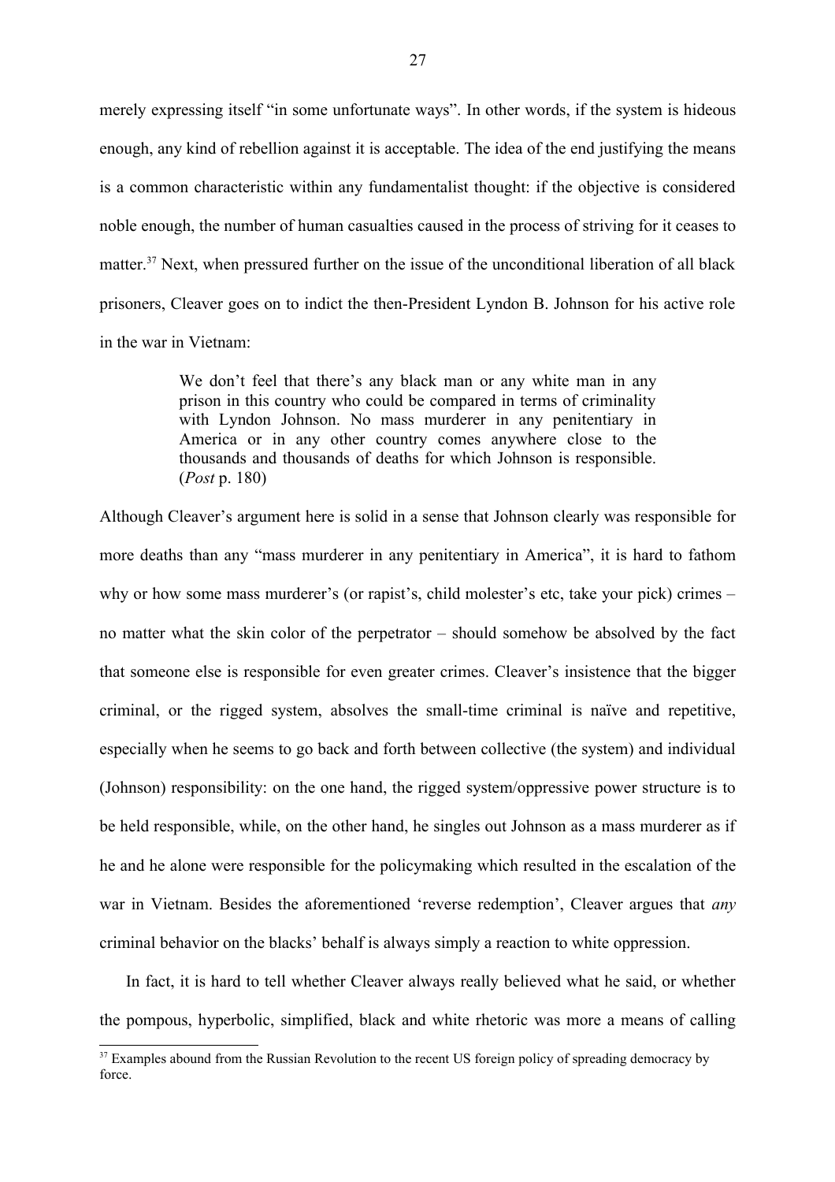merely expressing itself "in some unfortunate ways". In other words, if the system is hideous enough, any kind of rebellion against it is acceptable. The idea of the end justifying the means is a common characteristic within any fundamentalist thought: if the objective is considered noble enough, the number of human casualties caused in the process of striving for it ceases to matter.[37] Next, when pressured further on the issue of the unconditional liberation of all black prisoners, Cleaver goes on to indict the then-President Lyndon B. Johnson for his active role in the war in Vietnam:

> We don't feel that there's any black man or any white man in any prison in this country who could be compared in terms of criminality with Lyndon Johnson. No mass murderer in any penitentiary in America or in any other country comes anywhere close to the thousands and thousands of deaths for which Johnson is responsible. (*Post* p. 180)

Although Cleaver's argument here is solid in a sense that Johnson clearly was responsible for more deaths than any "mass murderer in any penitentiary in America", it is hard to fathom why or how some mass murderer's (or rapist's, child molester's etc, take your pick) crimes – no matter what the skin color of the perpetrator – should somehow be absolved by the fact that someone else is responsible for even greater crimes. Cleaver's insistence that the bigger criminal, or the rigged system, absolves the small-time criminal is naïve and repetitive, especially when he seems to go back and forth between collective (the system) and individual (Johnson) responsibility: on the one hand, the rigged system/oppressive power structure is to be held responsible, while, on the other hand, he singles out Johnson as a mass murderer as if he and he alone were responsible for the policymaking which resulted in the escalation of the war in Vietnam. Besides the aforementioned 'reverse redemption', Cleaver argues that *any* criminal behavior on the blacks' behalf is always simply a reaction to white oppression.

In fact, it is hard to tell whether Cleaver always really believed what he said, or whether the pompous, hyperbolic, simplified, black and white rhetoric was more a means of calling

[37] Examples abound from the Russian Revolution to the recent US foreign policy of spreading democracy by force.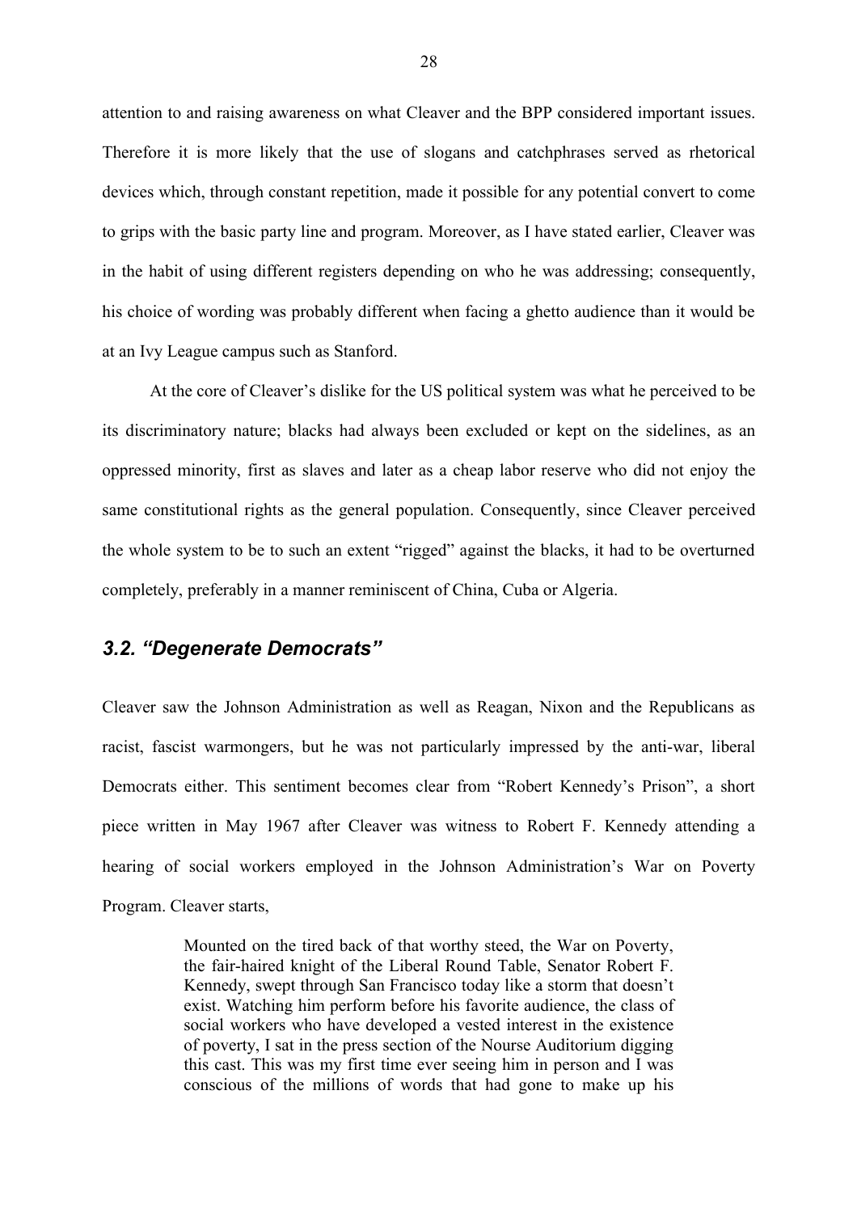attention to and raising awareness on what Cleaver and the BPP considered important issues. Therefore it is more likely that the use of slogans and catchphrases served as rhetorical devices which, through constant repetition, made it possible for any potential convert to come to grips with the basic party line and program. Moreover, as I have stated earlier, Cleaver was in the habit of using different registers depending on who he was addressing; consequently, his choice of wording was probably different when facing a ghetto audience than it would be at an Ivy League campus such as Stanford.

At the core of Cleaver's dislike for the US political system was what he perceived to be its discriminatory nature; blacks had always been excluded or kept on the sidelines, as an oppressed minority, first as slaves and later as a cheap labor reserve who did not enjoy the same constitutional rights as the general population. Consequently, since Cleaver perceived the whole system to be to such an extent "rigged" against the blacks, it had to be overturned completely, preferably in a manner reminiscent of China, Cuba or Algeria.

## *3.2. "Degenerate Democrats"*

Cleaver saw the Johnson Administration as well as Reagan, Nixon and the Republicans as racist, fascist warmongers, but he was not particularly impressed by the anti-war, liberal Democrats either. This sentiment becomes clear from "Robert Kennedy's Prison", a short piece written in May 1967 after Cleaver was witness to Robert F. Kennedy attending a hearing of social workers employed in the Johnson Administration's War on Poverty Program. Cleaver starts,

> Mounted on the tired back of that worthy steed, the War on Poverty, the fair-haired knight of the Liberal Round Table, Senator Robert F. Kennedy, swept through San Francisco today like a storm that doesn't exist. Watching him perform before his favorite audience, the class of social workers who have developed a vested interest in the existence of poverty, I sat in the press section of the Nourse Auditorium digging this cast. This was my first time ever seeing him in person and I was conscious of the millions of words that had gone to make up his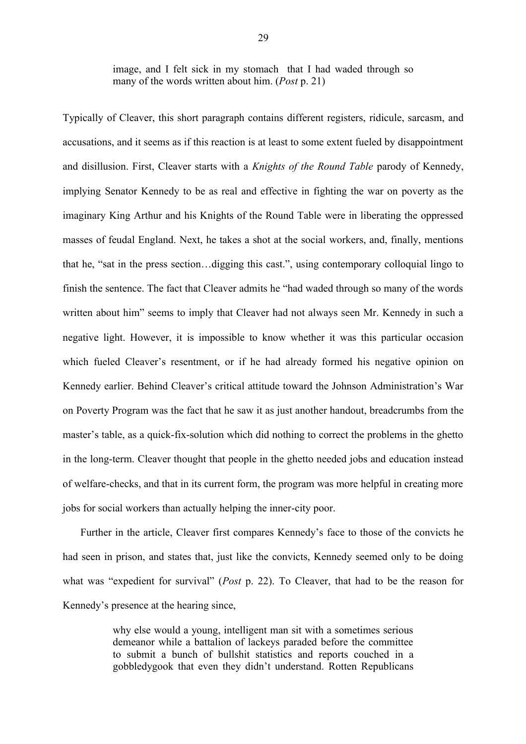> image, and I felt sick in my stomach that I had waded through so many of the words written about him. (*Post* p. 21)

Typically of Cleaver, this short paragraph contains different registers, ridicule, sarcasm, and accusations, and it seems as if this reaction is at least to some extent fueled by disappointment and disillusion. First, Cleaver starts with a *Knights of the Round Table* parody of Kennedy, implying Senator Kennedy to be as real and effective in fighting the war on poverty as the imaginary King Arthur and his Knights of the Round Table were in liberating the oppressed masses of feudal England. Next, he takes a shot at the social workers, and, finally, mentions that he, "sat in the press section…digging this cast.", using contemporary colloquial lingo to finish the sentence. The fact that Cleaver admits he "had waded through so many of the words written about him" seems to imply that Cleaver had not always seen Mr. Kennedy in such a negative light. However, it is impossible to know whether it was this particular occasion which fueled Cleaver's resentment, or if he had already formed his negative opinion on Kennedy earlier. Behind Cleaver's critical attitude toward the Johnson Administration's War on Poverty Program was the fact that he saw it as just another handout, breadcrumbs from the master's table, as a quick-fix-solution which did nothing to correct the problems in the ghetto in the long-term. Cleaver thought that people in the ghetto needed jobs and education instead of welfare-checks, and that in its current form, the program was more helpful in creating more jobs for social workers than actually helping the inner-city poor.

Further in the article, Cleaver first compares Kennedy's face to those of the convicts he had seen in prison, and states that, just like the convicts, Kennedy seemed only to be doing what was "expedient for survival" (*Post* p. 22). To Cleaver, that had to be the reason for Kennedy's presence at the hearing since,

> why else would a young, intelligent man sit with a sometimes serious demeanor while a battalion of lackeys paraded before the committee to submit a bunch of bullshit statistics and reports couched in a gobbledygook that even they didn't understand. Rotten Republicans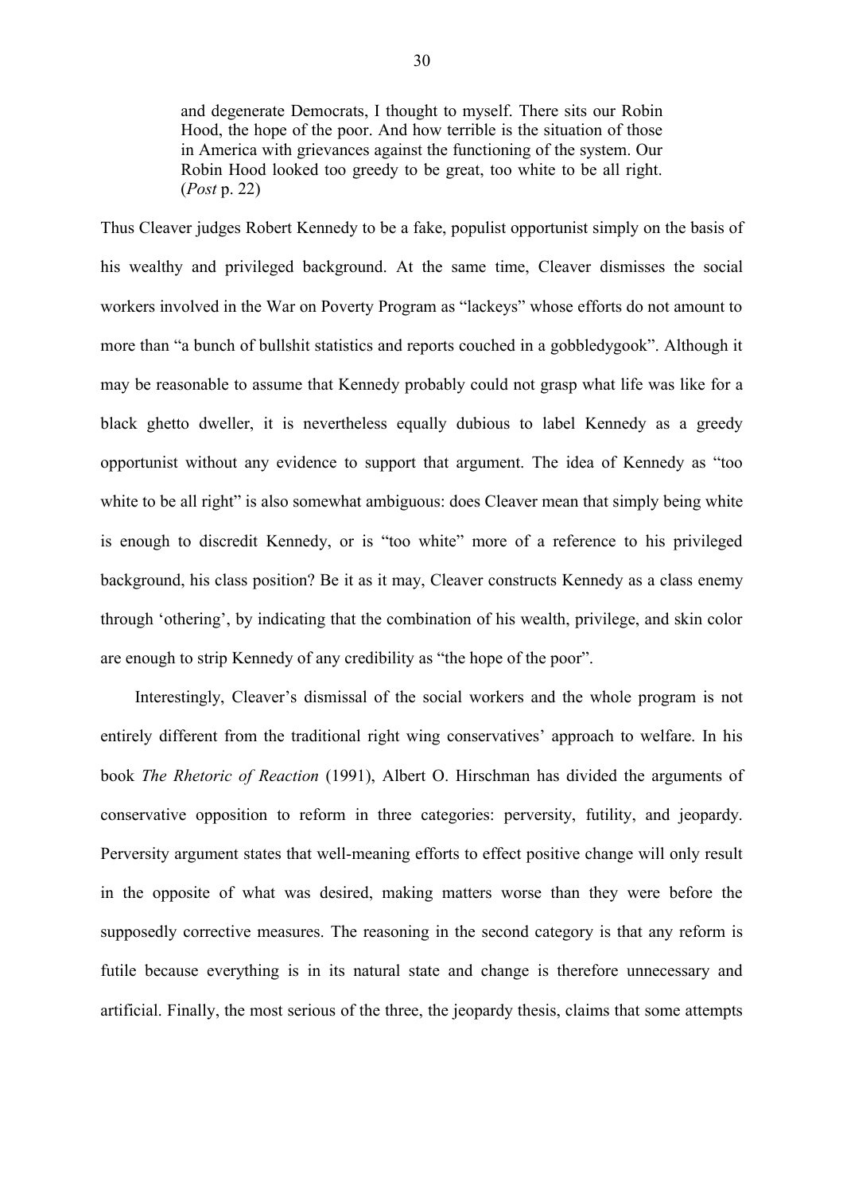> and degenerate Democrats, I thought to myself. There sits our Robin Hood, the hope of the poor. And how terrible is the situation of those in America with grievances against the functioning of the system. Our Robin Hood looked too greedy to be great, too white to be all right. (*Post* p. 22)

Thus Cleaver judges Robert Kennedy to be a fake, populist opportunist simply on the basis of his wealthy and privileged background. At the same time, Cleaver dismisses the social workers involved in the War on Poverty Program as "lackeys" whose efforts do not amount to more than "a bunch of bullshit statistics and reports couched in a gobbledygook". Although it may be reasonable to assume that Kennedy probably could not grasp what life was like for a black ghetto dweller, it is nevertheless equally dubious to label Kennedy as a greedy opportunist without any evidence to support that argument. The idea of Kennedy as "too white to be all right" is also somewhat ambiguous: does Cleaver mean that simply being white is enough to discredit Kennedy, or is "too white" more of a reference to his privileged background, his class position? Be it as it may, Cleaver constructs Kennedy as a class enemy through 'othering', by indicating that the combination of his wealth, privilege, and skin color are enough to strip Kennedy of any credibility as "the hope of the poor".

Interestingly, Cleaver's dismissal of the social workers and the whole program is not entirely different from the traditional right wing conservatives' approach to welfare. In his book *The Rhetoric of Reaction* (1991), Albert O. Hirschman has divided the arguments of conservative opposition to reform in three categories: perversity, futility, and jeopardy. Perversity argument states that well-meaning efforts to effect positive change will only result in the opposite of what was desired, making matters worse than they were before the supposedly corrective measures. The reasoning in the second category is that any reform is futile because everything is in its natural state and change is therefore unnecessary and artificial. Finally, the most serious of the three, the jeopardy thesis, claims that some attempts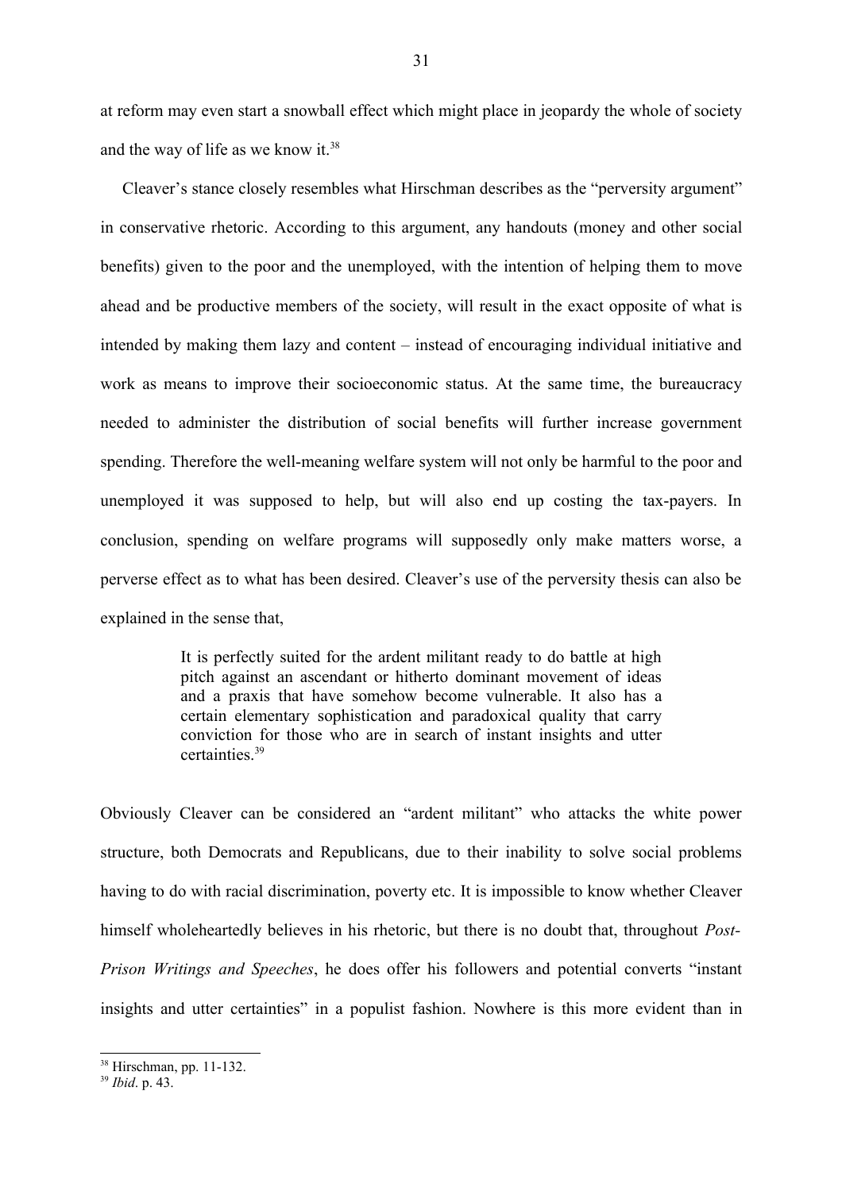at reform may even start a snowball effect which might place in jeopardy the whole of society and the way of life as we know it.[38]

Cleaver's stance closely resembles what Hirschman describes as the "perversity argument" in conservative rhetoric. According to this argument, any handouts (money and other social benefits) given to the poor and the unemployed, with the intention of helping them to move ahead and be productive members of the society, will result in the exact opposite of what is intended by making them lazy and content – instead of encouraging individual initiative and work as means to improve their socioeconomic status. At the same time, the bureaucracy needed to administer the distribution of social benefits will further increase government spending. Therefore the well-meaning welfare system will not only be harmful to the poor and unemployed it was supposed to help, but will also end up costing the tax-payers. In conclusion, spending on welfare programs will supposedly only make matters worse, a perverse effect as to what has been desired. Cleaver's use of the perversity thesis can also be explained in the sense that,

> It is perfectly suited for the ardent militant ready to do battle at high pitch against an ascendant or hitherto dominant movement of ideas and a praxis that have somehow become vulnerable. It also has a certain elementary sophistication and paradoxical quality that carry conviction for those who are in search of instant insights and utter certainties.[39]

Obviously Cleaver can be considered an "ardent militant" who attacks the white power structure, both Democrats and Republicans, due to their inability to solve social problems having to do with racial discrimination, poverty etc. It is impossible to know whether Cleaver himself wholeheartedly believes in his rhetoric, but there is no doubt that, throughout *Post-Prison Writings and Speeches*, he does offer his followers and potential converts "instant insights and utter certainties" in a populist fashion. Nowhere is this more evident than in

[38] Hirschman, pp. 11-132.
[39] *Ibid*. p. 43.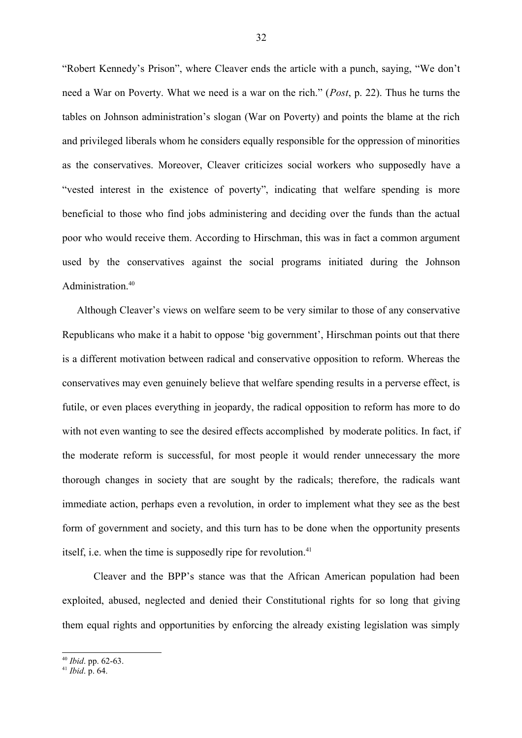"Robert Kennedy's Prison", where Cleaver ends the article with a punch, saying, "We don't need a War on Poverty. What we need is a war on the rich." (*Post*, p. 22). Thus he turns the tables on Johnson administration's slogan (War on Poverty) and points the blame at the rich and privileged liberals whom he considers equally responsible for the oppression of minorities as the conservatives. Moreover, Cleaver criticizes social workers who supposedly have a "vested interest in the existence of poverty", indicating that welfare spending is more beneficial to those who find jobs administering and deciding over the funds than the actual poor who would receive them. According to Hirschman, this was in fact a common argument used by the conservatives against the social programs initiated during the Johnson Administration.[40]

Although Cleaver's views on welfare seem to be very similar to those of any conservative Republicans who make it a habit to oppose 'big government', Hirschman points out that there is a different motivation between radical and conservative opposition to reform. Whereas the conservatives may even genuinely believe that welfare spending results in a perverse effect, is futile, or even places everything in jeopardy, the radical opposition to reform has more to do with not even wanting to see the desired effects accomplished by moderate politics. In fact, if the moderate reform is successful, for most people it would render unnecessary the more thorough changes in society that are sought by the radicals; therefore, the radicals want immediate action, perhaps even a revolution, in order to implement what they see as the best form of government and society, and this turn has to be done when the opportunity presents itself, i.e. when the time is supposedly ripe for revolution.[41]

Cleaver and the BPP's stance was that the African American population had been exploited, abused, neglected and denied their Constitutional rights for so long that giving them equal rights and opportunities by enforcing the already existing legislation was simply

---

[40] *Ibid*. pp. 62-63.

[41] *Ibid*. p. 64.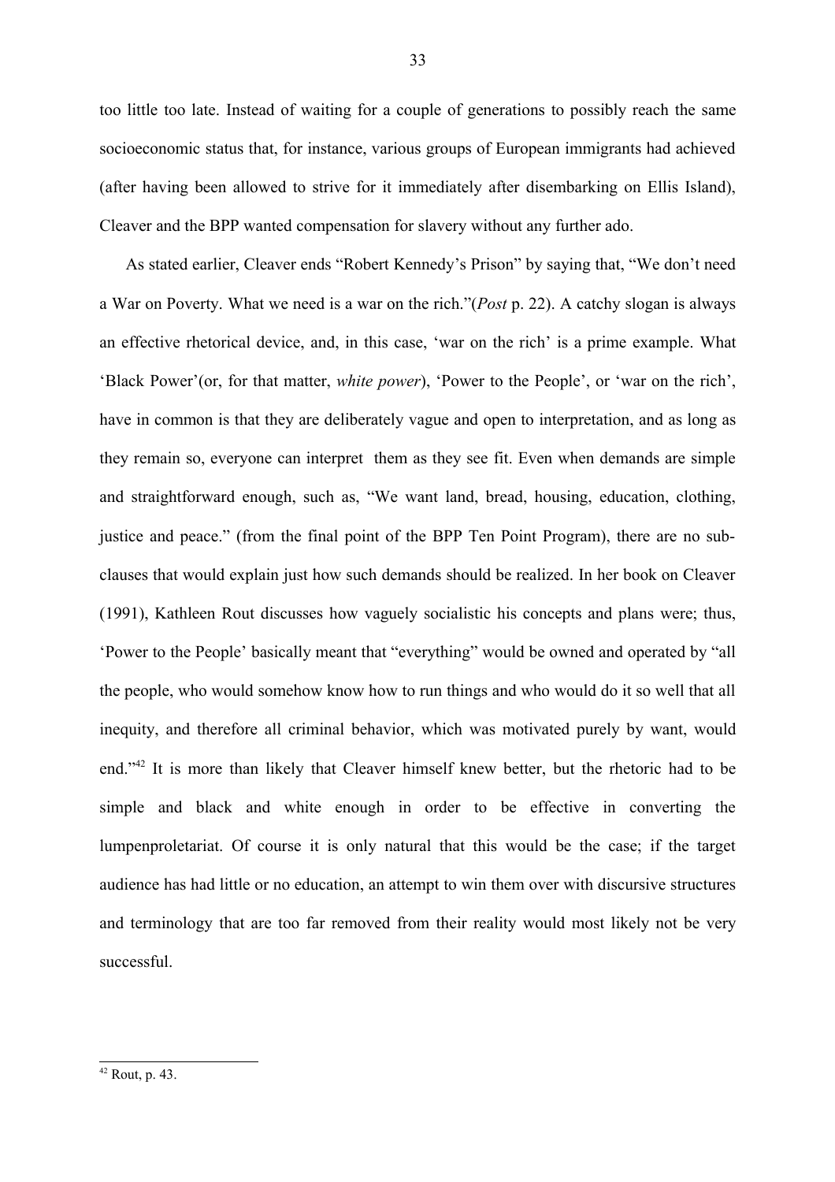too little too late. Instead of waiting for a couple of generations to possibly reach the same socioeconomic status that, for instance, various groups of European immigrants had achieved (after having been allowed to strive for it immediately after disembarking on Ellis Island), Cleaver and the BPP wanted compensation for slavery without any further ado.

As stated earlier, Cleaver ends "Robert Kennedy's Prison" by saying that, "We don't need a War on Poverty. What we need is a war on the rich."(*Post* p. 22). A catchy slogan is always an effective rhetorical device, and, in this case, 'war on the rich' is a prime example. What 'Black Power'(or, for that matter, *white power*), 'Power to the People', or 'war on the rich', have in common is that they are deliberately vague and open to interpretation, and as long as they remain so, everyone can interpret them as they see fit. Even when demands are simple and straightforward enough, such as, "We want land, bread, housing, education, clothing, justice and peace." (from the final point of the BPP Ten Point Program), there are no sub-clauses that would explain just how such demands should be realized. In her book on Cleaver (1991), Kathleen Rout discusses how vaguely socialistic his concepts and plans were; thus, 'Power to the People' basically meant that "everything" would be owned and operated by "all the people, who would somehow know how to run things and who would do it so well that all inequity, and therefore all criminal behavior, which was motivated purely by want, would end."[42] It is more than likely that Cleaver himself knew better, but the rhetoric had to be simple and black and white enough in order to be effective in converting the lumpenproletariat. Of course it is only natural that this would be the case; if the target audience has had little or no education, an attempt to win them over with discursive structures and terminology that are too far removed from their reality would most likely not be very successful.

[42] Rout, p. 43.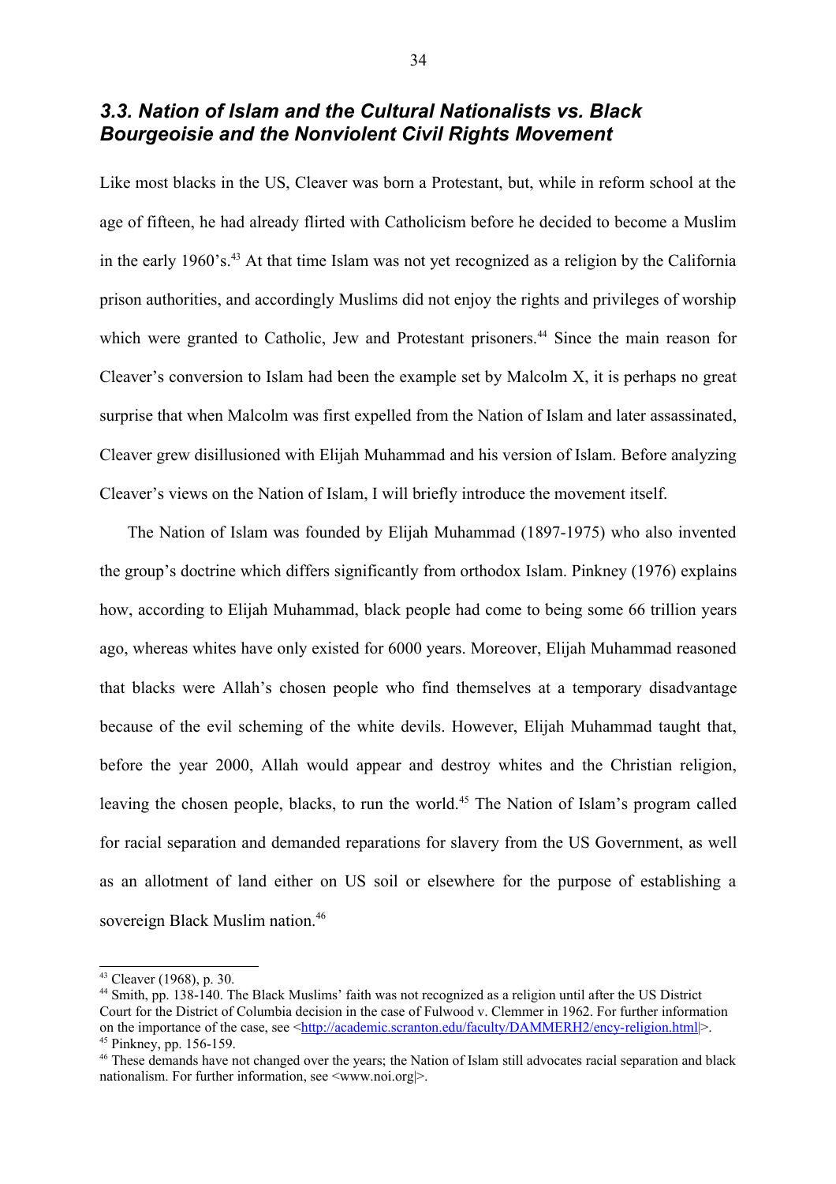### *3.3. Nation of Islam and the Cultural Nationalists vs. Black Bourgeoisie and the Nonviolent Civil Rights Movement*

Like most blacks in the US, Cleaver was born a Protestant, but, while in reform school at the age of fifteen, he had already flirted with Catholicism before he decided to become a Muslim in the early 1960's.[43] At that time Islam was not yet recognized as a religion by the California prison authorities, and accordingly Muslims did not enjoy the rights and privileges of worship which were granted to Catholic, Jew and Protestant prisoners.[44] Since the main reason for Cleaver's conversion to Islam had been the example set by Malcolm X, it is perhaps no great surprise that when Malcolm was first expelled from the Nation of Islam and later assassinated, Cleaver grew disillusioned with Elijah Muhammad and his version of Islam. Before analyzing Cleaver's views on the Nation of Islam, I will briefly introduce the movement itself.

The Nation of Islam was founded by Elijah Muhammad (1897-1975) who also invented the group's doctrine which differs significantly from orthodox Islam. Pinkney (1976) explains how, according to Elijah Muhammad, black people had come to being some 66 trillion years ago, whereas whites have only existed for 6000 years. Moreover, Elijah Muhammad reasoned that blacks were Allah's chosen people who find themselves at a temporary disadvantage because of the evil scheming of the white devils. However, Elijah Muhammad taught that, before the year 2000, Allah would appear and destroy whites and the Christian religion, leaving the chosen people, blacks, to run the world.[45] The Nation of Islam's program called for racial separation and demanded reparations for slavery from the US Government, as well as an allotment of land either on US soil or elsewhere for the purpose of establishing a sovereign Black Muslim nation.[46]

---

[43] Cleaver (1968), p. 30.

[44] Smith, pp. 138-140. The Black Muslims' faith was not recognized as a religion until after the US District Court for the District of Columbia decision in the case of Fulwood v. Clemmer in 1962. For further information on the importance of the case, see <http://academic.scranton.edu/faculty/DAMMERH2/ency-religion.html|>.

[45] Pinkney, pp. 156-159.

[46] These demands have not changed over the years; the Nation of Islam still advocates racial separation and black nationalism. For further information, see <www.noi.org|>.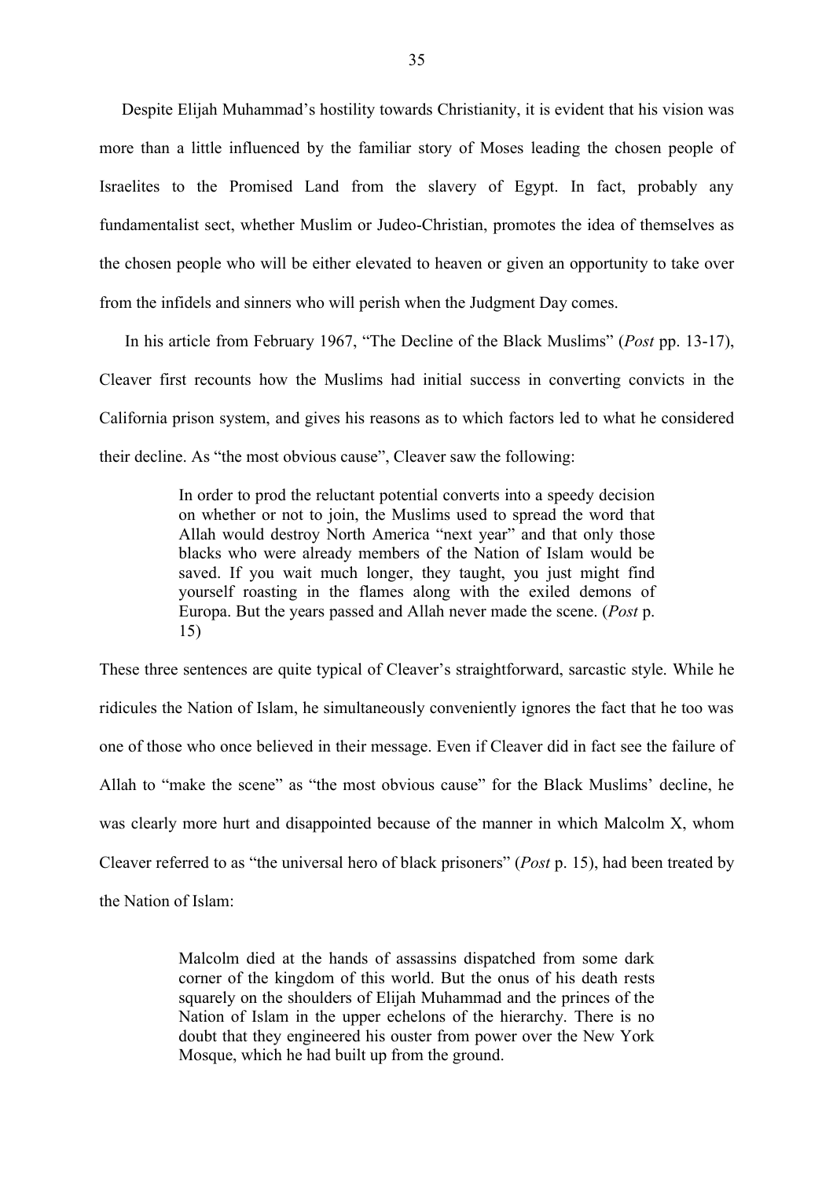Despite Elijah Muhammad's hostility towards Christianity, it is evident that his vision was more than a little influenced by the familiar story of Moses leading the chosen people of Israelites to the Promised Land from the slavery of Egypt. In fact, probably any fundamentalist sect, whether Muslim or Judeo-Christian, promotes the idea of themselves as the chosen people who will be either elevated to heaven or given an opportunity to take over from the infidels and sinners who will perish when the Judgment Day comes.

In his article from February 1967, "The Decline of the Black Muslims" (*Post* pp. 13-17), Cleaver first recounts how the Muslims had initial success in converting convicts in the California prison system, and gives his reasons as to which factors led to what he considered their decline. As "the most obvious cause", Cleaver saw the following:

> In order to prod the reluctant potential converts into a speedy decision on whether or not to join, the Muslims used to spread the word that Allah would destroy North America "next year" and that only those blacks who were already members of the Nation of Islam would be saved. If you wait much longer, they taught, you just might find yourself roasting in the flames along with the exiled demons of Europa. But the years passed and Allah never made the scene. (*Post* p. 15)

These three sentences are quite typical of Cleaver's straightforward, sarcastic style. While he ridicules the Nation of Islam, he simultaneously conveniently ignores the fact that he too was one of those who once believed in their message. Even if Cleaver did in fact see the failure of Allah to "make the scene" as "the most obvious cause" for the Black Muslims' decline, he was clearly more hurt and disappointed because of the manner in which Malcolm X, whom Cleaver referred to as "the universal hero of black prisoners" (*Post* p. 15), had been treated by the Nation of Islam:

> Malcolm died at the hands of assassins dispatched from some dark corner of the kingdom of this world. But the onus of his death rests squarely on the shoulders of Elijah Muhammad and the princes of the Nation of Islam in the upper echelons of the hierarchy. There is no doubt that they engineered his ouster from power over the New York Mosque, which he had built up from the ground.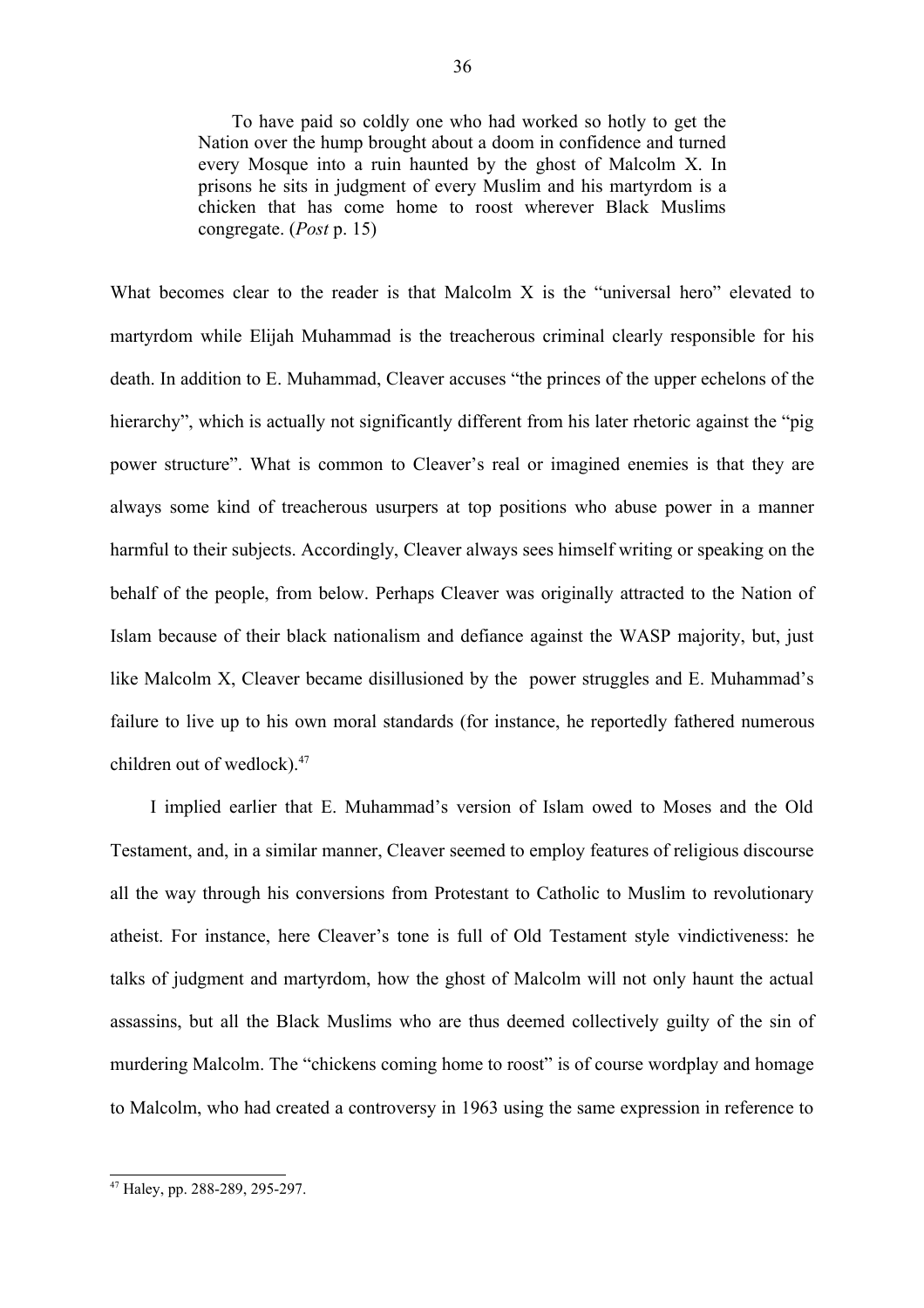> To have paid so coldly one who had worked so hotly to get the Nation over the hump brought about a doom in confidence and turned every Mosque into a ruin haunted by the ghost of Malcolm X. In prisons he sits in judgment of every Muslim and his martyrdom is a chicken that has come home to roost wherever Black Muslims congregate. (*Post* p. 15)

What becomes clear to the reader is that Malcolm X is the "universal hero" elevated to martyrdom while Elijah Muhammad is the treacherous criminal clearly responsible for his death. In addition to E. Muhammad, Cleaver accuses "the princes of the upper echelons of the hierarchy", which is actually not significantly different from his later rhetoric against the "pig power structure". What is common to Cleaver's real or imagined enemies is that they are always some kind of treacherous usurpers at top positions who abuse power in a manner harmful to their subjects. Accordingly, Cleaver always sees himself writing or speaking on the behalf of the people, from below. Perhaps Cleaver was originally attracted to the Nation of Islam because of their black nationalism and defiance against the WASP majority, but, just like Malcolm X, Cleaver became disillusioned by the power struggles and E. Muhammad's failure to live up to his own moral standards (for instance, he reportedly fathered numerous children out of wedlock).[47]

I implied earlier that E. Muhammad's version of Islam owed to Moses and the Old Testament, and, in a similar manner, Cleaver seemed to employ features of religious discourse all the way through his conversions from Protestant to Catholic to Muslim to revolutionary atheist. For instance, here Cleaver's tone is full of Old Testament style vindictiveness: he talks of judgment and martyrdom, how the ghost of Malcolm will not only haunt the actual assassins, but all the Black Muslims who are thus deemed collectively guilty of the sin of murdering Malcolm. The "chickens coming home to roost" is of course wordplay and homage to Malcolm, who had created a controversy in 1963 using the same expression in reference to

[47] Haley, pp. 288-289, 295-297.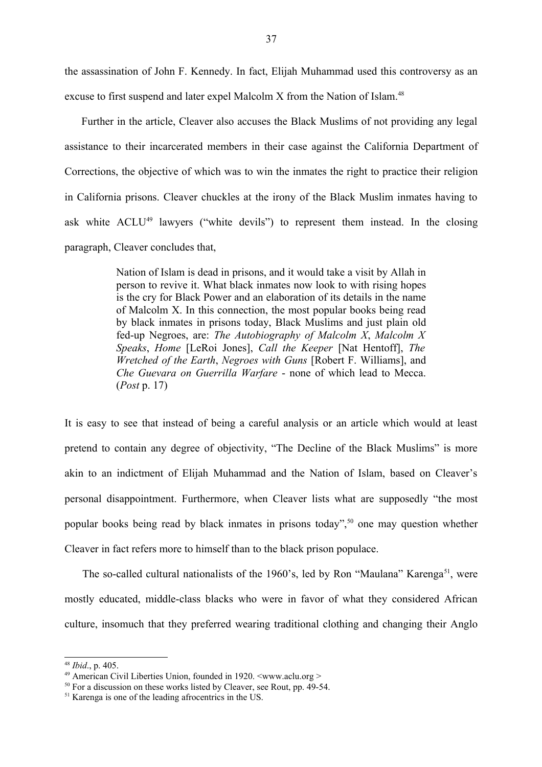the assassination of John F. Kennedy. In fact, Elijah Muhammad used this controversy as an excuse to first suspend and later expel Malcolm X from the Nation of Islam.[48]

Further in the article, Cleaver also accuses the Black Muslims of not providing any legal assistance to their incarcerated members in their case against the California Department of Corrections, the objective of which was to win the inmates the right to practice their religion in California prisons. Cleaver chuckles at the irony of the Black Muslim inmates having to ask white ACLU[49] lawyers ("white devils") to represent them instead. In the closing paragraph, Cleaver concludes that,

> Nation of Islam is dead in prisons, and it would take a visit by Allah in person to revive it. What black inmates now look to with rising hopes is the cry for Black Power and an elaboration of its details in the name of Malcolm X. In this connection, the most popular books being read by black inmates in prisons today, Black Muslims and just plain old fed-up Negroes, are: *The Autobiography of Malcolm X*, *Malcolm X Speaks*, *Home* [LeRoi Jones], *Call the Keeper* [Nat Hentoff], *The Wretched of the Earth*, *Negroes with Guns* [Robert F. Williams], and *Che Guevara on Guerrilla Warfare* - none of which lead to Mecca. (*Post* p. 17)

It is easy to see that instead of being a careful analysis or an article which would at least pretend to contain any degree of objectivity, "The Decline of the Black Muslims" is more akin to an indictment of Elijah Muhammad and the Nation of Islam, based on Cleaver's personal disappointment. Furthermore, when Cleaver lists what are supposedly "the most popular books being read by black inmates in prisons today",[50] one may question whether Cleaver in fact refers more to himself than to the black prison populace.

The so-called cultural nationalists of the 1960's, led by Ron "Maulana" Karenga[51], were mostly educated, middle-class blacks who were in favor of what they considered African culture, insomuch that they preferred wearing traditional clothing and changing their Anglo

---

[48] *Ibid*., p. 405.

[49] American Civil Liberties Union, founded in 1920. <www.aclu.org >

[50] For a discussion on these works listed by Cleaver, see Rout, pp. 49-54.

[51] Karenga is one of the leading afrocentrics in the US.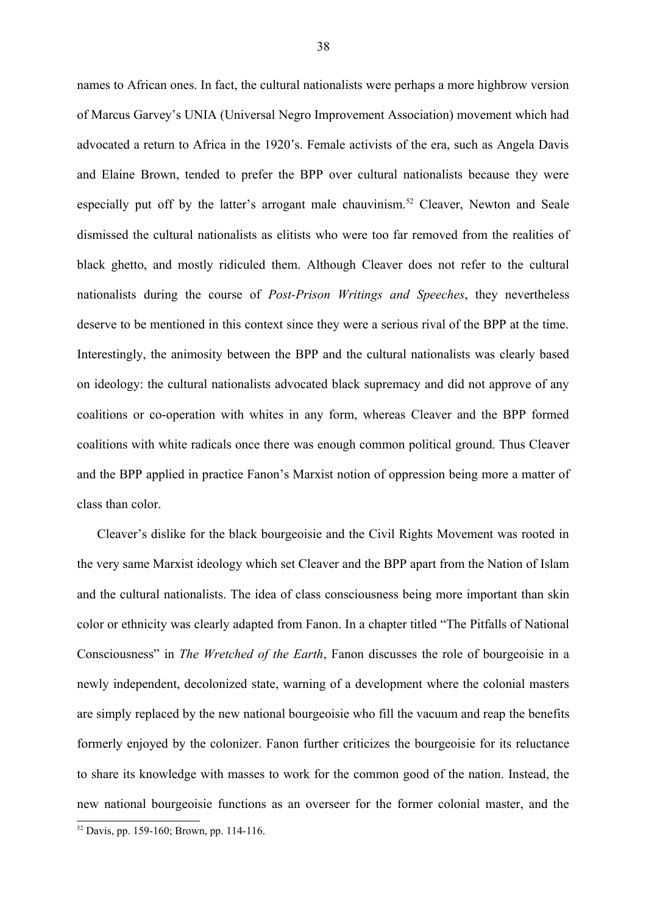names to African ones. In fact, the cultural nationalists were perhaps a more highbrow version of Marcus Garvey's UNIA (Universal Negro Improvement Association) movement which had advocated a return to Africa in the 1920's. Female activists of the era, such as Angela Davis and Elaine Brown, tended to prefer the BPP over cultural nationalists because they were especially put off by the latter's arrogant male chauvinism.[52] Cleaver, Newton and Seale dismissed the cultural nationalists as elitists who were too far removed from the realities of black ghetto, and mostly ridiculed them. Although Cleaver does not refer to the cultural nationalists during the course of *Post-Prison Writings and Speeches*, they nevertheless deserve to be mentioned in this context since they were a serious rival of the BPP at the time. Interestingly, the animosity between the BPP and the cultural nationalists was clearly based on ideology: the cultural nationalists advocated black supremacy and did not approve of any coalitions or co-operation with whites in any form, whereas Cleaver and the BPP formed coalitions with white radicals once there was enough common political ground. Thus Cleaver and the BPP applied in practice Fanon's Marxist notion of oppression being more a matter of class than color.

Cleaver's dislike for the black bourgeoisie and the Civil Rights Movement was rooted in the very same Marxist ideology which set Cleaver and the BPP apart from the Nation of Islam and the cultural nationalists. The idea of class consciousness being more important than skin color or ethnicity was clearly adapted from Fanon. In a chapter titled "The Pitfalls of National Consciousness" in *The Wretched of the Earth*, Fanon discusses the role of bourgeoisie in a newly independent, decolonized state, warning of a development where the colonial masters are simply replaced by the new national bourgeoisie who fill the vacuum and reap the benefits formerly enjoyed by the colonizer. Fanon further criticizes the bourgeoisie for its reluctance to share its knowledge with masses to work for the common good of the nation. Instead, the new national bourgeoisie functions as an overseer for the former colonial master, and the

[52] Davis, pp. 159-160; Brown, pp. 114-116.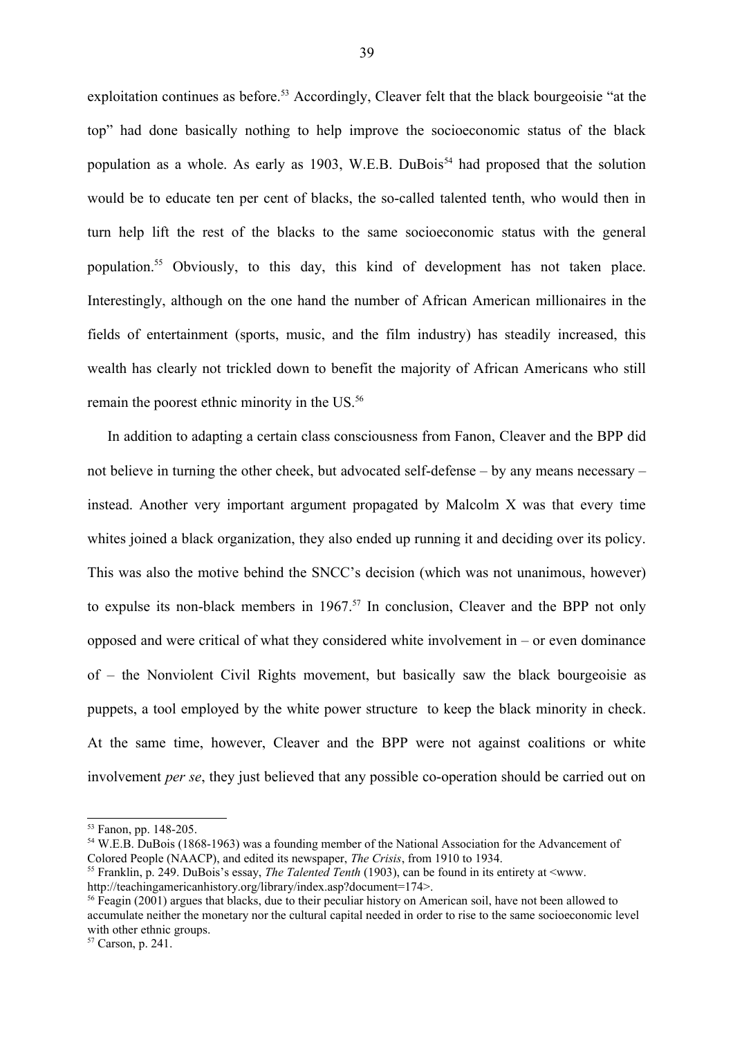exploitation continues as before.[53] Accordingly, Cleaver felt that the black bourgeoisie "at the top" had done basically nothing to help improve the socioeconomic status of the black population as a whole. As early as 1903, W.E.B. DuBois[54] had proposed that the solution would be to educate ten per cent of blacks, the so-called talented tenth, who would then in turn help lift the rest of the blacks to the same socioeconomic status with the general population.[55] Obviously, to this day, this kind of development has not taken place. Interestingly, although on the one hand the number of African American millionaires in the fields of entertainment (sports, music, and the film industry) has steadily increased, this wealth has clearly not trickled down to benefit the majority of African Americans who still remain the poorest ethnic minority in the US.[56]

In addition to adapting a certain class consciousness from Fanon, Cleaver and the BPP did not believe in turning the other cheek, but advocated self-defense – by any means necessary – instead. Another very important argument propagated by Malcolm X was that every time whites joined a black organization, they also ended up running it and deciding over its policy. This was also the motive behind the SNCC's decision (which was not unanimous, however) to expulse its non-black members in 1967.[57] In conclusion, Cleaver and the BPP not only opposed and were critical of what they considered white involvement in – or even dominance of – the Nonviolent Civil Rights movement, but basically saw the black bourgeoisie as puppets, a tool employed by the white power structure to keep the black minority in check. At the same time, however, Cleaver and the BPP were not against coalitions or white involvement *per se*, they just believed that any possible co-operation should be carried out on

---

[53] Fanon, pp. 148-205.

[54] W.E.B. DuBois (1868-1963) was a founding member of the National Association for the Advancement of Colored People (NAACP), and edited its newspaper, *The Crisis*, from 1910 to 1934.

[55] Franklin, p. 249. DuBois's essay, *The Talented Tenth* (1903), can be found in its entirety at <www. http://teachingamericanhistory.org/library/index.asp?document=174>.

[56] Feagin (2001) argues that blacks, due to their peculiar history on American soil, have not been allowed to accumulate neither the monetary nor the cultural capital needed in order to rise to the same socioeconomic level with other ethnic groups.

[57] Carson, p. 241.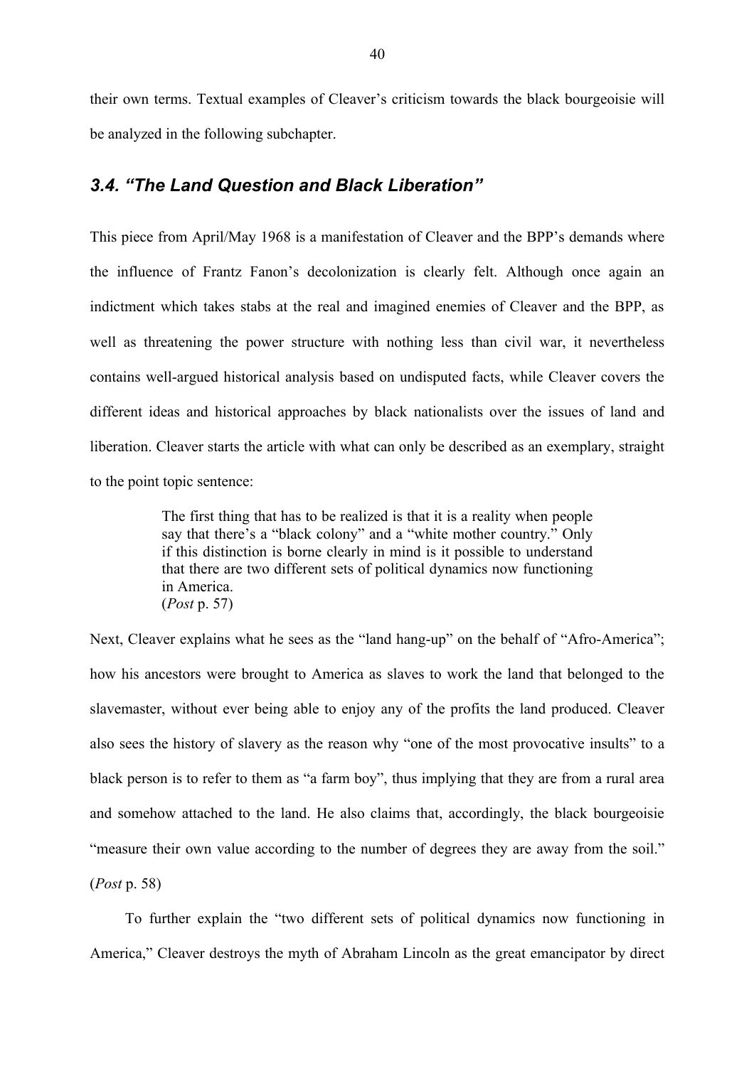their own terms. Textual examples of Cleaver's criticism towards the black bourgeoisie will be analyzed in the following subchapter.

### *3.4. "The Land Question and Black Liberation"*

This piece from April/May 1968 is a manifestation of Cleaver and the BPP's demands where the influence of Frantz Fanon's decolonization is clearly felt. Although once again an indictment which takes stabs at the real and imagined enemies of Cleaver and the BPP, as well as threatening the power structure with nothing less than civil war, it nevertheless contains well-argued historical analysis based on undisputed facts, while Cleaver covers the different ideas and historical approaches by black nationalists over the issues of land and liberation. Cleaver starts the article with what can only be described as an exemplary, straight to the point topic sentence:

> The first thing that has to be realized is that it is a reality when people say that there's a "black colony" and a "white mother country." Only if this distinction is borne clearly in mind is it possible to understand that there are two different sets of political dynamics now functioning in America.
> (*Post* p. 57)

Next, Cleaver explains what he sees as the "land hang-up" on the behalf of "Afro-America"; how his ancestors were brought to America as slaves to work the land that belonged to the slavemaster, without ever being able to enjoy any of the profits the land produced. Cleaver also sees the history of slavery as the reason why "one of the most provocative insults" to a black person is to refer to them as "a farm boy", thus implying that they are from a rural area and somehow attached to the land. He also claims that, accordingly, the black bourgeoisie "measure their own value according to the number of degrees they are away from the soil." (*Post* p. 58)

To further explain the "two different sets of political dynamics now functioning in America," Cleaver destroys the myth of Abraham Lincoln as the great emancipator by direct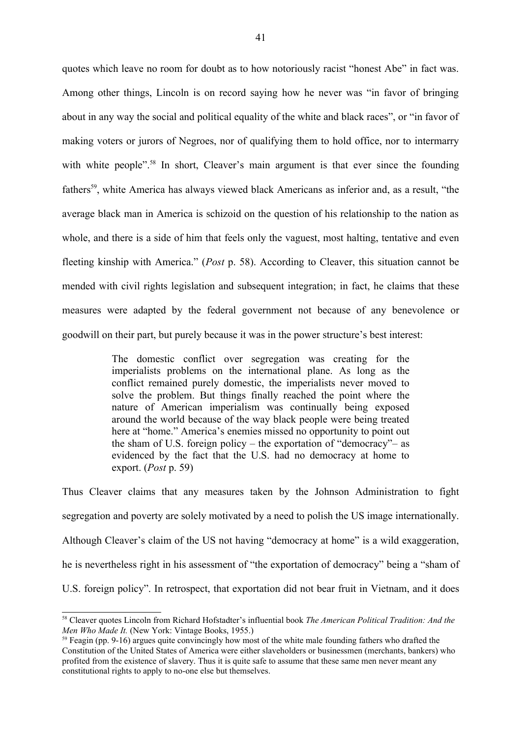quotes which leave no room for doubt as to how notoriously racist "honest Abe" in fact was. Among other things, Lincoln is on record saying how he never was "in favor of bringing about in any way the social and political equality of the white and black races", or "in favor of making voters or jurors of Negroes, nor of qualifying them to hold office, nor to intermarry with white people".[58] In short, Cleaver's main argument is that ever since the founding fathers[59], white America has always viewed black Americans as inferior and, as a result, "the average black man in America is schizoid on the question of his relationship to the nation as whole, and there is a side of him that feels only the vaguest, most halting, tentative and even fleeting kinship with America." (*Post* p. 58). According to Cleaver, this situation cannot be mended with civil rights legislation and subsequent integration; in fact, he claims that these measures were adapted by the federal government not because of any benevolence or goodwill on their part, but purely because it was in the power structure's best interest:

> The domestic conflict over segregation was creating for the imperialists problems on the international plane. As long as the conflict remained purely domestic, the imperialists never moved to solve the problem. But things finally reached the point where the nature of American imperialism was continually being exposed around the world because of the way black people were being treated here at "home." America's enemies missed no opportunity to point out the sham of U.S. foreign policy – the exportation of "democracy"– as evidenced by the fact that the U.S. had no democracy at home to export. (*Post* p. 59)

Thus Cleaver claims that any measures taken by the Johnson Administration to fight segregation and poverty are solely motivated by a need to polish the US image internationally. Although Cleaver's claim of the US not having "democracy at home" is a wild exaggeration, he is nevertheless right in his assessment of "the exportation of democracy" being a "sham of U.S. foreign policy". In retrospect, that exportation did not bear fruit in Vietnam, and it does

---

[58] Cleaver quotes Lincoln from Richard Hofstadter's influential book *The American Political Tradition: And the Men Who Made It.* (New York: Vintage Books, 1955.)

[59] Feagin (pp. 9-16) argues quite convincingly how most of the white male founding fathers who drafted the Constitution of the United States of America were either slaveholders or businessmen (merchants, bankers) who profited from the existence of slavery. Thus it is quite safe to assume that these same men never meant any constitutional rights to apply to no-one else but themselves.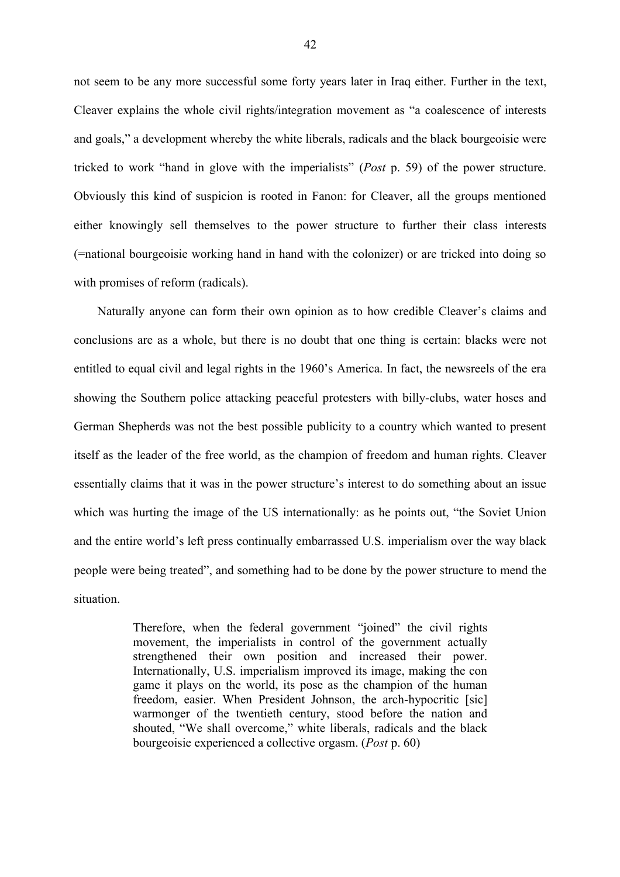not seem to be any more successful some forty years later in Iraq either. Further in the text, Cleaver explains the whole civil rights/integration movement as "a coalescence of interests and goals," a development whereby the white liberals, radicals and the black bourgeoisie were tricked to work "hand in glove with the imperialists" (*Post* p. 59) of the power structure. Obviously this kind of suspicion is rooted in Fanon: for Cleaver, all the groups mentioned either knowingly sell themselves to the power structure to further their class interests (=national bourgeoisie working hand in hand with the colonizer) or are tricked into doing so with promises of reform (radicals).

Naturally anyone can form their own opinion as to how credible Cleaver's claims and conclusions are as a whole, but there is no doubt that one thing is certain: blacks were not entitled to equal civil and legal rights in the 1960's America. In fact, the newsreels of the era showing the Southern police attacking peaceful protesters with billy-clubs, water hoses and German Shepherds was not the best possible publicity to a country which wanted to present itself as the leader of the free world, as the champion of freedom and human rights. Cleaver essentially claims that it was in the power structure's interest to do something about an issue which was hurting the image of the US internationally: as he points out, "the Soviet Union and the entire world's left press continually embarrassed U.S. imperialism over the way black people were being treated", and something had to be done by the power structure to mend the situation.

> Therefore, when the federal government "joined" the civil rights movement, the imperialists in control of the government actually strengthened their own position and increased their power. Internationally, U.S. imperialism improved its image, making the con game it plays on the world, its pose as the champion of the human freedom, easier. When President Johnson, the arch-hypocritic [sic] warmonger of the twentieth century, stood before the nation and shouted, "We shall overcome," white liberals, radicals and the black bourgeoisie experienced a collective orgasm. (*Post* p. 60)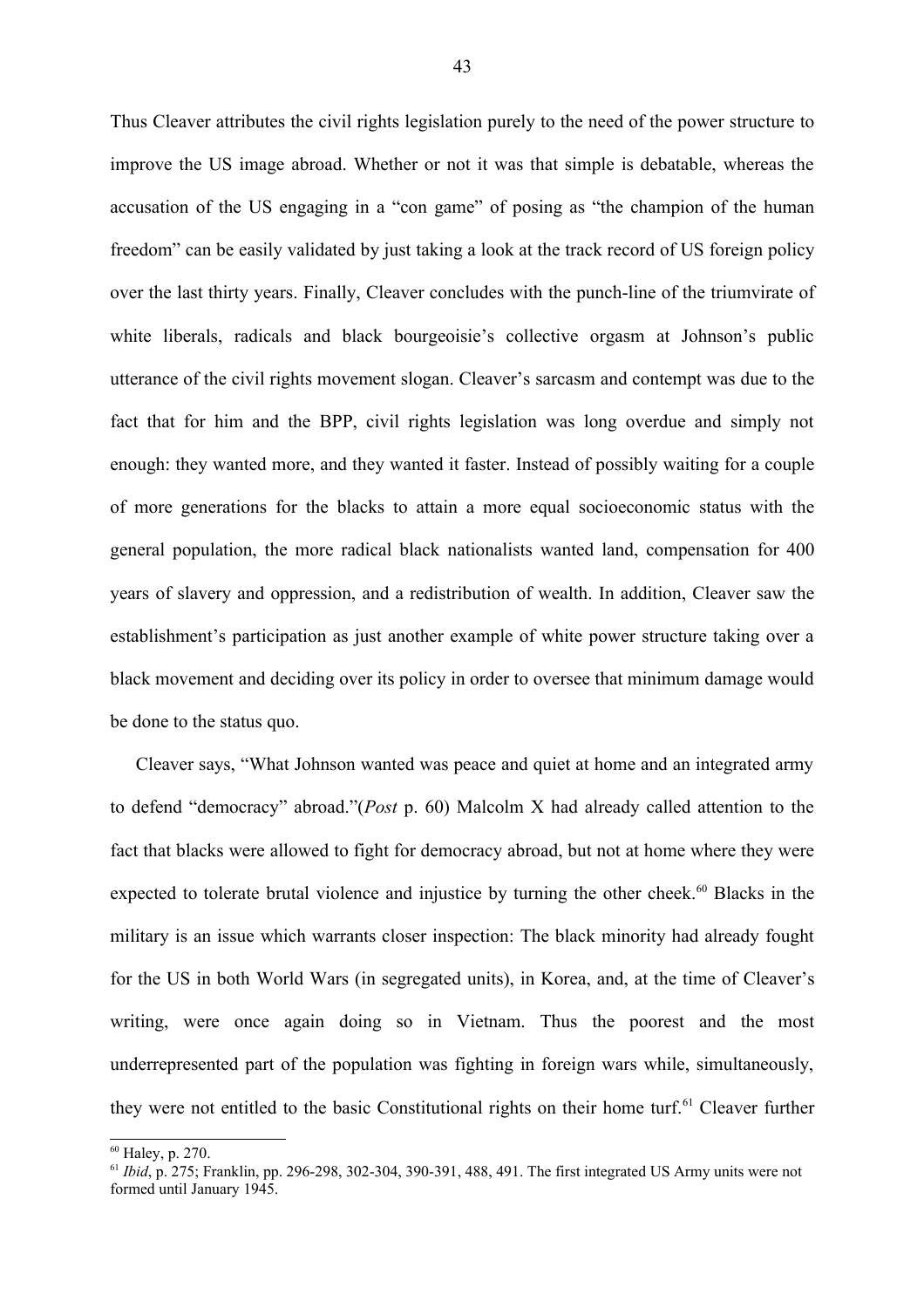Thus Cleaver attributes the civil rights legislation purely to the need of the power structure to improve the US image abroad. Whether or not it was that simple is debatable, whereas the accusation of the US engaging in a “con game” of posing as “the champion of the human freedom” can be easily validated by just taking a look at the track record of US foreign policy over the last thirty years. Finally, Cleaver concludes with the punch-line of the triumvirate of white liberals, radicals and black bourgeoisie’s collective orgasm at Johnson’s public utterance of the civil rights movement slogan. Cleaver’s sarcasm and contempt was due to the fact that for him and the BPP, civil rights legislation was long overdue and simply not enough: they wanted more, and they wanted it faster. Instead of possibly waiting for a couple of more generations for the blacks to attain a more equal socioeconomic status with the general population, the more radical black nationalists wanted land, compensation for 400 years of slavery and oppression, and a redistribution of wealth. In addition, Cleaver saw the establishment’s participation as just another example of white power structure taking over a black movement and deciding over its policy in order to oversee that minimum damage would be done to the status quo.

Cleaver says, “What Johnson wanted was peace and quiet at home and an integrated army to defend “democracy” abroad.”(*Post* p. 60) Malcolm X had already called attention to the fact that blacks were allowed to fight for democracy abroad, but not at home where they were expected to tolerate brutal violence and injustice by turning the other cheek.[60] Blacks in the military is an issue which warrants closer inspection: The black minority had already fought for the US in both World Wars (in segregated units), in Korea, and, at the time of Cleaver’s writing, were once again doing so in Vietnam. Thus the poorest and the most underrepresented part of the population was fighting in foreign wars while, simultaneously, they were not entitled to the basic Constitutional rights on their home turf.[61] Cleaver further

---

[60] Haley, p. 270.

[61] *Ibid*, p. 275; Franklin, pp. 296-298, 302-304, 390-391, 488, 491. The first integrated US Army units were not formed until January 1945.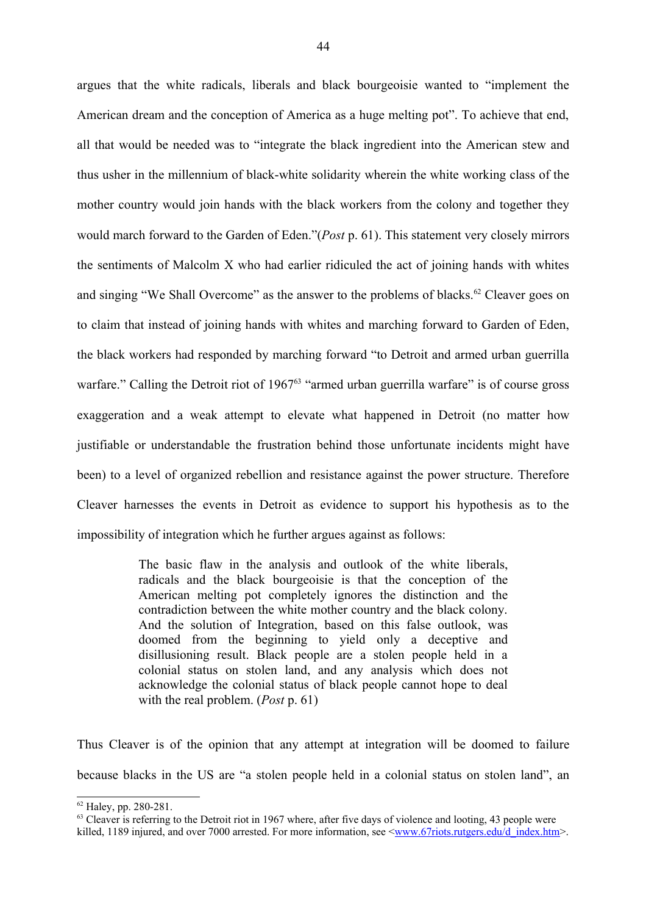argues that the white radicals, liberals and black bourgeoisie wanted to "implement the American dream and the conception of America as a huge melting pot". To achieve that end, all that would be needed was to "integrate the black ingredient into the American stew and thus usher in the millennium of black-white solidarity wherein the white working class of the mother country would join hands with the black workers from the colony and together they would march forward to the Garden of Eden."(*Post* p. 61). This statement very closely mirrors the sentiments of Malcolm X who had earlier ridiculed the act of joining hands with whites and singing "We Shall Overcome" as the answer to the problems of blacks.[62] Cleaver goes on to claim that instead of joining hands with whites and marching forward to Garden of Eden, the black workers had responded by marching forward "to Detroit and armed urban guerrilla warfare." Calling the Detroit riot of 1967[63] "armed urban guerrilla warfare" is of course gross exaggeration and a weak attempt to elevate what happened in Detroit (no matter how justifiable or understandable the frustration behind those unfortunate incidents might have been) to a level of organized rebellion and resistance against the power structure. Therefore Cleaver harnesses the events in Detroit as evidence to support his hypothesis as to the impossibility of integration which he further argues against as follows:

> The basic flaw in the analysis and outlook of the white liberals, radicals and the black bourgeoisie is that the conception of the American melting pot completely ignores the distinction and the contradiction between the white mother country and the black colony. And the solution of Integration, based on this false outlook, was doomed from the beginning to yield only a deceptive and disillusioning result. Black people are a stolen people held in a colonial status on stolen land, and any analysis which does not acknowledge the colonial status of black people cannot hope to deal with the real problem. (*Post* p. 61)

Thus Cleaver is of the opinion that any attempt at integration will be doomed to failure because blacks in the US are "a stolen people held in a colonial status on stolen land", an

---

[62] Haley, pp. 280-281.

[63] Cleaver is referring to the Detroit riot in 1967 where, after five days of violence and looting, 43 people were killed, 1189 injured, and over 7000 arrested. For more information, see <www.67riots.rutgers.edu/d_index.htm>.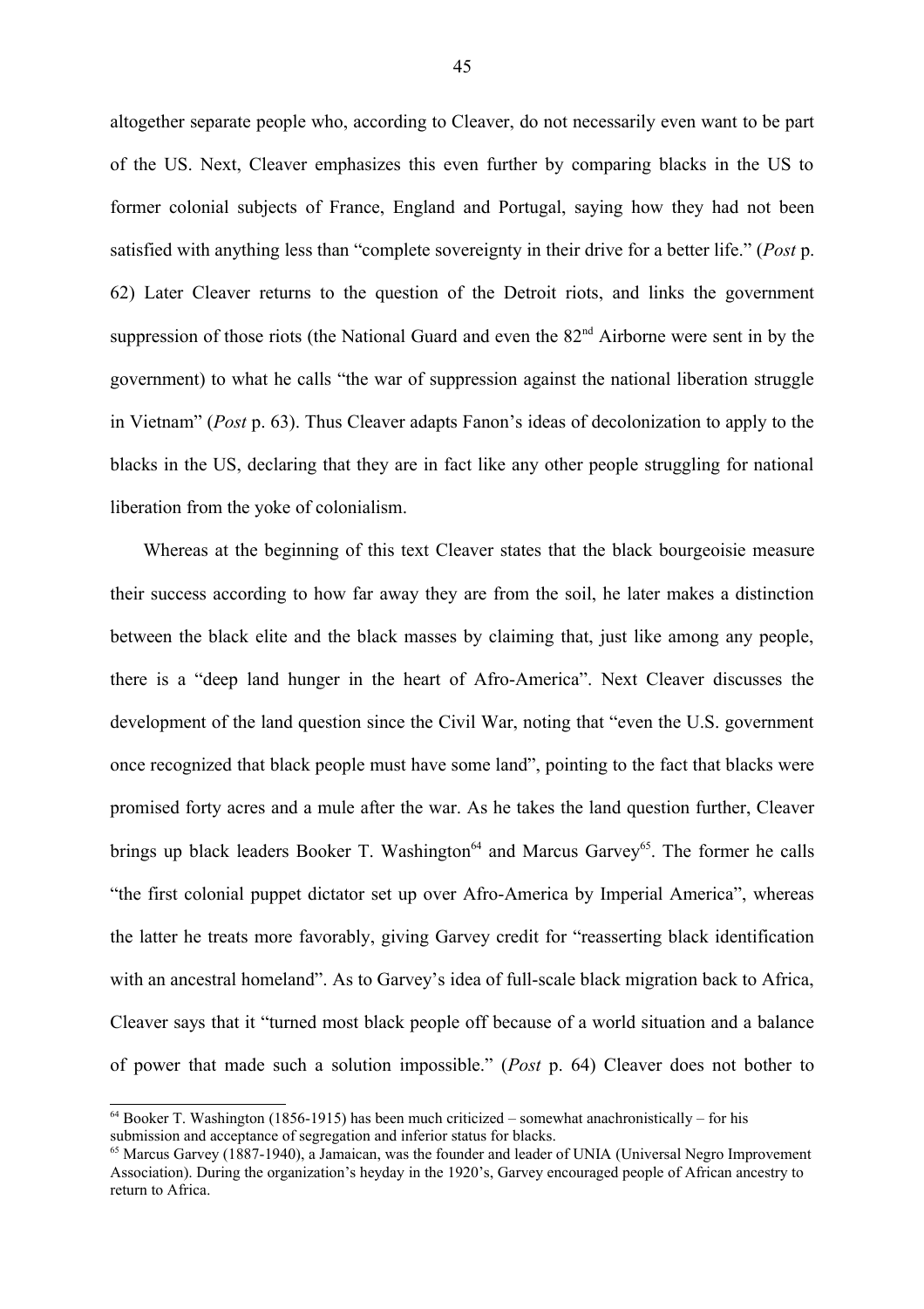altogether separate people who, according to Cleaver, do not necessarily even want to be part of the US. Next, Cleaver emphasizes this even further by comparing blacks in the US to former colonial subjects of France, England and Portugal, saying how they had not been satisfied with anything less than "complete sovereignty in their drive for a better life." (*Post* p. 62) Later Cleaver returns to the question of the Detroit riots, and links the government suppression of those riots (the National Guard and even the 82nd Airborne were sent in by the government) to what he calls "the war of suppression against the national liberation struggle in Vietnam" (*Post* p. 63). Thus Cleaver adapts Fanon's ideas of decolonization to apply to the blacks in the US, declaring that they are in fact like any other people struggling for national liberation from the yoke of colonialism.

Whereas at the beginning of this text Cleaver states that the black bourgeoisie measure their success according to how far away they are from the soil, he later makes a distinction between the black elite and the black masses by claiming that, just like among any people, there is a "deep land hunger in the heart of Afro-America". Next Cleaver discusses the development of the land question since the Civil War, noting that "even the U.S. government once recognized that black people must have some land", pointing to the fact that blacks were promised forty acres and a mule after the war. As he takes the land question further, Cleaver brings up black leaders Booker T. Washington[64] and Marcus Garvey[65]. The former he calls "the first colonial puppet dictator set up over Afro-America by Imperial America", whereas the latter he treats more favorably, giving Garvey credit for "reasserting black identification with an ancestral homeland". As to Garvey's idea of full-scale black migration back to Africa, Cleaver says that it "turned most black people off because of a world situation and a balance of power that made such a solution impossible." (*Post* p. 64) Cleaver does not bother to

[64] Booker T. Washington (1856-1915) has been much criticized – somewhat anachronistically – for his submission and acceptance of segregation and inferior status for blacks.

[65] Marcus Garvey (1887-1940), a Jamaican, was the founder and leader of UNIA (Universal Negro Improvement Association). During the organization's heyday in the 1920's, Garvey encouraged people of African ancestry to return to Africa.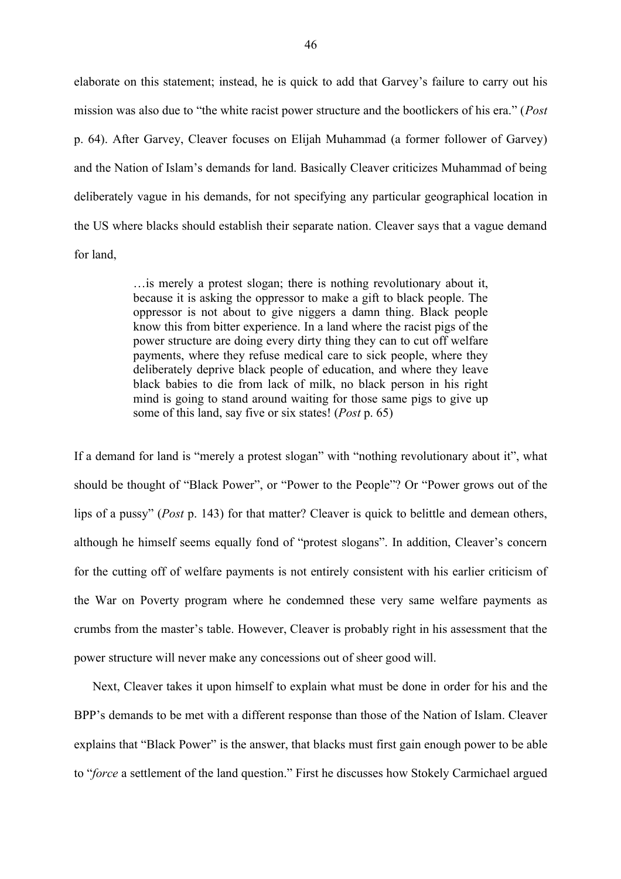elaborate on this statement; instead, he is quick to add that Garvey's failure to carry out his mission was also due to "the white racist power structure and the bootlickers of his era." (*Post* p. 64). After Garvey, Cleaver focuses on Elijah Muhammad (a former follower of Garvey) and the Nation of Islam's demands for land. Basically Cleaver criticizes Muhammad of being deliberately vague in his demands, for not specifying any particular geographical location in the US where blacks should establish their separate nation. Cleaver says that a vague demand for land,

> …is merely a protest slogan; there is nothing revolutionary about it, because it is asking the oppressor to make a gift to black people. The oppressor is not about to give niggers a damn thing. Black people know this from bitter experience. In a land where the racist pigs of the power structure are doing every dirty thing they can to cut off welfare payments, where they refuse medical care to sick people, where they deliberately deprive black people of education, and where they leave black babies to die from lack of milk, no black person in his right mind is going to stand around waiting for those same pigs to give up some of this land, say five or six states! (*Post* p. 65)

If a demand for land is "merely a protest slogan" with "nothing revolutionary about it", what should be thought of "Black Power", or "Power to the People"? Or "Power grows out of the lips of a pussy" (*Post* p. 143) for that matter? Cleaver is quick to belittle and demean others, although he himself seems equally fond of "protest slogans". In addition, Cleaver's concern for the cutting off of welfare payments is not entirely consistent with his earlier criticism of the War on Poverty program where he condemned these very same welfare payments as crumbs from the master's table. However, Cleaver is probably right in his assessment that the power structure will never make any concessions out of sheer good will.

Next, Cleaver takes it upon himself to explain what must be done in order for his and the BPP's demands to be met with a different response than those of the Nation of Islam. Cleaver explains that "Black Power" is the answer, that blacks must first gain enough power to be able to "*force* a settlement of the land question." First he discusses how Stokely Carmichael argued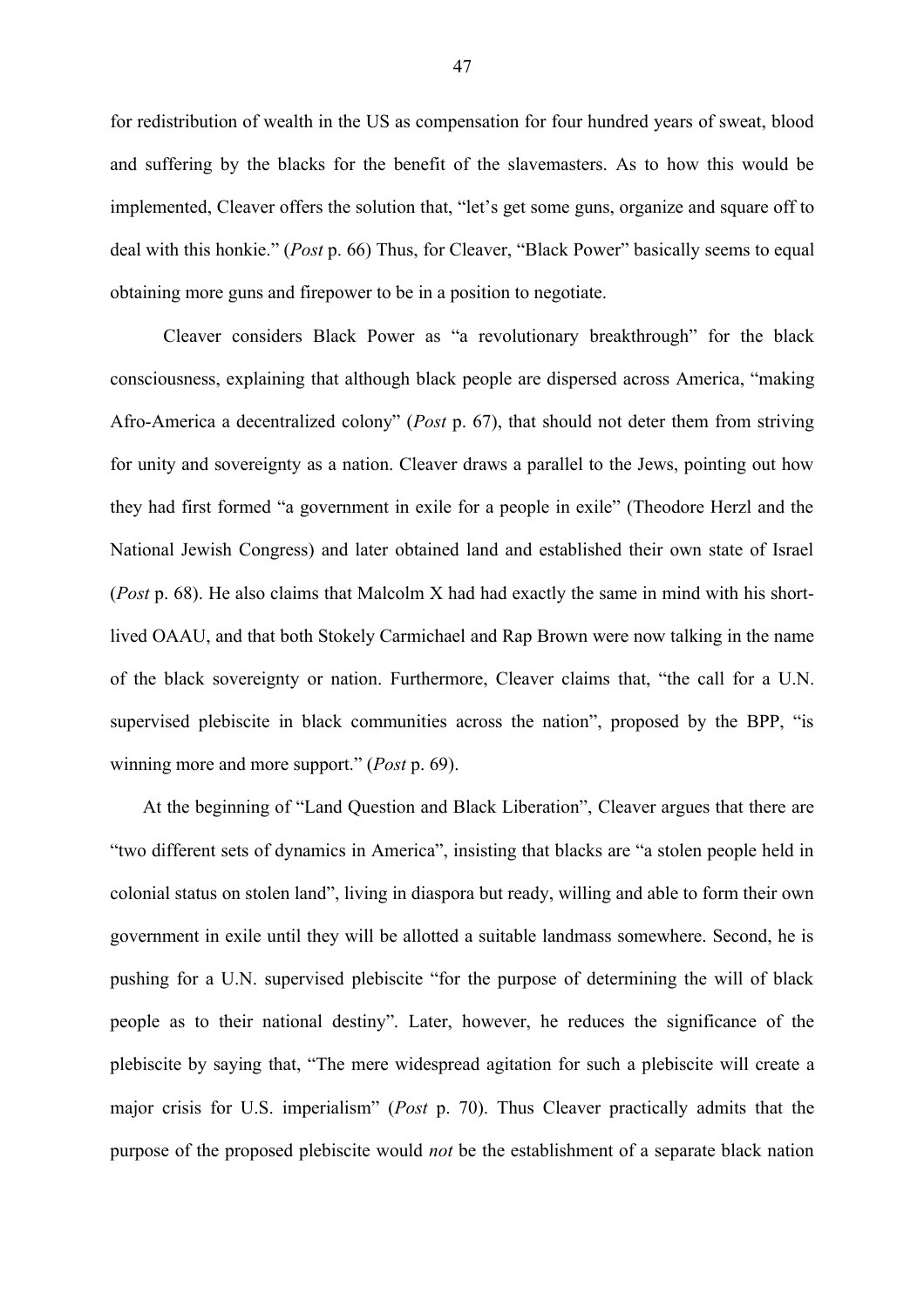for redistribution of wealth in the US as compensation for four hundred years of sweat, blood and suffering by the blacks for the benefit of the slavemasters. As to how this would be implemented, Cleaver offers the solution that, "let's get some guns, organize and square off to deal with this honkie." (*Post* p. 66) Thus, for Cleaver, "Black Power" basically seems to equal obtaining more guns and firepower to be in a position to negotiate.

Cleaver considers Black Power as "a revolutionary breakthrough" for the black consciousness, explaining that although black people are dispersed across America, "making Afro-America a decentralized colony" (*Post* p. 67), that should not deter them from striving for unity and sovereignty as a nation. Cleaver draws a parallel to the Jews, pointing out how they had first formed "a government in exile for a people in exile" (Theodore Herzl and the National Jewish Congress) and later obtained land and established their own state of Israel (*Post* p. 68). He also claims that Malcolm X had had exactly the same in mind with his short-lived OAAU, and that both Stokely Carmichael and Rap Brown were now talking in the name of the black sovereignty or nation. Furthermore, Cleaver claims that, "the call for a U.N. supervised plebiscite in black communities across the nation", proposed by the BPP, "is winning more and more support." (*Post* p. 69).

At the beginning of "Land Question and Black Liberation", Cleaver argues that there are "two different sets of dynamics in America", insisting that blacks are "a stolen people held in colonial status on stolen land", living in diaspora but ready, willing and able to form their own government in exile until they will be allotted a suitable landmass somewhere. Second, he is pushing for a U.N. supervised plebiscite "for the purpose of determining the will of black people as to their national destiny". Later, however, he reduces the significance of the plebiscite by saying that, "The mere widespread agitation for such a plebiscite will create a major crisis for U.S. imperialism" (*Post* p. 70). Thus Cleaver practically admits that the purpose of the proposed plebiscite would *not* be the establishment of a separate black nation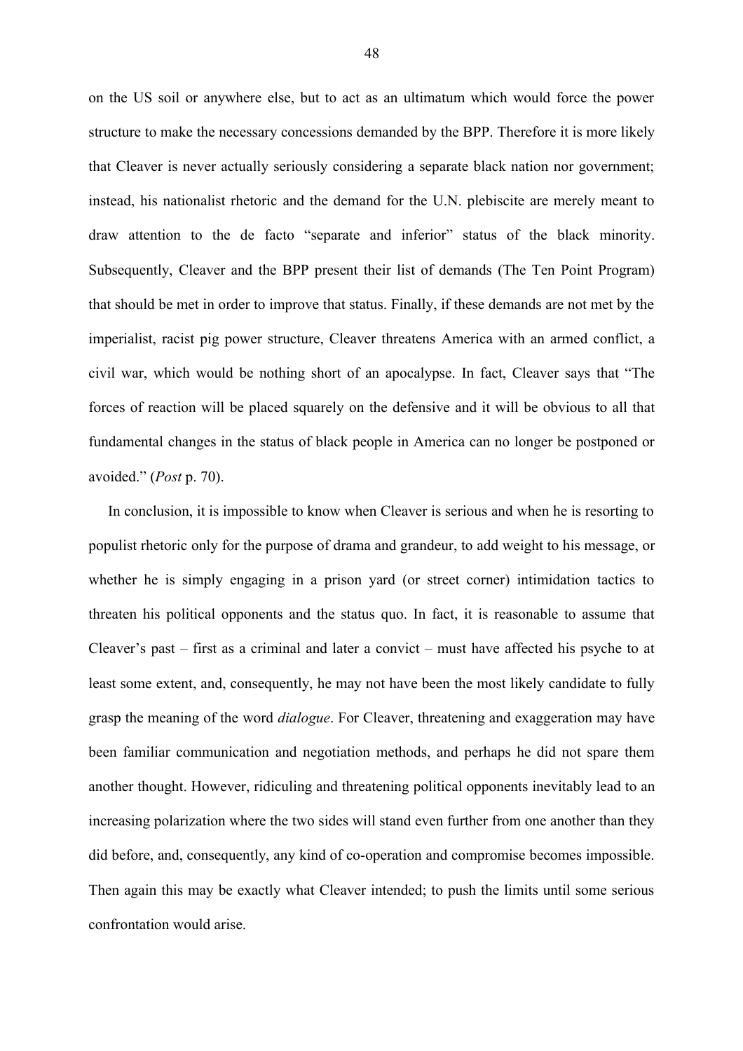on the US soil or anywhere else, but to act as an ultimatum which would force the power structure to make the necessary concessions demanded by the BPP. Therefore it is more likely that Cleaver is never actually seriously considering a separate black nation nor government; instead, his nationalist rhetoric and the demand for the U.N. plebiscite are merely meant to draw attention to the de facto "separate and inferior" status of the black minority. Subsequently, Cleaver and the BPP present their list of demands (The Ten Point Program) that should be met in order to improve that status. Finally, if these demands are not met by the imperialist, racist pig power structure, Cleaver threatens America with an armed conflict, a civil war, which would be nothing short of an apocalypse. In fact, Cleaver says that "The forces of reaction will be placed squarely on the defensive and it will be obvious to all that fundamental changes in the status of black people in America can no longer be postponed or avoided." (*Post* p. 70).

In conclusion, it is impossible to know when Cleaver is serious and when he is resorting to populist rhetoric only for the purpose of drama and grandeur, to add weight to his message, or whether he is simply engaging in a prison yard (or street corner) intimidation tactics to threaten his political opponents and the status quo. In fact, it is reasonable to assume that Cleaver's past – first as a criminal and later a convict – must have affected his psyche to at least some extent, and, consequently, he may not have been the most likely candidate to fully grasp the meaning of the word *dialogue*. For Cleaver, threatening and exaggeration may have been familiar communication and negotiation methods, and perhaps he did not spare them another thought. However, ridiculing and threatening political opponents inevitably lead to an increasing polarization where the two sides will stand even further from one another than they did before, and, consequently, any kind of co-operation and compromise becomes impossible. Then again this may be exactly what Cleaver intended; to push the limits until some serious confrontation would arise.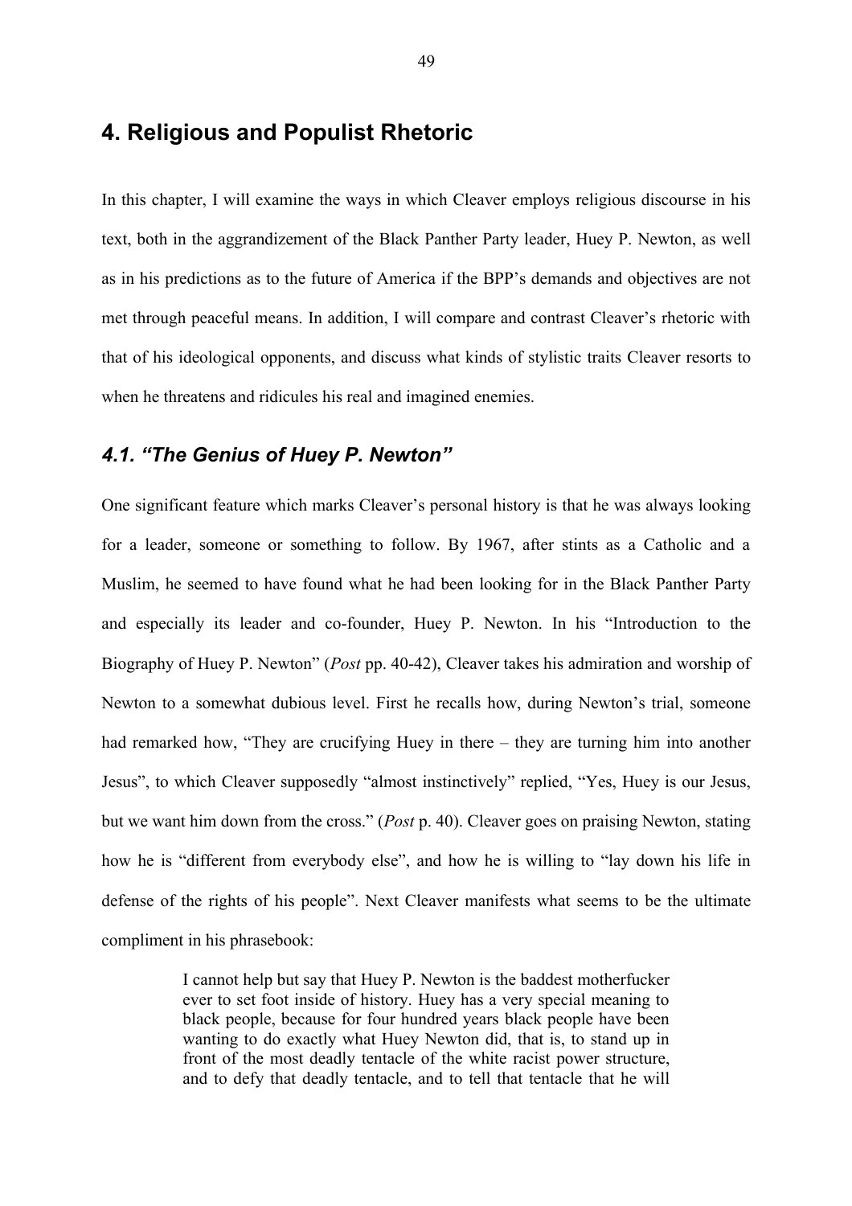# 4. Religious and Populist Rhetoric

In this chapter, I will examine the ways in which Cleaver employs religious discourse in his text, both in the aggrandizement of the Black Panther Party leader, Huey P. Newton, as well as in his predictions as to the future of America if the BPP's demands and objectives are not met through peaceful means. In addition, I will compare and contrast Cleaver's rhetoric with that of his ideological opponents, and discuss what kinds of stylistic traits Cleaver resorts to when he threatens and ridicules his real and imagined enemies.

## *4.1. "The Genius of Huey P. Newton"*

One significant feature which marks Cleaver's personal history is that he was always looking for a leader, someone or something to follow. By 1967, after stints as a Catholic and a Muslim, he seemed to have found what he had been looking for in the Black Panther Party and especially its leader and co-founder, Huey P. Newton. In his "Introduction to the Biography of Huey P. Newton" (*Post* pp. 40-42), Cleaver takes his admiration and worship of Newton to a somewhat dubious level. First he recalls how, during Newton's trial, someone had remarked how, "They are crucifying Huey in there – they are turning him into another Jesus", to which Cleaver supposedly "almost instinctively" replied, "Yes, Huey is our Jesus, but we want him down from the cross." (*Post* p. 40). Cleaver goes on praising Newton, stating how he is "different from everybody else", and how he is willing to "lay down his life in defense of the rights of his people". Next Cleaver manifests what seems to be the ultimate compliment in his phrasebook:

> I cannot help but say that Huey P. Newton is the baddest motherfucker ever to set foot inside of history. Huey has a very special meaning to black people, because for four hundred years black people have been wanting to do exactly what Huey Newton did, that is, to stand up in front of the most deadly tentacle of the white racist power structure, and to defy that deadly tentacle, and to tell that tentacle that he will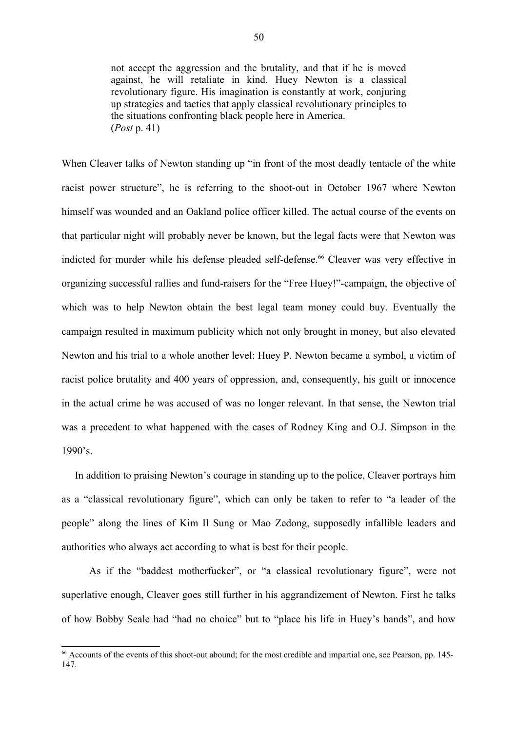> not accept the aggression and the brutality, and that if he is moved against, he will retaliate in kind. Huey Newton is a classical revolutionary figure. His imagination is constantly at work, conjuring up strategies and tactics that apply classical revolutionary principles to the situations confronting black people here in America.
> (*Post* p. 41)

When Cleaver talks of Newton standing up "in front of the most deadly tentacle of the white racist power structure", he is referring to the shoot-out in October 1967 where Newton himself was wounded and an Oakland police officer killed. The actual course of the events on that particular night will probably never be known, but the legal facts were that Newton was indicted for murder while his defense pleaded self-defense.[66] Cleaver was very effective in organizing successful rallies and fund-raisers for the "Free Huey!"-campaign, the objective of which was to help Newton obtain the best legal team money could buy. Eventually the campaign resulted in maximum publicity which not only brought in money, but also elevated Newton and his trial to a whole another level: Huey P. Newton became a symbol, a victim of racist police brutality and 400 years of oppression, and, consequently, his guilt or innocence in the actual crime he was accused of was no longer relevant. In that sense, the Newton trial was a precedent to what happened with the cases of Rodney King and O.J. Simpson in the 1990's.

In addition to praising Newton's courage in standing up to the police, Cleaver portrays him as a "classical revolutionary figure", which can only be taken to refer to "a leader of the people" along the lines of Kim Il Sung or Mao Zedong, supposedly infallible leaders and authorities who always act according to what is best for their people.

As if the "baddest motherfucker", or "a classical revolutionary figure", were not superlative enough, Cleaver goes still further in his aggrandizement of Newton. First he talks of how Bobby Seale had "had no choice" but to "place his life in Huey's hands", and how

---

[66] Accounts of the events of this shoot-out abound; for the most credible and impartial one, see Pearson, pp. 145-147.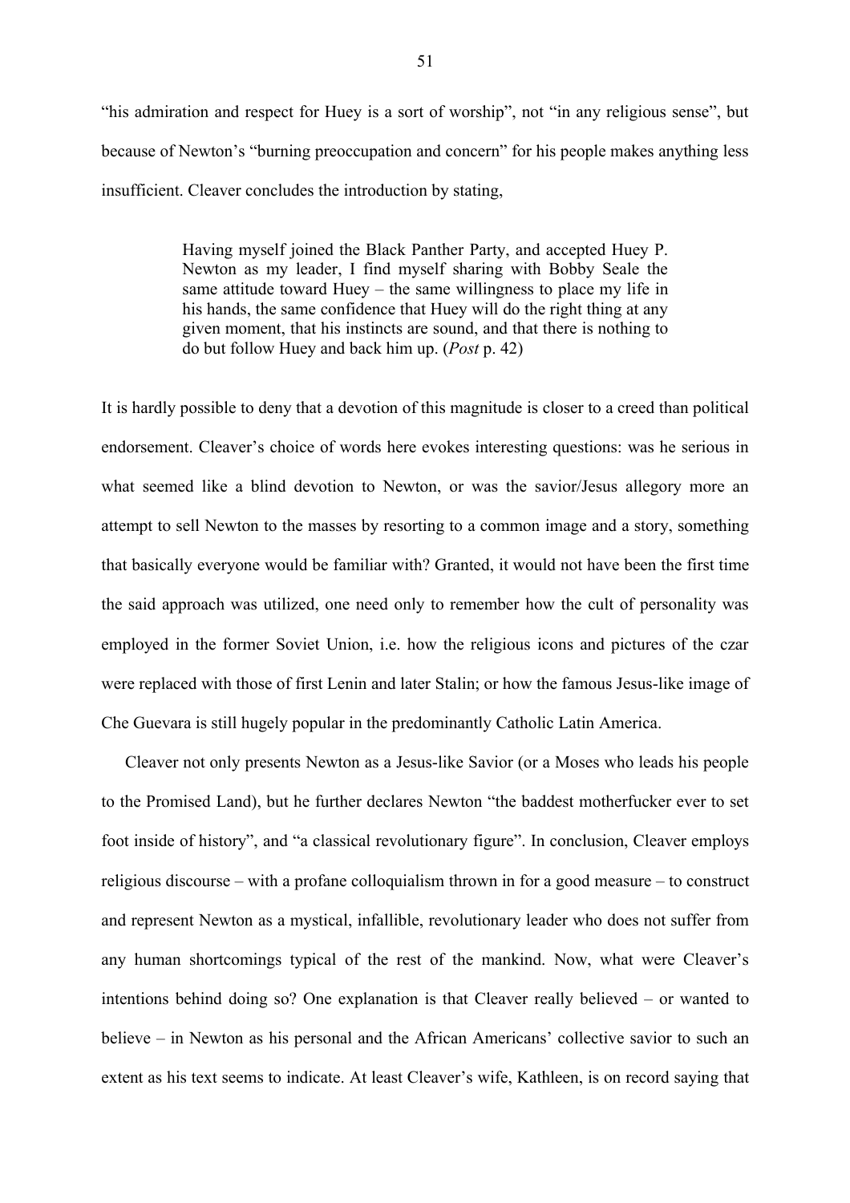"his admiration and respect for Huey is a sort of worship", not "in any religious sense", but because of Newton's "burning preoccupation and concern" for his people makes anything less insufficient. Cleaver concludes the introduction by stating,

> Having myself joined the Black Panther Party, and accepted Huey P. Newton as my leader, I find myself sharing with Bobby Seale the same attitude toward Huey – the same willingness to place my life in his hands, the same confidence that Huey will do the right thing at any given moment, that his instincts are sound, and that there is nothing to do but follow Huey and back him up. (*Post* p. 42)

It is hardly possible to deny that a devotion of this magnitude is closer to a creed than political endorsement. Cleaver's choice of words here evokes interesting questions: was he serious in what seemed like a blind devotion to Newton, or was the savior/Jesus allegory more an attempt to sell Newton to the masses by resorting to a common image and a story, something that basically everyone would be familiar with? Granted, it would not have been the first time the said approach was utilized, one need only to remember how the cult of personality was employed in the former Soviet Union, i.e. how the religious icons and pictures of the czar were replaced with those of first Lenin and later Stalin; or how the famous Jesus-like image of Che Guevara is still hugely popular in the predominantly Catholic Latin America.

Cleaver not only presents Newton as a Jesus-like Savior (or a Moses who leads his people to the Promised Land), but he further declares Newton "the baddest motherfucker ever to set foot inside of history", and "a classical revolutionary figure". In conclusion, Cleaver employs religious discourse – with a profane colloquialism thrown in for a good measure – to construct and represent Newton as a mystical, infallible, revolutionary leader who does not suffer from any human shortcomings typical of the rest of the mankind. Now, what were Cleaver's intentions behind doing so? One explanation is that Cleaver really believed – or wanted to believe – in Newton as his personal and the African Americans' collective savior to such an extent as his text seems to indicate. At least Cleaver's wife, Kathleen, is on record saying that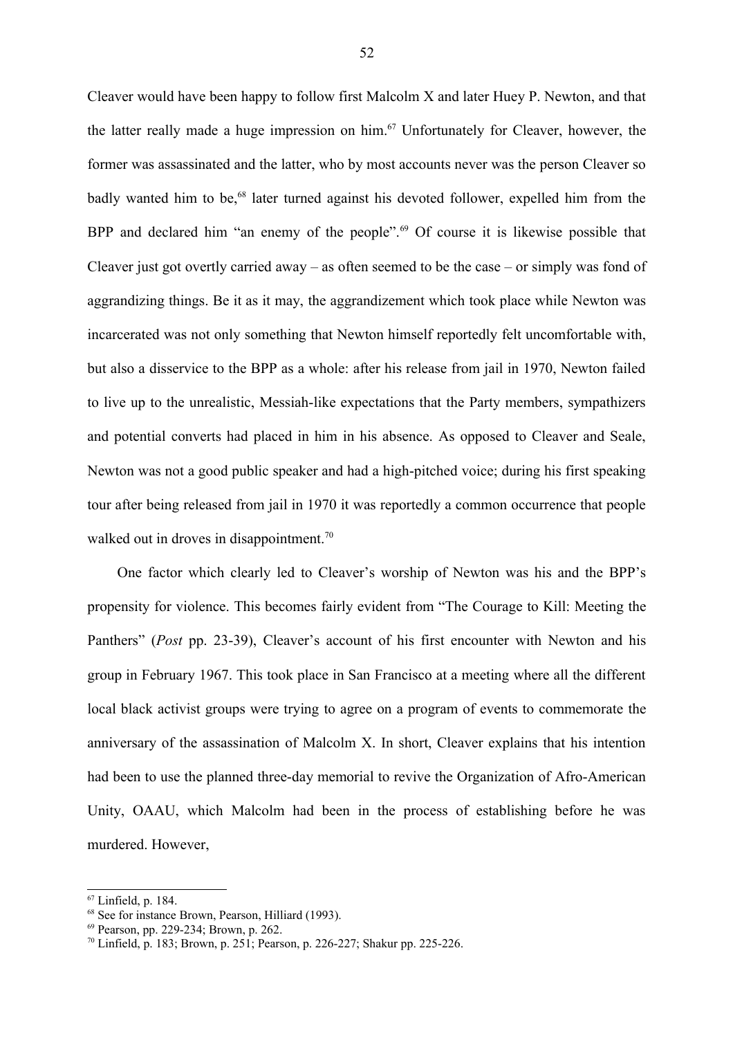Cleaver would have been happy to follow first Malcolm X and later Huey P. Newton, and that the latter really made a huge impression on him.[67] Unfortunately for Cleaver, however, the former was assassinated and the latter, who by most accounts never was the person Cleaver so badly wanted him to be,[68] later turned against his devoted follower, expelled him from the BPP and declared him "an enemy of the people".[69] Of course it is likewise possible that Cleaver just got overtly carried away – as often seemed to be the case – or simply was fond of aggrandizing things. Be it as it may, the aggrandizement which took place while Newton was incarcerated was not only something that Newton himself reportedly felt uncomfortable with, but also a disservice to the BPP as a whole: after his release from jail in 1970, Newton failed to live up to the unrealistic, Messiah-like expectations that the Party members, sympathizers and potential converts had placed in him in his absence. As opposed to Cleaver and Seale, Newton was not a good public speaker and had a high-pitched voice; during his first speaking tour after being released from jail in 1970 it was reportedly a common occurrence that people walked out in droves in disappointment.[70]

One factor which clearly led to Cleaver's worship of Newton was his and the BPP's propensity for violence. This becomes fairly evident from "The Courage to Kill: Meeting the Panthers" (*Post* pp. 23-39), Cleaver's account of his first encounter with Newton and his group in February 1967. This took place in San Francisco at a meeting where all the different local black activist groups were trying to agree on a program of events to commemorate the anniversary of the assassination of Malcolm X. In short, Cleaver explains that his intention had been to use the planned three-day memorial to revive the Organization of Afro-American Unity, OAAU, which Malcolm had been in the process of establishing before he was murdered. However,

---

[67] Linfield, p. 184.

[68] See for instance Brown, Pearson, Hilliard (1993).

[69] Pearson, pp. 229-234; Brown, p. 262.

[70] Linfield, p. 183; Brown, p. 251; Pearson, p. 226-227; Shakur pp. 225-226.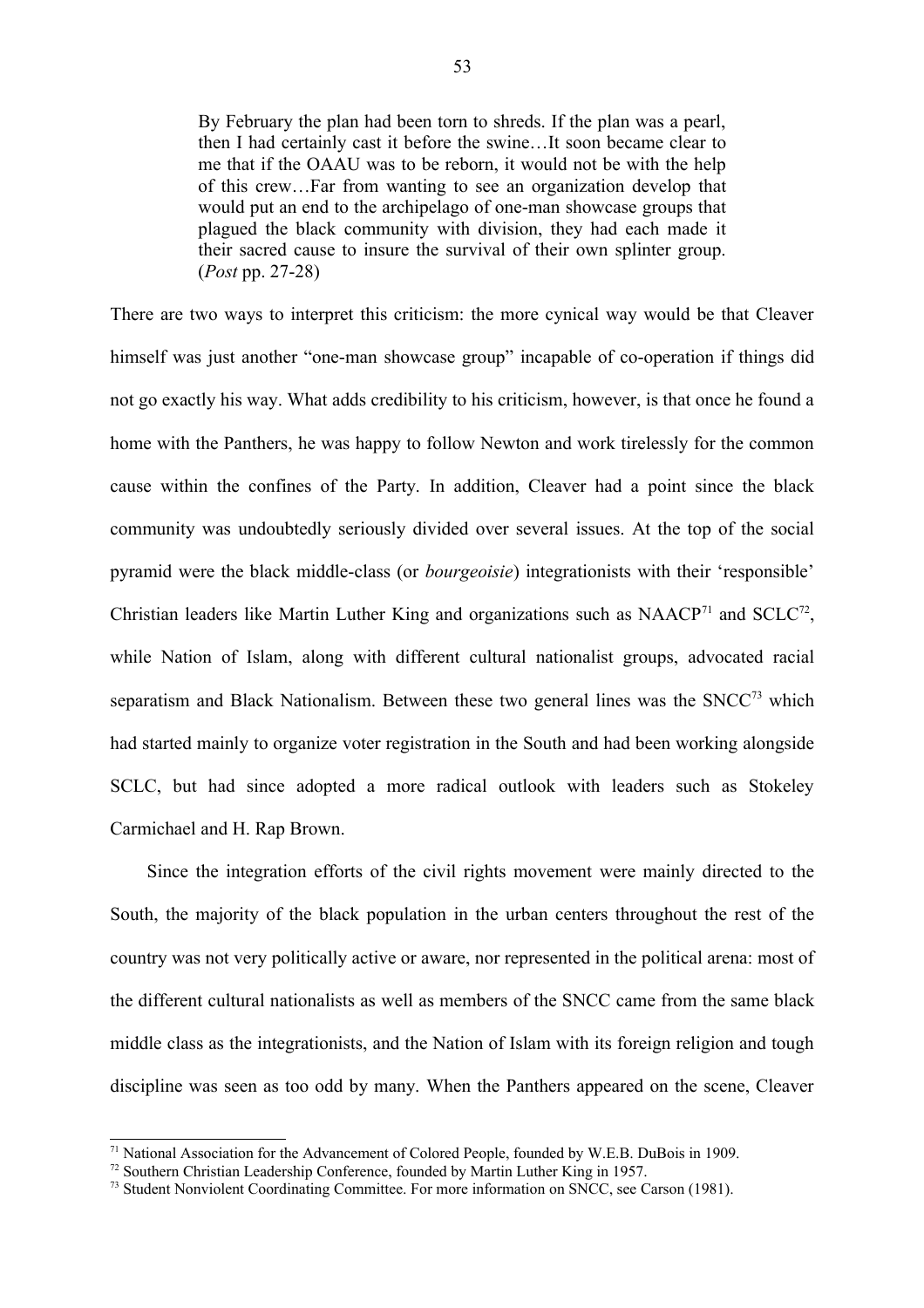> By February the plan had been torn to shreds. If the plan was a pearl, then I had certainly cast it before the swine…It soon became clear to me that if the OAAU was to be reborn, it would not be with the help of this crew…Far from wanting to see an organization develop that would put an end to the archipelago of one-man showcase groups that plagued the black community with division, they had each made it their sacred cause to insure the survival of their own splinter group. (*Post* pp. 27-28)

There are two ways to interpret this criticism: the more cynical way would be that Cleaver himself was just another "one-man showcase group" incapable of co-operation if things did not go exactly his way. What adds credibility to his criticism, however, is that once he found a home with the Panthers, he was happy to follow Newton and work tirelessly for the common cause within the confines of the Party. In addition, Cleaver had a point since the black community was undoubtedly seriously divided over several issues. At the top of the social pyramid were the black middle-class (or *bourgeoisie*) integrationists with their 'responsible' Christian leaders like Martin Luther King and organizations such as NAACP[71] and SCLC[72], while Nation of Islam, along with different cultural nationalist groups, advocated racial separatism and Black Nationalism. Between these two general lines was the SNCC[73] which had started mainly to organize voter registration in the South and had been working alongside SCLC, but had since adopted a more radical outlook with leaders such as Stokeley Carmichael and H. Rap Brown.

Since the integration efforts of the civil rights movement were mainly directed to the South, the majority of the black population in the urban centers throughout the rest of the country was not very politically active or aware, nor represented in the political arena: most of the different cultural nationalists as well as members of the SNCC came from the same black middle class as the integrationists, and the Nation of Islam with its foreign religion and tough discipline was seen as too odd by many. When the Panthers appeared on the scene, Cleaver

[71] National Association for the Advancement of Colored People, founded by W.E.B. DuBois in 1909.

[72] Southern Christian Leadership Conference, founded by Martin Luther King in 1957.

[73] Student Nonviolent Coordinating Committee. For more information on SNCC, see Carson (1981).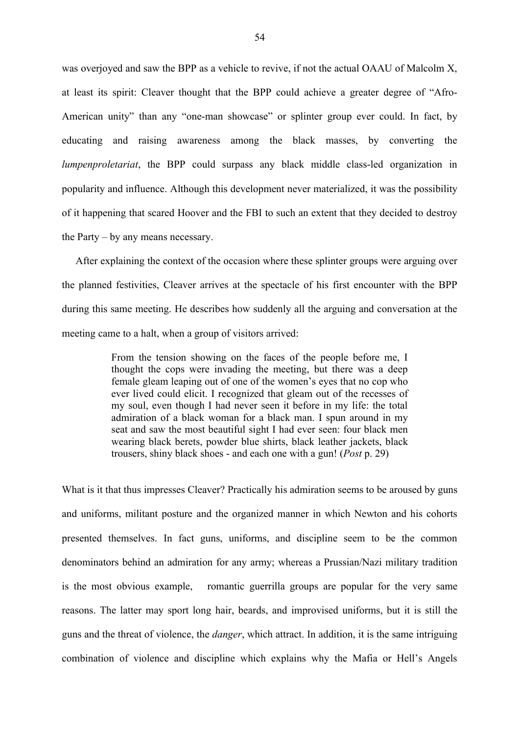was overjoyed and saw the BPP as a vehicle to revive, if not the actual OAAU of Malcolm X, at least its spirit: Cleaver thought that the BPP could achieve a greater degree of "Afro-American unity" than any "one-man showcase" or splinter group ever could. In fact, by educating and raising awareness among the black masses, by converting the *lumpenproletariat*, the BPP could surpass any black middle class-led organization in popularity and influence. Although this development never materialized, it was the possibility of it happening that scared Hoover and the FBI to such an extent that they decided to destroy the Party – by any means necessary.

After explaining the context of the occasion where these splinter groups were arguing over the planned festivities, Cleaver arrives at the spectacle of his first encounter with the BPP during this same meeting. He describes how suddenly all the arguing and conversation at the meeting came to a halt, when a group of visitors arrived:

> From the tension showing on the faces of the people before me, I thought the cops were invading the meeting, but there was a deep female gleam leaping out of one of the women's eyes that no cop who ever lived could elicit. I recognized that gleam out of the recesses of my soul, even though I had never seen it before in my life: the total admiration of a black woman for a black man. I spun around in my seat and saw the most beautiful sight I had ever seen: four black men wearing black berets, powder blue shirts, black leather jackets, black trousers, shiny black shoes - and each one with a gun! (*Post* p. 29)

What is it that thus impresses Cleaver? Practically his admiration seems to be aroused by guns and uniforms, militant posture and the organized manner in which Newton and his cohorts presented themselves. In fact guns, uniforms, and discipline seem to be the common denominators behind an admiration for any army; whereas a Prussian/Nazi military tradition is the most obvious example, romantic guerrilla groups are popular for the very same reasons. The latter may sport long hair, beards, and improvised uniforms, but it is still the guns and the threat of violence, the *danger*, which attract. In addition, it is the same intriguing combination of violence and discipline which explains why the Mafia or Hell's Angels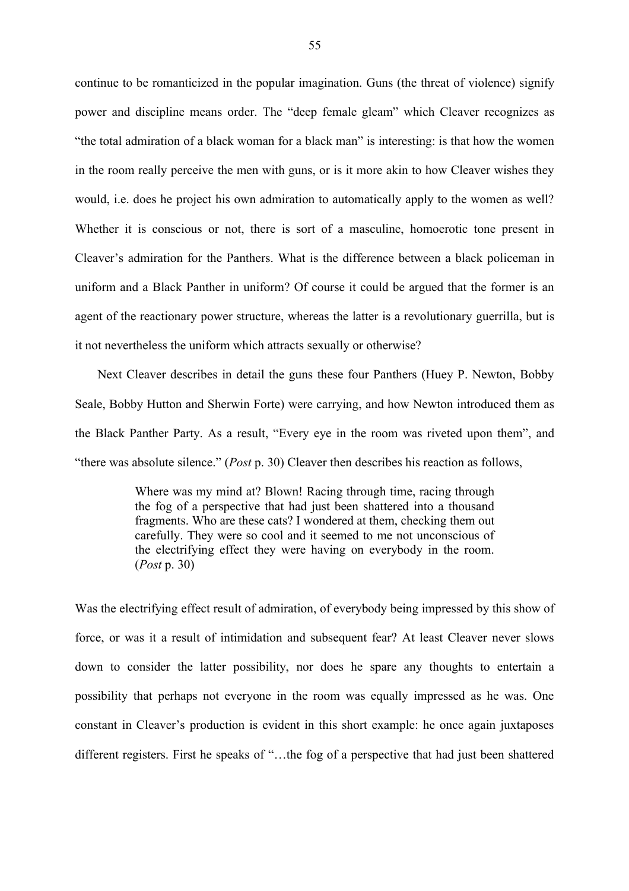continue to be romanticized in the popular imagination. Guns (the threat of violence) signify power and discipline means order. The "deep female gleam" which Cleaver recognizes as "the total admiration of a black woman for a black man" is interesting: is that how the women in the room really perceive the men with guns, or is it more akin to how Cleaver wishes they would, i.e. does he project his own admiration to automatically apply to the women as well? Whether it is conscious or not, there is sort of a masculine, homoerotic tone present in Cleaver's admiration for the Panthers. What is the difference between a black policeman in uniform and a Black Panther in uniform? Of course it could be argued that the former is an agent of the reactionary power structure, whereas the latter is a revolutionary guerrilla, but is it not nevertheless the uniform which attracts sexually or otherwise?

Next Cleaver describes in detail the guns these four Panthers (Huey P. Newton, Bobby Seale, Bobby Hutton and Sherwin Forte) were carrying, and how Newton introduced them as the Black Panther Party. As a result, "Every eye in the room was riveted upon them", and "there was absolute silence." (*Post* p. 30) Cleaver then describes his reaction as follows,

> Where was my mind at? Blown! Racing through time, racing through the fog of a perspective that had just been shattered into a thousand fragments. Who are these cats? I wondered at them, checking them out carefully. They were so cool and it seemed to me not unconscious of the electrifying effect they were having on everybody in the room. (*Post* p. 30)

Was the electrifying effect result of admiration, of everybody being impressed by this show of force, or was it a result of intimidation and subsequent fear? At least Cleaver never slows down to consider the latter possibility, nor does he spare any thoughts to entertain a possibility that perhaps not everyone in the room was equally impressed as he was. One constant in Cleaver's production is evident in this short example: he once again juxtaposes different registers. First he speaks of "…the fog of a perspective that had just been shattered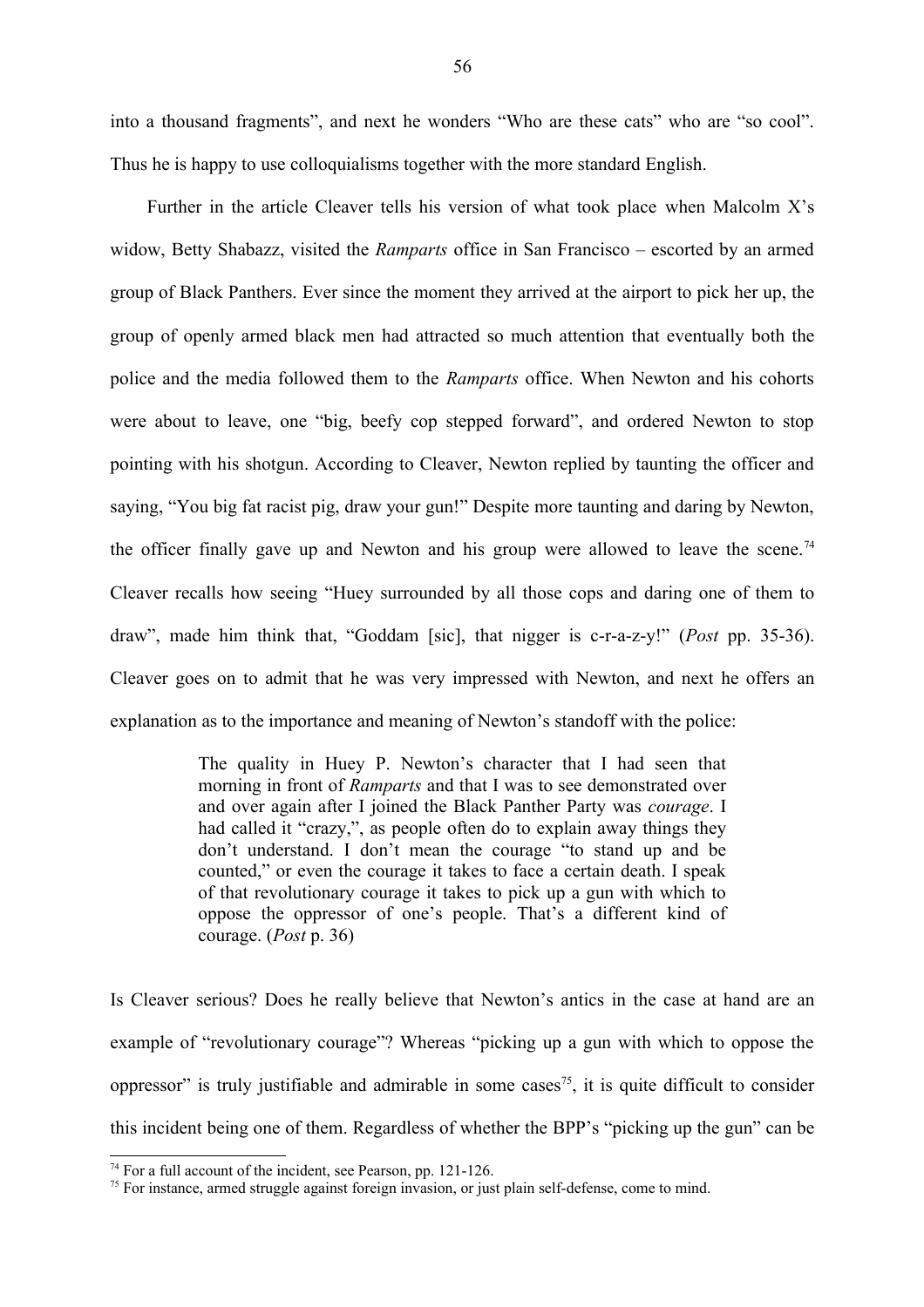into a thousand fragments", and next he wonders "Who are these cats" who are "so cool". Thus he is happy to use colloquialisms together with the more standard English.

Further in the article Cleaver tells his version of what took place when Malcolm X's widow, Betty Shabazz, visited the *Ramparts* office in San Francisco – escorted by an armed group of Black Panthers. Ever since the moment they arrived at the airport to pick her up, the group of openly armed black men had attracted so much attention that eventually both the police and the media followed them to the *Ramparts* office. When Newton and his cohorts were about to leave, one "big, beefy cop stepped forward", and ordered Newton to stop pointing with his shotgun. According to Cleaver, Newton replied by taunting the officer and saying, "You big fat racist pig, draw your gun!" Despite more taunting and daring by Newton, the officer finally gave up and Newton and his group were allowed to leave the scene.[74] Cleaver recalls how seeing "Huey surrounded by all those cops and daring one of them to draw", made him think that, "Goddam [sic], that nigger is c-r-a-z-y!" (*Post* pp. 35-36). Cleaver goes on to admit that he was very impressed with Newton, and next he offers an explanation as to the importance and meaning of Newton's standoff with the police:

> The quality in Huey P. Newton's character that I had seen that morning in front of *Ramparts* and that I was to see demonstrated over and over again after I joined the Black Panther Party was *courage*. I had called it "crazy,", as people often do to explain away things they don't understand. I don't mean the courage "to stand up and be counted," or even the courage it takes to face a certain death. I speak of that revolutionary courage it takes to pick up a gun with which to oppose the oppressor of one's people. That's a different kind of courage. (*Post* p. 36)

Is Cleaver serious? Does he really believe that Newton's antics in the case at hand are an example of "revolutionary courage"? Whereas "picking up a gun with which to oppose the oppressor" is truly justifiable and admirable in some cases[75], it is quite difficult to consider this incident being one of them. Regardless of whether the BPP's "picking up the gun" can be

[74] For a full account of the incident, see Pearson, pp. 121-126.

[75] For instance, armed struggle against foreign invasion, or just plain self-defense, come to mind.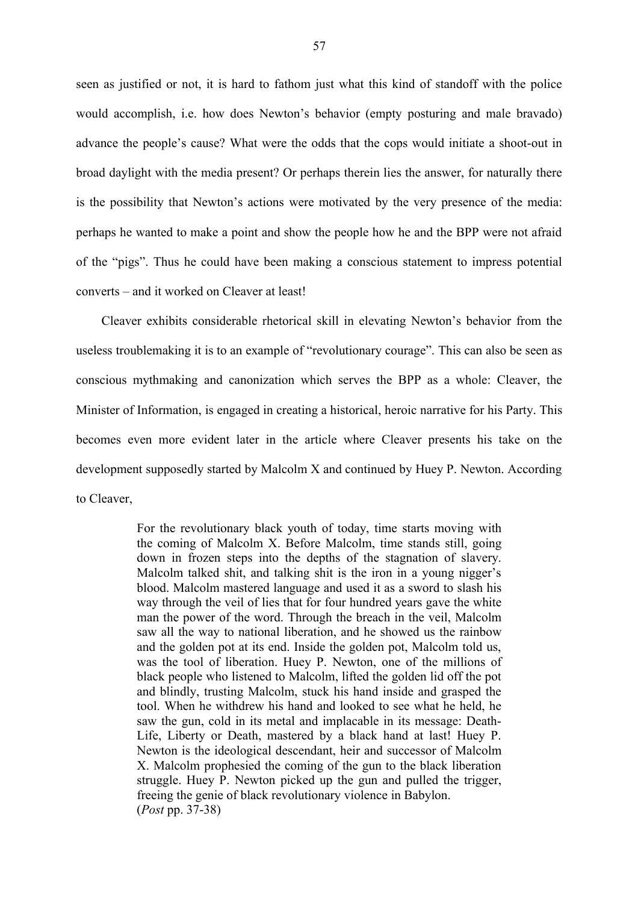seen as justified or not, it is hard to fathom just what this kind of standoff with the police would accomplish, i.e. how does Newton's behavior (empty posturing and male bravado) advance the people's cause? What were the odds that the cops would initiate a shoot-out in broad daylight with the media present? Or perhaps therein lies the answer, for naturally there is the possibility that Newton's actions were motivated by the very presence of the media: perhaps he wanted to make a point and show the people how he and the BPP were not afraid of the "pigs". Thus he could have been making a conscious statement to impress potential converts – and it worked on Cleaver at least!

Cleaver exhibits considerable rhetorical skill in elevating Newton's behavior from the useless troublemaking it is to an example of "revolutionary courage". This can also be seen as conscious mythmaking and canonization which serves the BPP as a whole: Cleaver, the Minister of Information, is engaged in creating a historical, heroic narrative for his Party. This becomes even more evident later in the article where Cleaver presents his take on the development supposedly started by Malcolm X and continued by Huey P. Newton. According to Cleaver,

> For the revolutionary black youth of today, time starts moving with the coming of Malcolm X. Before Malcolm, time stands still, going down in frozen steps into the depths of the stagnation of slavery. Malcolm talked shit, and talking shit is the iron in a young nigger's blood. Malcolm mastered language and used it as a sword to slash his way through the veil of lies that for four hundred years gave the white man the power of the word. Through the breach in the veil, Malcolm saw all the way to national liberation, and he showed us the rainbow and the golden pot at its end. Inside the golden pot, Malcolm told us, was the tool of liberation. Huey P. Newton, one of the millions of black people who listened to Malcolm, lifted the golden lid off the pot and blindly, trusting Malcolm, stuck his hand inside and grasped the tool. When he withdrew his hand and looked to see what he held, he saw the gun, cold in its metal and implacable in its message: Death-Life, Liberty or Death, mastered by a black hand at last! Huey P. Newton is the ideological descendant, heir and successor of Malcolm X. Malcolm prophesied the coming of the gun to the black liberation struggle. Huey P. Newton picked up the gun and pulled the trigger, freeing the genie of black revolutionary violence in Babylon.
> (*Post* pp. 37-38)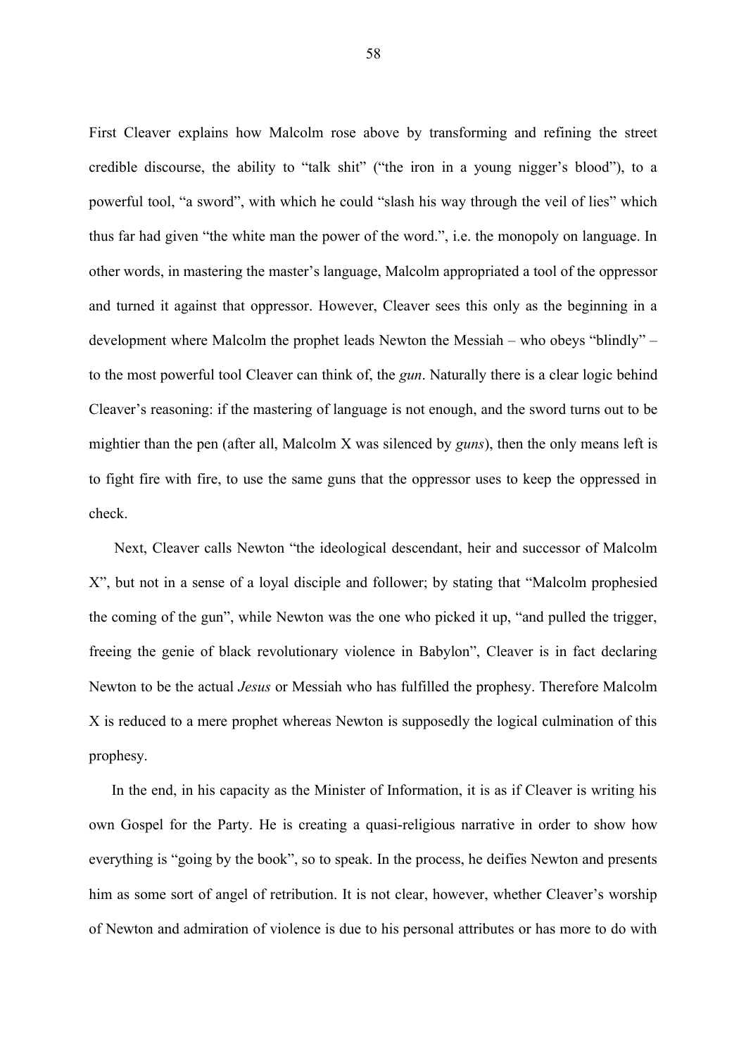First Cleaver explains how Malcolm rose above by transforming and refining the street credible discourse, the ability to "talk shit" ("the iron in a young nigger's blood"), to a powerful tool, "a sword", with which he could "slash his way through the veil of lies" which thus far had given "the white man the power of the word.", i.e. the monopoly on language. In other words, in mastering the master's language, Malcolm appropriated a tool of the oppressor and turned it against that oppressor. However, Cleaver sees this only as the beginning in a development where Malcolm the prophet leads Newton the Messiah – who obeys "blindly" – to the most powerful tool Cleaver can think of, the *gun*. Naturally there is a clear logic behind Cleaver's reasoning: if the mastering of language is not enough, and the sword turns out to be mightier than the pen (after all, Malcolm X was silenced by *guns*), then the only means left is to fight fire with fire, to use the same guns that the oppressor uses to keep the oppressed in check.

Next, Cleaver calls Newton "the ideological descendant, heir and successor of Malcolm X", but not in a sense of a loyal disciple and follower; by stating that "Malcolm prophesied the coming of the gun", while Newton was the one who picked it up, "and pulled the trigger, freeing the genie of black revolutionary violence in Babylon", Cleaver is in fact declaring Newton to be the actual *Jesus* or Messiah who has fulfilled the prophesy. Therefore Malcolm X is reduced to a mere prophet whereas Newton is supposedly the logical culmination of this prophesy.

In the end, in his capacity as the Minister of Information, it is as if Cleaver is writing his own Gospel for the Party. He is creating a quasi-religious narrative in order to show how everything is "going by the book", so to speak. In the process, he deifies Newton and presents him as some sort of angel of retribution. It is not clear, however, whether Cleaver's worship of Newton and admiration of violence is due to his personal attributes or has more to do with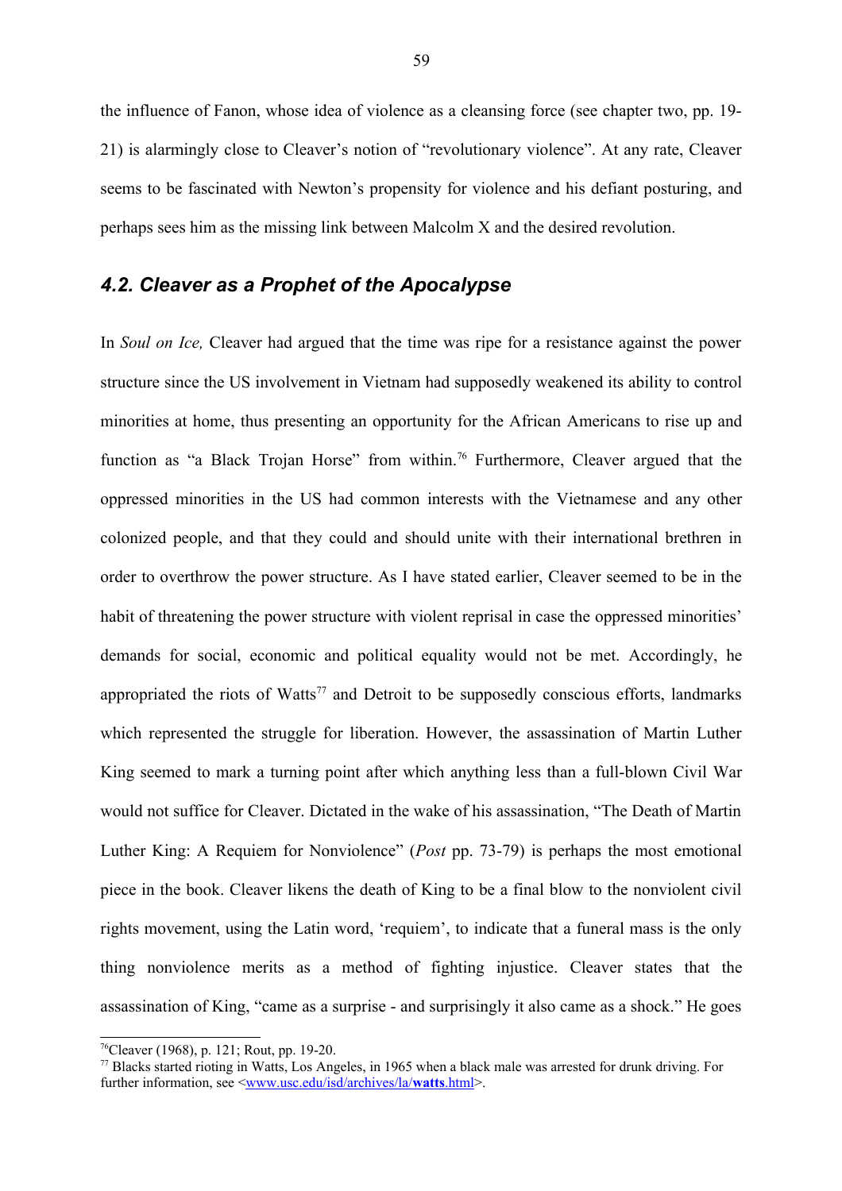the influence of Fanon, whose idea of violence as a cleansing force (see chapter two, pp. 19-21) is alarmingly close to Cleaver's notion of "revolutionary violence". At any rate, Cleaver seems to be fascinated with Newton's propensity for violence and his defiant posturing, and perhaps sees him as the missing link between Malcolm X and the desired revolution.

### *4.2. Cleaver as a Prophet of the Apocalypse*

In *Soul on Ice,* Cleaver had argued that the time was ripe for a resistance against the power structure since the US involvement in Vietnam had supposedly weakened its ability to control minorities at home, thus presenting an opportunity for the African Americans to rise up and function as "a Black Trojan Horse" from within.[76] Furthermore, Cleaver argued that the oppressed minorities in the US had common interests with the Vietnamese and any other colonized people, and that they could and should unite with their international brethren in order to overthrow the power structure. As I have stated earlier, Cleaver seemed to be in the habit of threatening the power structure with violent reprisal in case the oppressed minorities' demands for social, economic and political equality would not be met. Accordingly, he appropriated the riots of Watts[77] and Detroit to be supposedly conscious efforts, landmarks which represented the struggle for liberation. However, the assassination of Martin Luther King seemed to mark a turning point after which anything less than a full-blown Civil War would not suffice for Cleaver. Dictated in the wake of his assassination, "The Death of Martin Luther King: A Requiem for Nonviolence" (*Post* pp. 73-79) is perhaps the most emotional piece in the book. Cleaver likens the death of King to be a final blow to the nonviolent civil rights movement, using the Latin word, 'requiem', to indicate that a funeral mass is the only thing nonviolence merits as a method of fighting injustice. Cleaver states that the assassination of King, "came as a surprise - and surprisingly it also came as a shock." He goes

---

[76] Cleaver (1968), p. 121; Rout, pp. 19-20.

[77] Blacks started rioting in Watts, Los Angeles, in 1965 when a black male was arrested for drunk driving. For further information, see <www.usc.edu/isd/archives/la/**watts**.html>.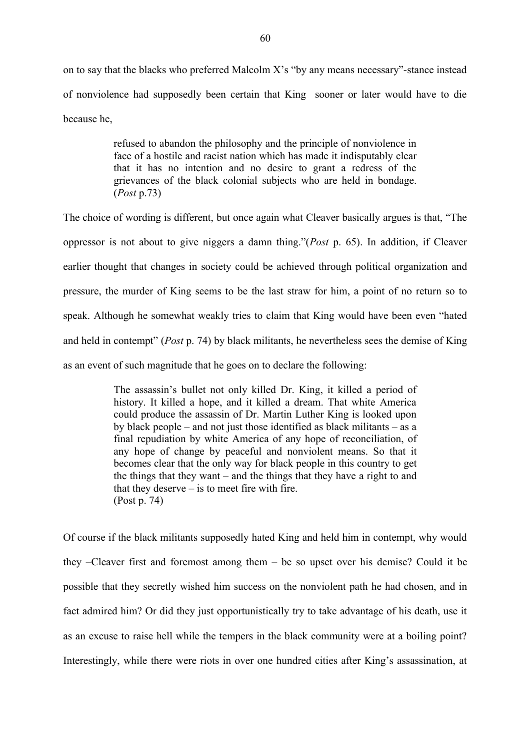on to say that the blacks who preferred Malcolm X's "by any means necessary"-stance instead of nonviolence had supposedly been certain that King sooner or later would have to die because he,

> refused to abandon the philosophy and the principle of nonviolence in face of a hostile and racist nation which has made it indisputably clear that it has no intention and no desire to grant a redress of the grievances of the black colonial subjects who are held in bondage. (*Post* p.73)

The choice of wording is different, but once again what Cleaver basically argues is that, "The oppressor is not about to give niggers a damn thing."(*Post* p. 65). In addition, if Cleaver earlier thought that changes in society could be achieved through political organization and pressure, the murder of King seems to be the last straw for him, a point of no return so to speak. Although he somewhat weakly tries to claim that King would have been even "hated and held in contempt" (*Post* p. 74) by black militants, he nevertheless sees the demise of King as an event of such magnitude that he goes on to declare the following:

> The assassin's bullet not only killed Dr. King, it killed a period of history. It killed a hope, and it killed a dream. That white America could produce the assassin of Dr. Martin Luther King is looked upon by black people – and not just those identified as black militants – as a final repudiation by white America of any hope of reconciliation, of any hope of change by peaceful and nonviolent means. So that it becomes clear that the only way for black people in this country to get the things that they want – and the things that they have a right to and that they deserve – is to meet fire with fire.
> (Post p. 74)

Of course if the black militants supposedly hated King and held him in contempt, why would they –Cleaver first and foremost among them – be so upset over his demise? Could it be possible that they secretly wished him success on the nonviolent path he had chosen, and in fact admired him? Or did they just opportunistically try to take advantage of his death, use it as an excuse to raise hell while the tempers in the black community were at a boiling point? Interestingly, while there were riots in over one hundred cities after King's assassination, at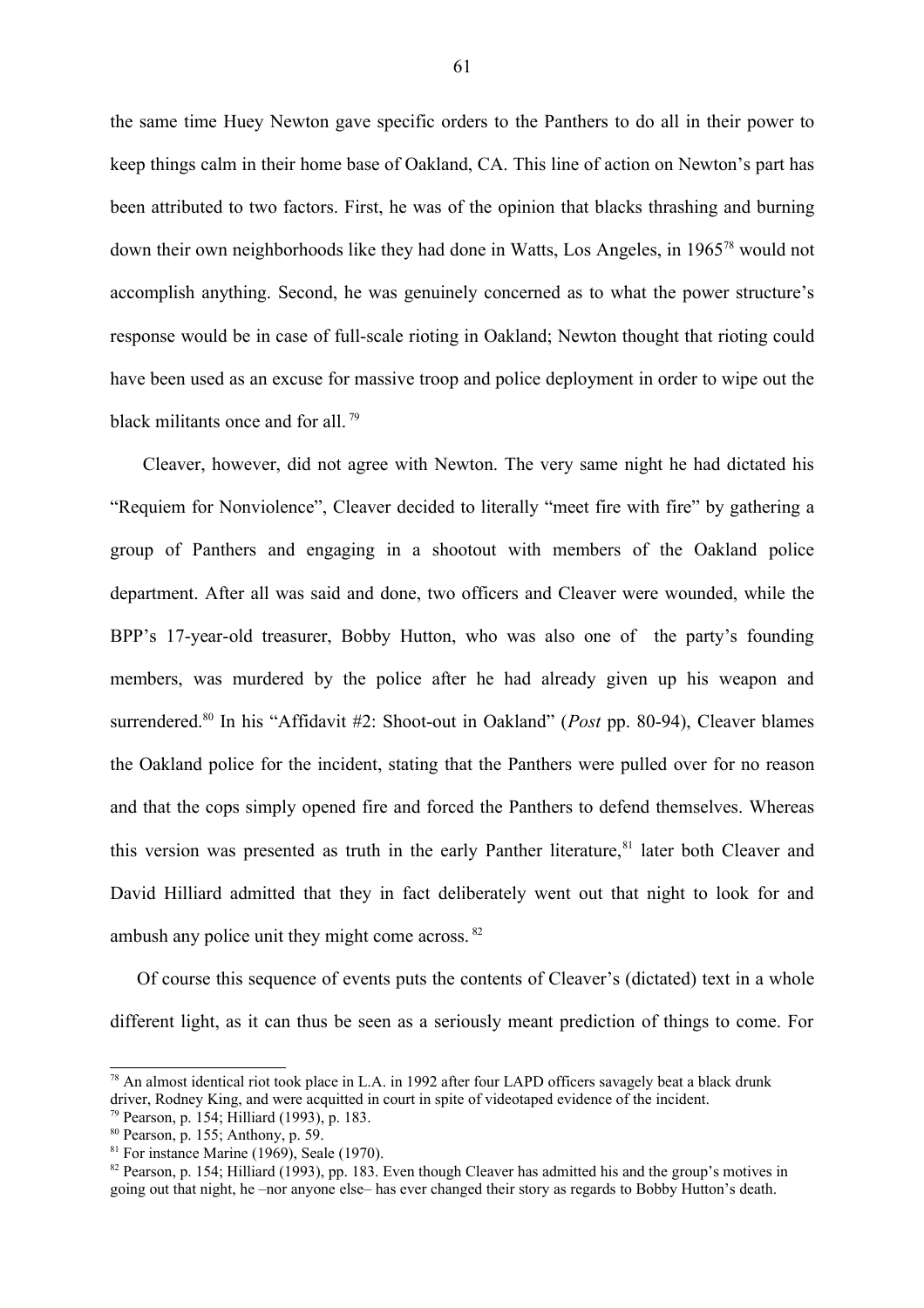the same time Huey Newton gave specific orders to the Panthers to do all in their power to keep things calm in their home base of Oakland, CA. This line of action on Newton's part has been attributed to two factors. First, he was of the opinion that blacks thrashing and burning down their own neighborhoods like they had done in Watts, Los Angeles, in 1965[78] would not accomplish anything. Second, he was genuinely concerned as to what the power structure's response would be in case of full-scale rioting in Oakland; Newton thought that rioting could have been used as an excuse for massive troop and police deployment in order to wipe out the black militants once and for all.[79]

Cleaver, however, did not agree with Newton. The very same night he had dictated his "Requiem for Nonviolence", Cleaver decided to literally "meet fire with fire" by gathering a group of Panthers and engaging in a shootout with members of the Oakland police department. After all was said and done, two officers and Cleaver were wounded, while the BPP's 17-year-old treasurer, Bobby Hutton, who was also one of the party's founding members, was murdered by the police after he had already given up his weapon and surrendered.[80] In his "Affidavit #2: Shoot-out in Oakland" (*Post* pp. 80-94), Cleaver blames the Oakland police for the incident, stating that the Panthers were pulled over for no reason and that the cops simply opened fire and forced the Panthers to defend themselves. Whereas this version was presented as truth in the early Panther literature,[81] later both Cleaver and David Hilliard admitted that they in fact deliberately went out that night to look for and ambush any police unit they might come across.[82]

Of course this sequence of events puts the contents of Cleaver's (dictated) text in a whole different light, as it can thus be seen as a seriously meant prediction of things to come. For

---

[78] An almost identical riot took place in L.A. in 1992 after four LAPD officers savagely beat a black drunk driver, Rodney King, and were acquitted in court in spite of videotaped evidence of the incident.

[79] Pearson, p. 154; Hilliard (1993), p. 183.

[80] Pearson, p. 155; Anthony, p. 59.

[81] For instance Marine (1969), Seale (1970).

[82] Pearson, p. 154; Hilliard (1993), pp. 183. Even though Cleaver has admitted his and the group's motives in going out that night, he –nor anyone else– has ever changed their story as regards to Bobby Hutton's death.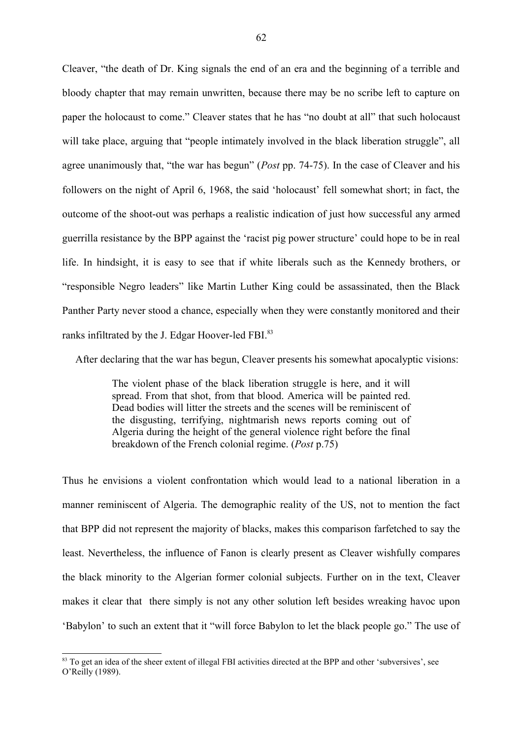Cleaver, "the death of Dr. King signals the end of an era and the beginning of a terrible and bloody chapter that may remain unwritten, because there may be no scribe left to capture on paper the holocaust to come." Cleaver states that he has "no doubt at all" that such holocaust will take place, arguing that "people intimately involved in the black liberation struggle", all agree unanimously that, "the war has begun" (*Post* pp. 74-75). In the case of Cleaver and his followers on the night of April 6, 1968, the said 'holocaust' fell somewhat short; in fact, the outcome of the shoot-out was perhaps a realistic indication of just how successful any armed guerrilla resistance by the BPP against the 'racist pig power structure' could hope to be in real life. In hindsight, it is easy to see that if white liberals such as the Kennedy brothers, or "responsible Negro leaders" like Martin Luther King could be assassinated, then the Black Panther Party never stood a chance, especially when they were constantly monitored and their ranks infiltrated by the J. Edgar Hoover-led FBI.[83]

After declaring that the war has begun, Cleaver presents his somewhat apocalyptic visions:

> The violent phase of the black liberation struggle is here, and it will spread. From that shot, from that blood. America will be painted red. Dead bodies will litter the streets and the scenes will be reminiscent of the disgusting, terrifying, nightmarish news reports coming out of Algeria during the height of the general violence right before the final breakdown of the French colonial regime. (*Post* p.75)

Thus he envisions a violent confrontation which would lead to a national liberation in a manner reminiscent of Algeria. The demographic reality of the US, not to mention the fact that BPP did not represent the majority of blacks, makes this comparison farfetched to say the least. Nevertheless, the influence of Fanon is clearly present as Cleaver wishfully compares the black minority to the Algerian former colonial subjects. Further on in the text, Cleaver makes it clear that there simply is not any other solution left besides wreaking havoc upon 'Babylon' to such an extent that it "will force Babylon to let the black people go." The use of

[83] To get an idea of the sheer extent of illegal FBI activities directed at the BPP and other 'subversives', see O'Reilly (1989).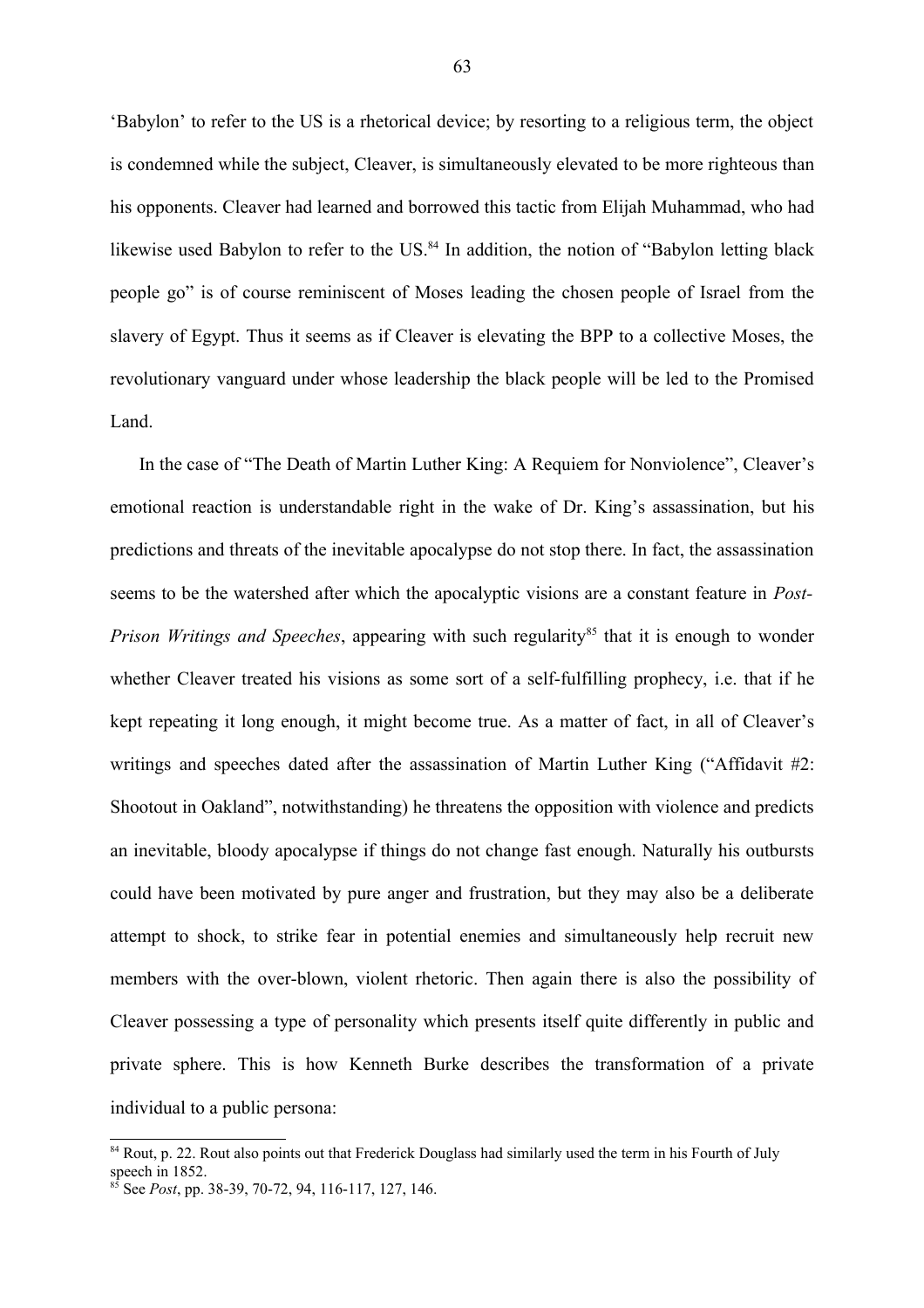'Babylon' to refer to the US is a rhetorical device; by resorting to a religious term, the object is condemned while the subject, Cleaver, is simultaneously elevated to be more righteous than his opponents. Cleaver had learned and borrowed this tactic from Elijah Muhammad, who had likewise used Babylon to refer to the US.[84] In addition, the notion of "Babylon letting black people go" is of course reminiscent of Moses leading the chosen people of Israel from the slavery of Egypt. Thus it seems as if Cleaver is elevating the BPP to a collective Moses, the revolutionary vanguard under whose leadership the black people will be led to the Promised Land.

In the case of "The Death of Martin Luther King: A Requiem for Nonviolence", Cleaver's emotional reaction is understandable right in the wake of Dr. King's assassination, but his predictions and threats of the inevitable apocalypse do not stop there. In fact, the assassination seems to be the watershed after which the apocalyptic visions are a constant feature in *Post-Prison Writings and Speeches*, appearing with such regularity[85] that it is enough to wonder whether Cleaver treated his visions as some sort of a self-fulfilling prophecy, i.e. that if he kept repeating it long enough, it might become true. As a matter of fact, in all of Cleaver's writings and speeches dated after the assassination of Martin Luther King ("Affidavit #2: Shootout in Oakland", notwithstanding) he threatens the opposition with violence and predicts an inevitable, bloody apocalypse if things do not change fast enough. Naturally his outbursts could have been motivated by pure anger and frustration, but they may also be a deliberate attempt to shock, to strike fear in potential enemies and simultaneously help recruit new members with the over-blown, violent rhetoric. Then again there is also the possibility of Cleaver possessing a type of personality which presents itself quite differently in public and private sphere. This is how Kenneth Burke describes the transformation of a private individual to a public persona:

[84] Rout, p. 22. Rout also points out that Frederick Douglass had similarly used the term in his Fourth of July speech in 1852.

[85] See *Post*, pp. 38-39, 70-72, 94, 116-117, 127, 146.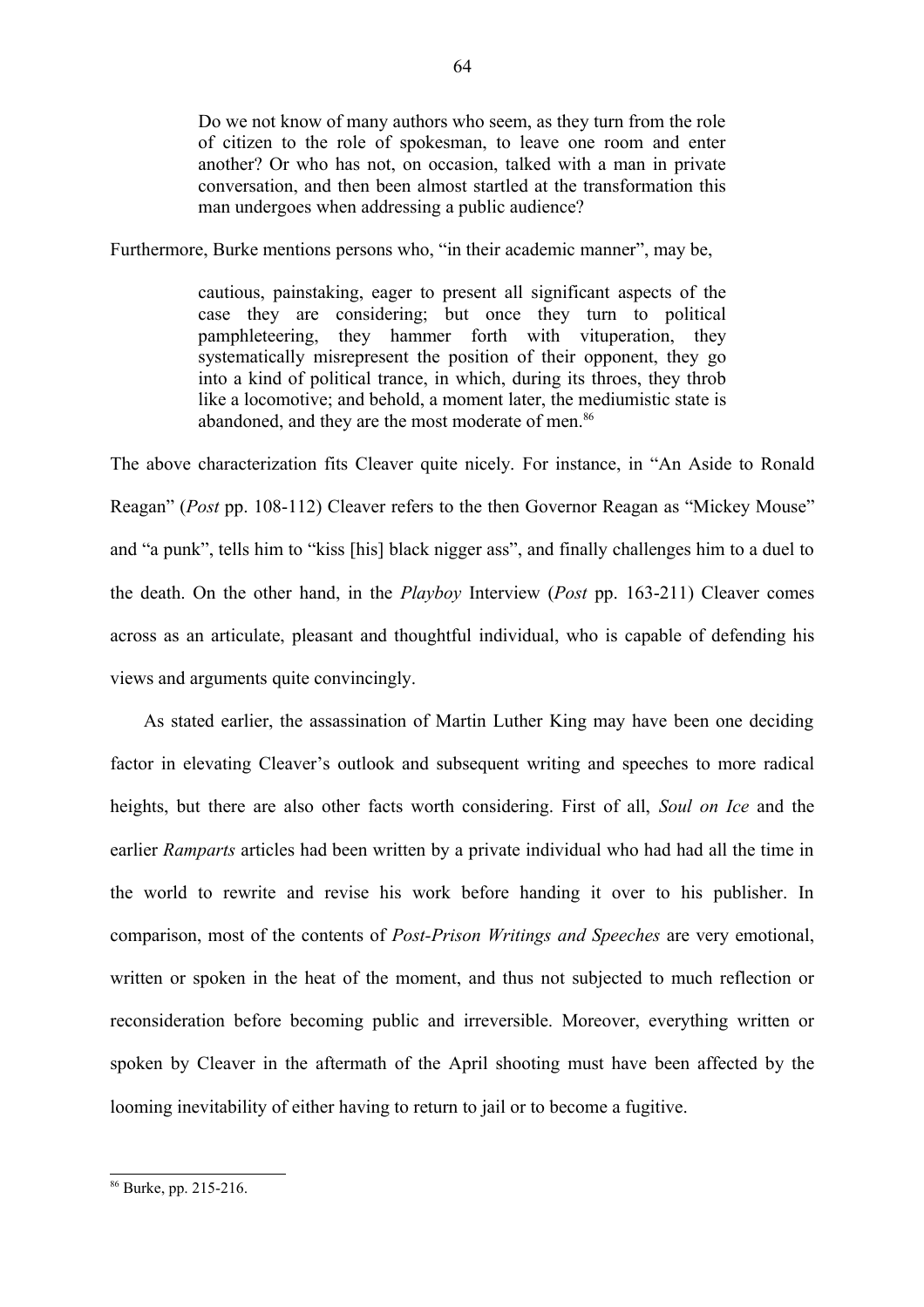> Do we not know of many authors who seem, as they turn from the role of citizen to the role of spokesman, to leave one room and enter another? Or who has not, on occasion, talked with a man in private conversation, and then been almost startled at the transformation this man undergoes when addressing a public audience?

Furthermore, Burke mentions persons who, "in their academic manner", may be,

> cautious, painstaking, eager to present all significant aspects of the case they are considering; but once they turn to political pamphleteering, they hammer forth with vituperation, they systematically misrepresent the position of their opponent, they go into a kind of political trance, in which, during its throes, they throb like a locomotive; and behold, a moment later, the mediumistic state is abandoned, and they are the most moderate of men.[86]

The above characterization fits Cleaver quite nicely. For instance, in "An Aside to Ronald Reagan" (*Post* pp. 108-112) Cleaver refers to the then Governor Reagan as "Mickey Mouse" and "a punk", tells him to "kiss [his] black nigger ass", and finally challenges him to a duel to the death. On the other hand, in the *Playboy* Interview (*Post* pp. 163-211) Cleaver comes across as an articulate, pleasant and thoughtful individual, who is capable of defending his views and arguments quite convincingly.

As stated earlier, the assassination of Martin Luther King may have been one deciding factor in elevating Cleaver's outlook and subsequent writing and speeches to more radical heights, but there are also other facts worth considering. First of all, *Soul on Ice* and the earlier *Ramparts* articles had been written by a private individual who had had all the time in the world to rewrite and revise his work before handing it over to his publisher. In comparison, most of the contents of *Post-Prison Writings and Speeches* are very emotional, written or spoken in the heat of the moment, and thus not subjected to much reflection or reconsideration before becoming public and irreversible. Moreover, everything written or spoken by Cleaver in the aftermath of the April shooting must have been affected by the looming inevitability of either having to return to jail or to become a fugitive.

[86] Burke, pp. 215-216.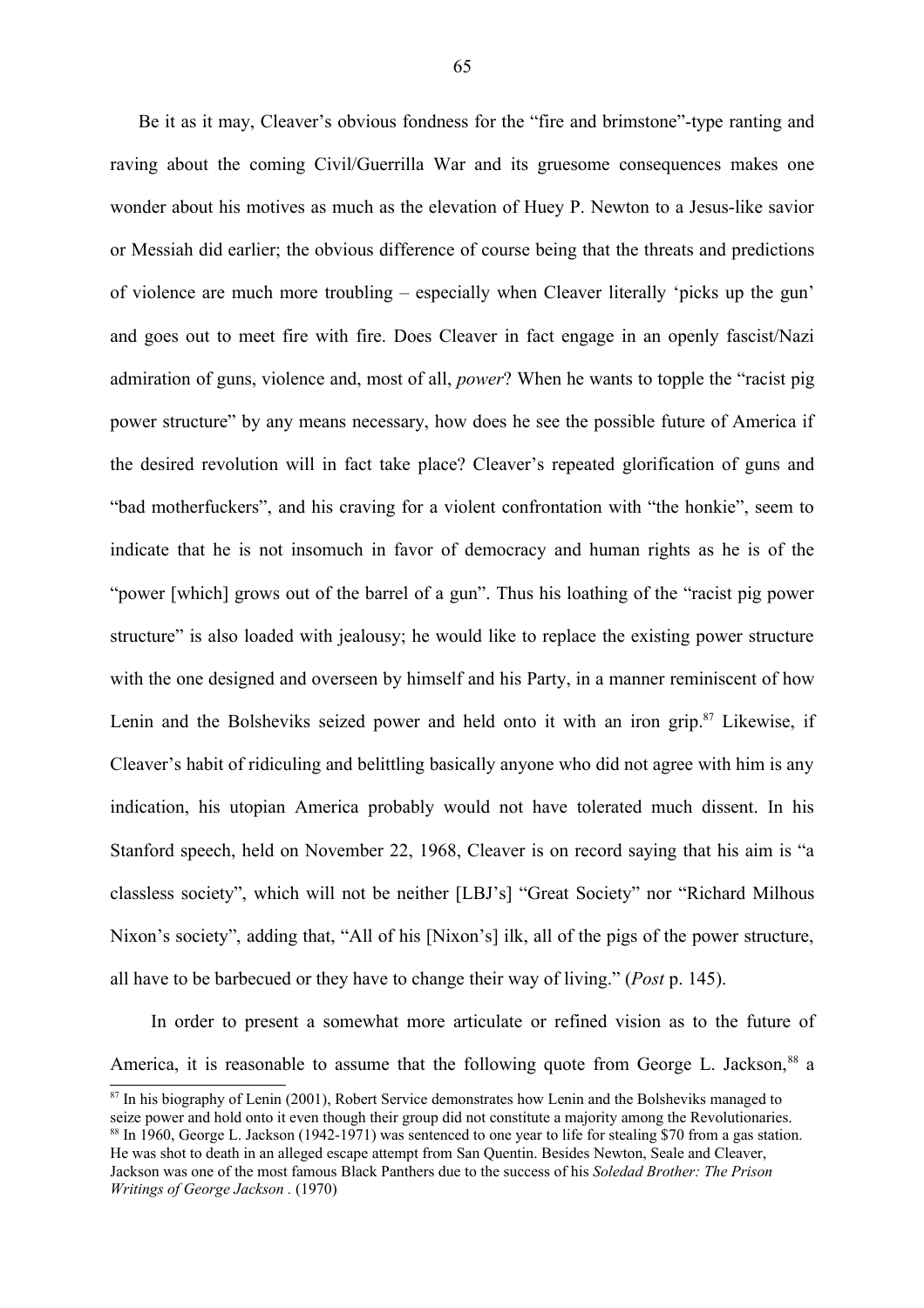Be it as it may, Cleaver's obvious fondness for the "fire and brimstone"-type ranting and raving about the coming Civil/Guerrilla War and its gruesome consequences makes one wonder about his motives as much as the elevation of Huey P. Newton to a Jesus-like savior or Messiah did earlier; the obvious difference of course being that the threats and predictions of violence are much more troubling – especially when Cleaver literally 'picks up the gun' and goes out to meet fire with fire. Does Cleaver in fact engage in an openly fascist/Nazi admiration of guns, violence and, most of all, *power*? When he wants to topple the "racist pig power structure" by any means necessary, how does he see the possible future of America if the desired revolution will in fact take place? Cleaver's repeated glorification of guns and "bad motherfuckers", and his craving for a violent confrontation with "the honkie", seem to indicate that he is not insomuch in favor of democracy and human rights as he is of the "power [which] grows out of the barrel of a gun". Thus his loathing of the "racist pig power structure" is also loaded with jealousy; he would like to replace the existing power structure with the one designed and overseen by himself and his Party, in a manner reminiscent of how Lenin and the Bolsheviks seized power and held onto it with an iron grip.[87] Likewise, if Cleaver's habit of ridiculing and belittling basically anyone who did not agree with him is any indication, his utopian America probably would not have tolerated much dissent. In his Stanford speech, held on November 22, 1968, Cleaver is on record saying that his aim is "a classless society", which will not be neither [LBJ's] "Great Society" nor "Richard Milhous Nixon's society", adding that, "All of his [Nixon's] ilk, all of the pigs of the power structure, all have to be barbecued or they have to change their way of living." (*Post* p. 145).

In order to present a somewhat more articulate or refined vision as to the future of America, it is reasonable to assume that the following quote from George L. Jackson,[88] a

[87] In his biography of Lenin (2001), Robert Service demonstrates how Lenin and the Bolsheviks managed to seize power and hold onto it even though their group did not constitute a majority among the Revolutionaries.

[88] In 1960, George L. Jackson (1942-1971) was sentenced to one year to life for stealing $70 from a gas station. He was shot to death in an alleged escape attempt from San Quentin. Besides Newton, Seale and Cleaver, Jackson was one of the most famous Black Panthers due to the success of his *Soledad Brother: The Prison Writings of George Jackson* . (1970)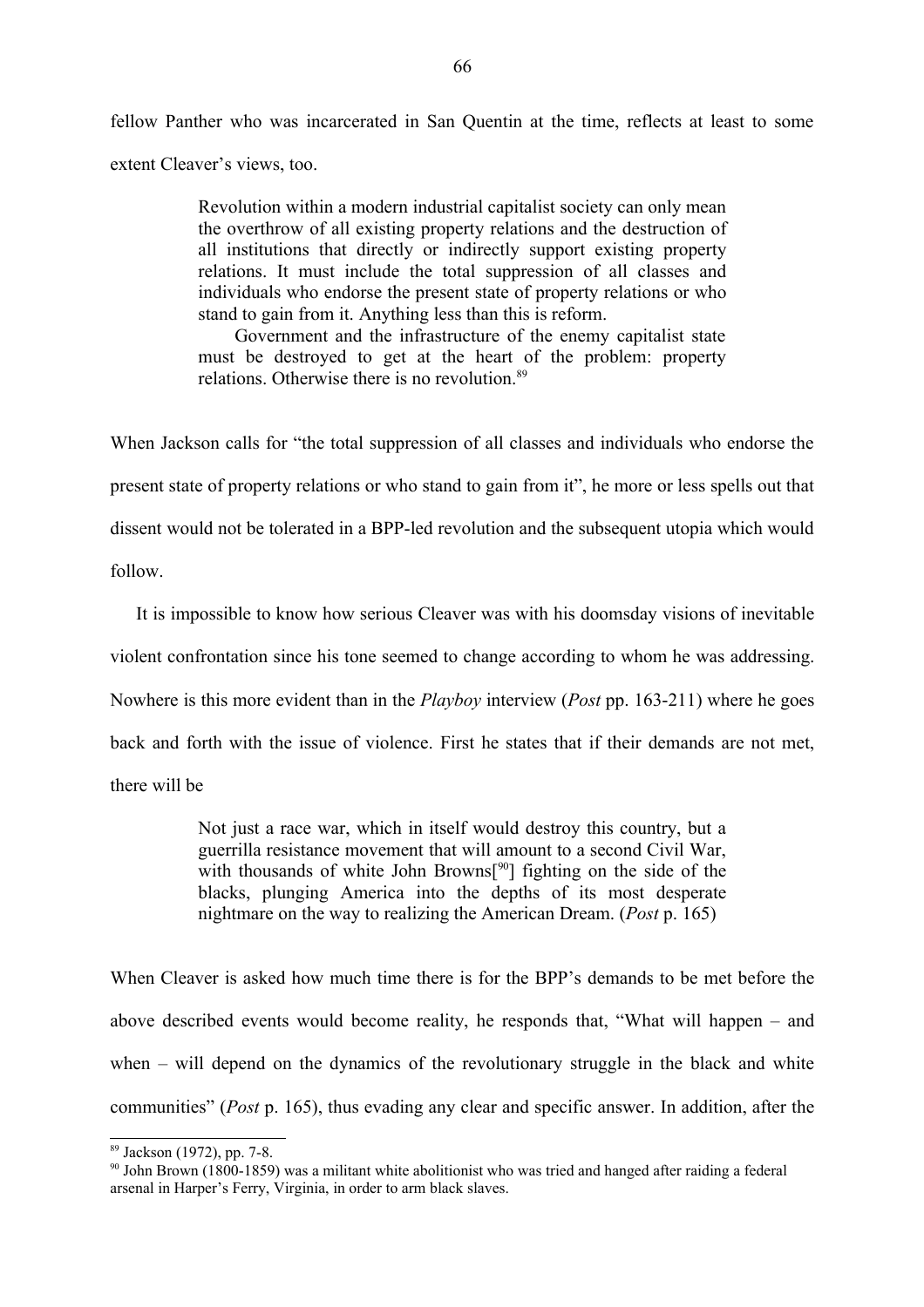fellow Panther who was incarcerated in San Quentin at the time, reflects at least to some extent Cleaver's views, too.

> Revolution within a modern industrial capitalist society can only mean the overthrow of all existing property relations and the destruction of all institutions that directly or indirectly support existing property relations. It must include the total suppression of all classes and individuals who endorse the present state of property relations or who stand to gain from it. Anything less than this is reform.
>
> Government and the infrastructure of the enemy capitalist state must be destroyed to get at the heart of the problem: property relations. Otherwise there is no revolution.[89]

When Jackson calls for "the total suppression of all classes and individuals who endorse the present state of property relations or who stand to gain from it", he more or less spells out that dissent would not be tolerated in a BPP-led revolution and the subsequent utopia which would follow.

It is impossible to know how serious Cleaver was with his doomsday visions of inevitable violent confrontation since his tone seemed to change according to whom he was addressing. Nowhere is this more evident than in the *Playboy* interview (*Post* pp. 163-211) where he goes back and forth with the issue of violence. First he states that if their demands are not met, there will be

> Not just a race war, which in itself would destroy this country, but a guerrilla resistance movement that will amount to a second Civil War, with thousands of white John Browns[[90]] fighting on the side of the blacks, plunging America into the depths of its most desperate nightmare on the way to realizing the American Dream. (*Post* p. 165)

When Cleaver is asked how much time there is for the BPP's demands to be met before the above described events would become reality, he responds that, "What will happen – and when – will depend on the dynamics of the revolutionary struggle in the black and white communities" (*Post* p. 165), thus evading any clear and specific answer. In addition, after the

---

[89] Jackson (1972), pp. 7-8.

[90] John Brown (1800-1859) was a militant white abolitionist who was tried and hanged after raiding a federal arsenal in Harper's Ferry, Virginia, in order to arm black slaves.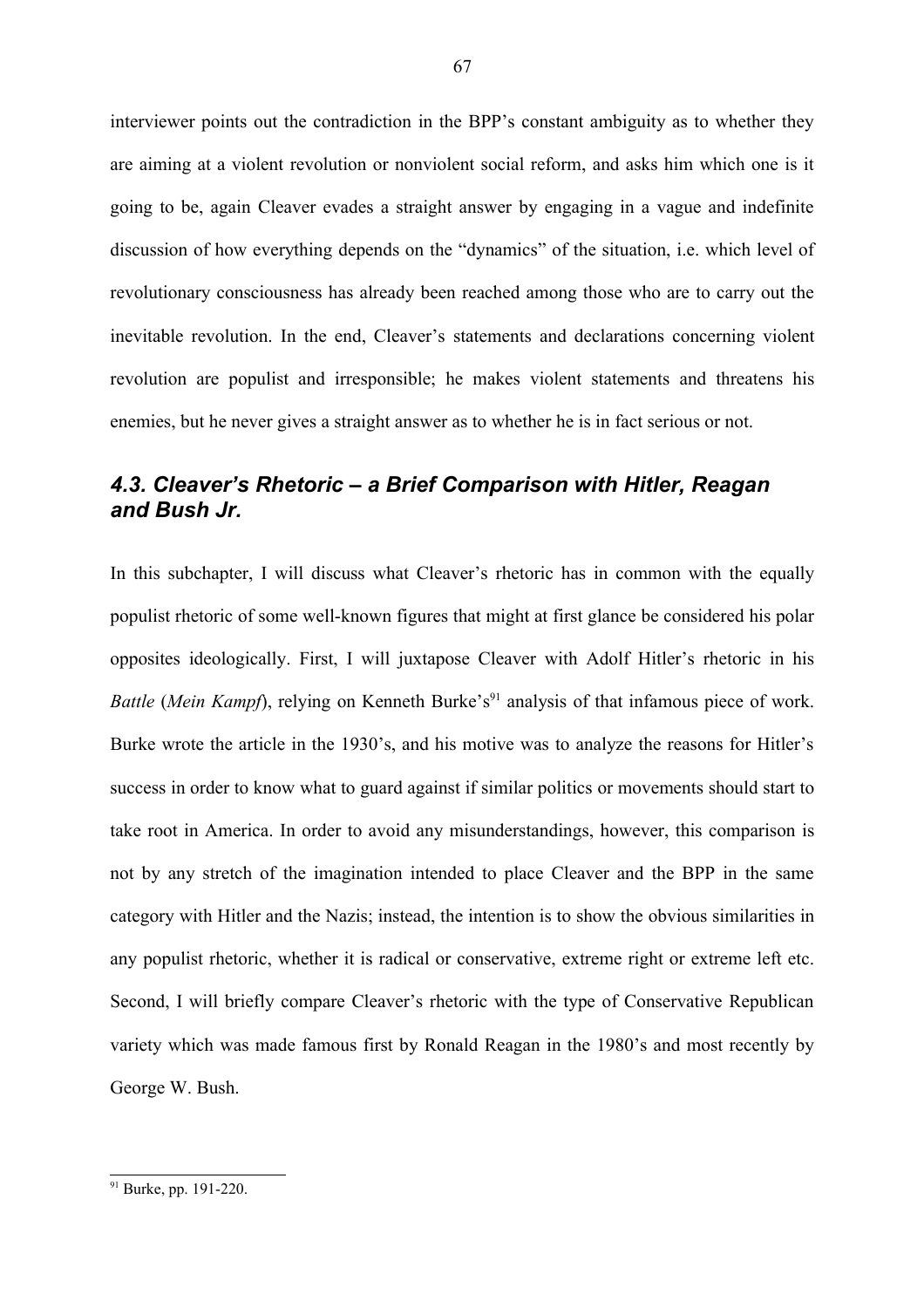interviewer points out the contradiction in the BPP's constant ambiguity as to whether they are aiming at a violent revolution or nonviolent social reform, and asks him which one is it going to be, again Cleaver evades a straight answer by engaging in a vague and indefinite discussion of how everything depends on the "dynamics" of the situation, i.e. which level of revolutionary consciousness has already been reached among those who are to carry out the inevitable revolution. In the end, Cleaver's statements and declarations concerning violent revolution are populist and irresponsible; he makes violent statements and threatens his enemies, but he never gives a straight answer as to whether he is in fact serious or not.

### *4.3. Cleaver's Rhetoric – a Brief Comparison with Hitler, Reagan and Bush Jr.*

In this subchapter, I will discuss what Cleaver's rhetoric has in common with the equally populist rhetoric of some well-known figures that might at first glance be considered his polar opposites ideologically. First, I will juxtapose Cleaver with Adolf Hitler's rhetoric in his *Battle* (*Mein Kampf*), relying on Kenneth Burke's[91] analysis of that infamous piece of work. Burke wrote the article in the 1930's, and his motive was to analyze the reasons for Hitler's success in order to know what to guard against if similar politics or movements should start to take root in America. In order to avoid any misunderstandings, however, this comparison is not by any stretch of the imagination intended to place Cleaver and the BPP in the same category with Hitler and the Nazis; instead, the intention is to show the obvious similarities in any populist rhetoric, whether it is radical or conservative, extreme right or extreme left etc. Second, I will briefly compare Cleaver's rhetoric with the type of Conservative Republican variety which was made famous first by Ronald Reagan in the 1980's and most recently by George W. Bush.

---

[91] Burke, pp. 191-220.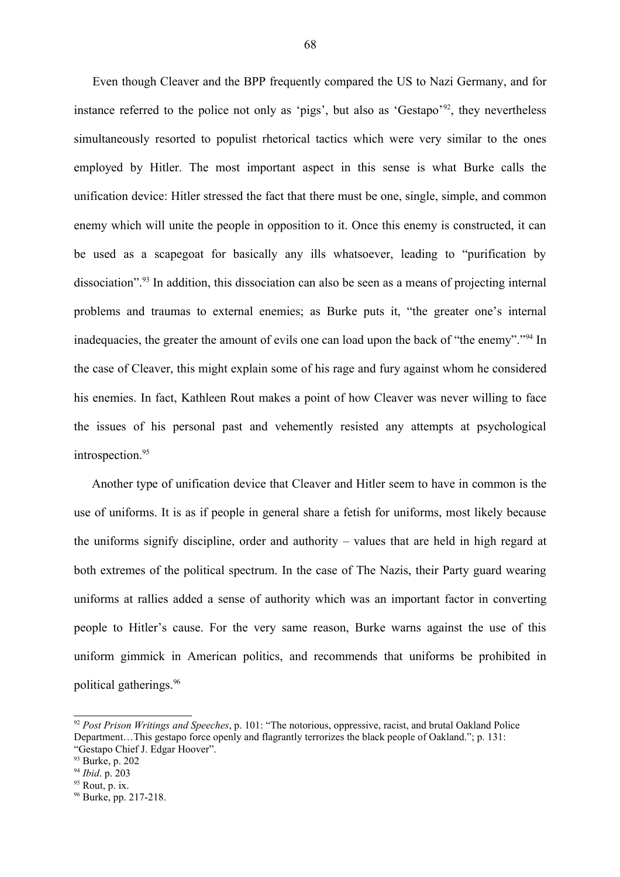Even though Cleaver and the BPP frequently compared the US to Nazi Germany, and for instance referred to the police not only as 'pigs', but also as 'Gestapo'[92], they nevertheless simultaneously resorted to populist rhetorical tactics which were very similar to the ones employed by Hitler. The most important aspect in this sense is what Burke calls the unification device: Hitler stressed the fact that there must be one, single, simple, and common enemy which will unite the people in opposition to it. Once this enemy is constructed, it can be used as a scapegoat for basically any ills whatsoever, leading to "purification by dissociation".[93] In addition, this dissociation can also be seen as a means of projecting internal problems and traumas to external enemies; as Burke puts it, "the greater one's internal inadequacies, the greater the amount of evils one can load upon the back of "the enemy"."[94] In the case of Cleaver, this might explain some of his rage and fury against whom he considered his enemies. In fact, Kathleen Rout makes a point of how Cleaver was never willing to face the issues of his personal past and vehemently resisted any attempts at psychological introspection.[95]

Another type of unification device that Cleaver and Hitler seem to have in common is the use of uniforms. It is as if people in general share a fetish for uniforms, most likely because the uniforms signify discipline, order and authority – values that are held in high regard at both extremes of the political spectrum. In the case of The Nazis, their Party guard wearing uniforms at rallies added a sense of authority which was an important factor in converting people to Hitler's cause. For the very same reason, Burke warns against the use of this uniform gimmick in American politics, and recommends that uniforms be prohibited in political gatherings.[96]

---

[92] *Post Prison Writings and Speeches*, p. 101: "The notorious, oppressive, racist, and brutal Oakland Police Department…This gestapo force openly and flagrantly terrorizes the black people of Oakland."; p. 131: "Gestapo Chief J. Edgar Hoover".

[93] Burke, p. 202

[94] *Ibid*. p. 203

[95] Rout, p. ix.

[96] Burke, pp. 217-218.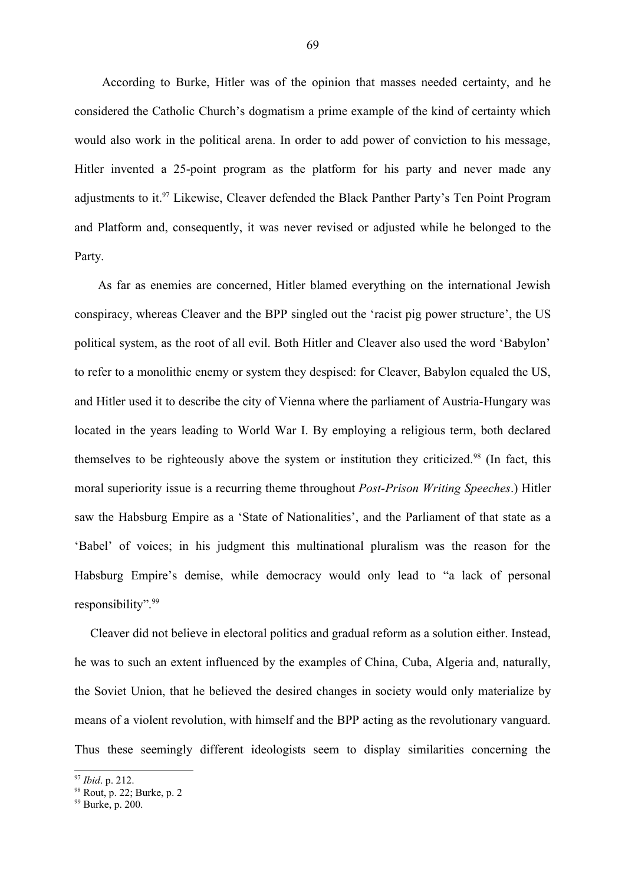According to Burke, Hitler was of the opinion that masses needed certainty, and he considered the Catholic Church's dogmatism a prime example of the kind of certainty which would also work in the political arena. In order to add power of conviction to his message, Hitler invented a 25-point program as the platform for his party and never made any adjustments to it.[97] Likewise, Cleaver defended the Black Panther Party's Ten Point Program and Platform and, consequently, it was never revised or adjusted while he belonged to the Party.

As far as enemies are concerned, Hitler blamed everything on the international Jewish conspiracy, whereas Cleaver and the BPP singled out the 'racist pig power structure', the US political system, as the root of all evil. Both Hitler and Cleaver also used the word 'Babylon' to refer to a monolithic enemy or system they despised: for Cleaver, Babylon equaled the US, and Hitler used it to describe the city of Vienna where the parliament of Austria-Hungary was located in the years leading to World War I. By employing a religious term, both declared themselves to be righteously above the system or institution they criticized.[98] (In fact, this moral superiority issue is a recurring theme throughout *Post-Prison Writing Speeches*.) Hitler saw the Habsburg Empire as a 'State of Nationalities', and the Parliament of that state as a 'Babel' of voices; in his judgment this multinational pluralism was the reason for the Habsburg Empire's demise, while democracy would only lead to "a lack of personal responsibility".[99]

Cleaver did not believe in electoral politics and gradual reform as a solution either. Instead, he was to such an extent influenced by the examples of China, Cuba, Algeria and, naturally, the Soviet Union, that he believed the desired changes in society would only materialize by means of a violent revolution, with himself and the BPP acting as the revolutionary vanguard. Thus these seemingly different ideologists seem to display similarities concerning the

---

[97] *Ibid*. p. 212.

[98] Rout, p. 22; Burke, p. 2

[99] Burke, p. 200.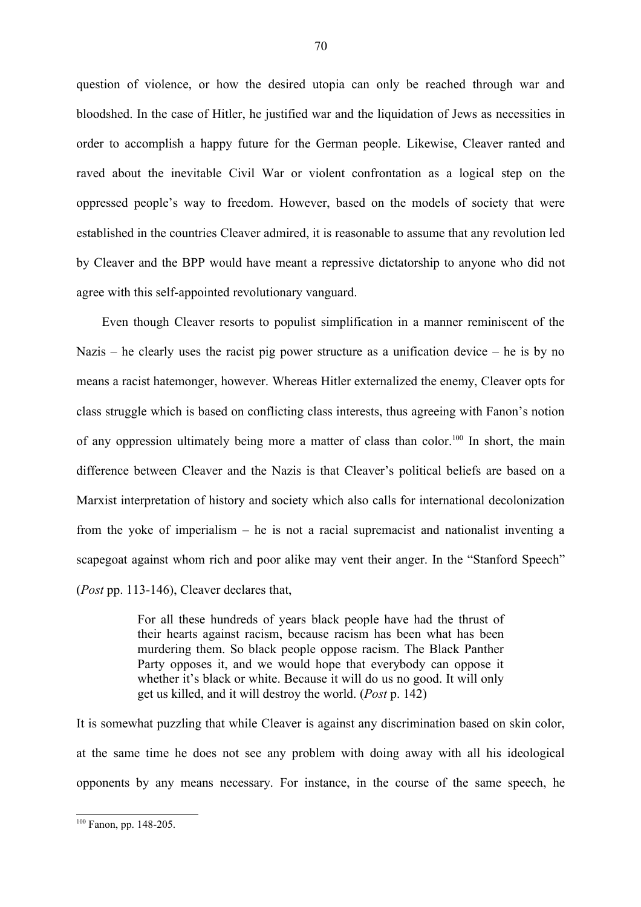question of violence, or how the desired utopia can only be reached through war and bloodshed. In the case of Hitler, he justified war and the liquidation of Jews as necessities in order to accomplish a happy future for the German people. Likewise, Cleaver ranted and raved about the inevitable Civil War or violent confrontation as a logical step on the oppressed people's way to freedom. However, based on the models of society that were established in the countries Cleaver admired, it is reasonable to assume that any revolution led by Cleaver and the BPP would have meant a repressive dictatorship to anyone who did not agree with this self-appointed revolutionary vanguard.

Even though Cleaver resorts to populist simplification in a manner reminiscent of the Nazis – he clearly uses the racist pig power structure as a unification device – he is by no means a racist hatemonger, however. Whereas Hitler externalized the enemy, Cleaver opts for class struggle which is based on conflicting class interests, thus agreeing with Fanon's notion of any oppression ultimately being more a matter of class than color.[100] In short, the main difference between Cleaver and the Nazis is that Cleaver's political beliefs are based on a Marxist interpretation of history and society which also calls for international decolonization from the yoke of imperialism – he is not a racial supremacist and nationalist inventing a scapegoat against whom rich and poor alike may vent their anger. In the "Stanford Speech" (*Post* pp. 113-146), Cleaver declares that,

> For all these hundreds of years black people have had the thrust of their hearts against racism, because racism has been what has been murdering them. So black people oppose racism. The Black Panther Party opposes it, and we would hope that everybody can oppose it whether it's black or white. Because it will do us no good. It will only get us killed, and it will destroy the world. (*Post* p. 142)

It is somewhat puzzling that while Cleaver is against any discrimination based on skin color, at the same time he does not see any problem with doing away with all his ideological opponents by any means necessary. For instance, in the course of the same speech, he

[100] Fanon, pp. 148-205.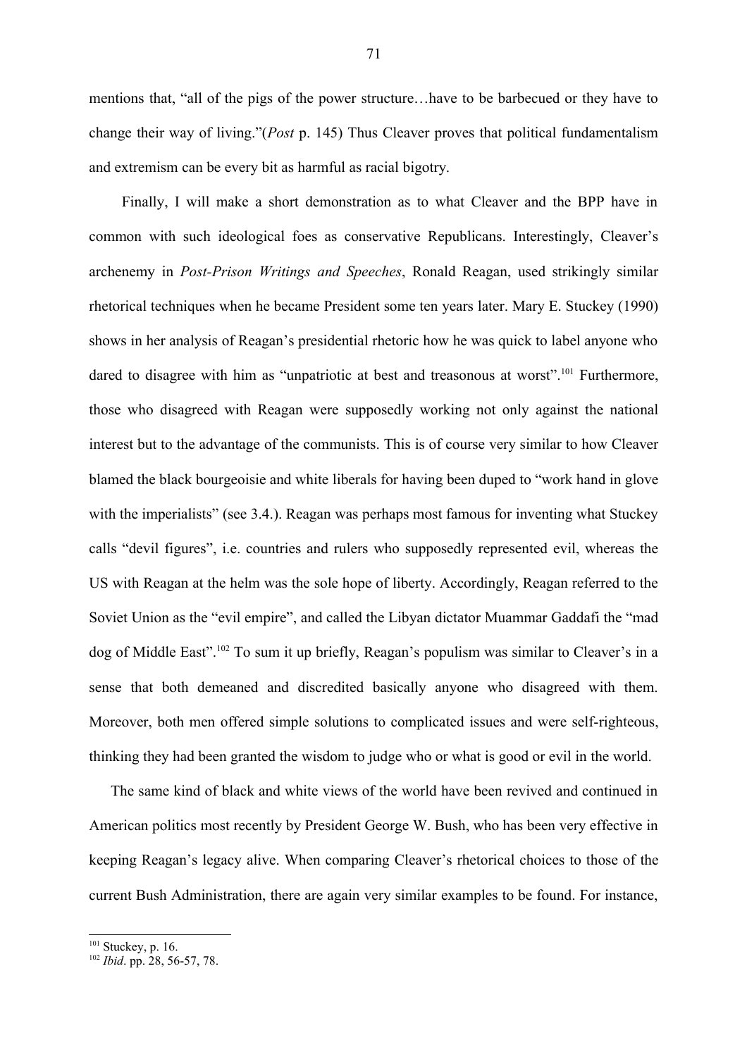mentions that, "all of the pigs of the power structure…have to be barbecued or they have to change their way of living."(*Post* p. 145) Thus Cleaver proves that political fundamentalism and extremism can be every bit as harmful as racial bigotry.

Finally, I will make a short demonstration as to what Cleaver and the BPP have in common with such ideological foes as conservative Republicans. Interestingly, Cleaver's archenemy in *Post-Prison Writings and Speeches*, Ronald Reagan, used strikingly similar rhetorical techniques when he became President some ten years later. Mary E. Stuckey (1990) shows in her analysis of Reagan's presidential rhetoric how he was quick to label anyone who dared to disagree with him as "unpatriotic at best and treasonous at worst".[101] Furthermore, those who disagreed with Reagan were supposedly working not only against the national interest but to the advantage of the communists. This is of course very similar to how Cleaver blamed the black bourgeoisie and white liberals for having been duped to "work hand in glove with the imperialists" (see 3.4.). Reagan was perhaps most famous for inventing what Stuckey calls "devil figures", i.e. countries and rulers who supposedly represented evil, whereas the US with Reagan at the helm was the sole hope of liberty. Accordingly, Reagan referred to the Soviet Union as the "evil empire", and called the Libyan dictator Muammar Gaddafi the "mad dog of Middle East".[102] To sum it up briefly, Reagan's populism was similar to Cleaver's in a sense that both demeaned and discredited basically anyone who disagreed with them. Moreover, both men offered simple solutions to complicated issues and were self-righteous, thinking they had been granted the wisdom to judge who or what is good or evil in the world.

The same kind of black and white views of the world have been revived and continued in American politics most recently by President George W. Bush, who has been very effective in keeping Reagan's legacy alive. When comparing Cleaver's rhetorical choices to those of the current Bush Administration, there are again very similar examples to be found. For instance,

---

[101] Stuckey, p. 16.

[102] *Ibid*. pp. 28, 56-57, 78.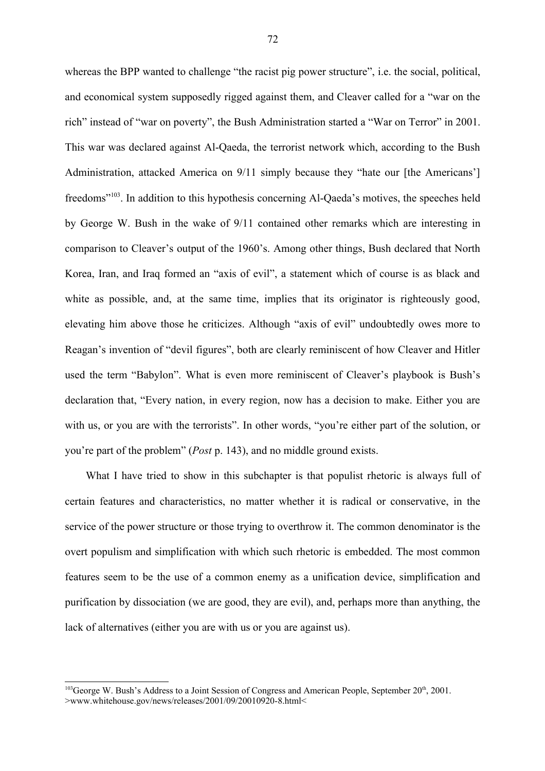whereas the BPP wanted to challenge "the racist pig power structure", i.e. the social, political, and economical system supposedly rigged against them, and Cleaver called for a "war on the rich" instead of "war on poverty", the Bush Administration started a "War on Terror" in 2001. This war was declared against Al-Qaeda, the terrorist network which, according to the Bush Administration, attacked America on 9/11 simply because they "hate our [the Americans'] freedoms"[103]. In addition to this hypothesis concerning Al-Qaeda's motives, the speeches held by George W. Bush in the wake of 9/11 contained other remarks which are interesting in comparison to Cleaver's output of the 1960's. Among other things, Bush declared that North Korea, Iran, and Iraq formed an "axis of evil", a statement which of course is as black and white as possible, and, at the same time, implies that its originator is righteously good, elevating him above those he criticizes. Although "axis of evil" undoubtedly owes more to Reagan's invention of "devil figures", both are clearly reminiscent of how Cleaver and Hitler used the term "Babylon". What is even more reminiscent of Cleaver's playbook is Bush's declaration that, "Every nation, in every region, now has a decision to make. Either you are with us, or you are with the terrorists". In other words, "you're either part of the solution, or you're part of the problem" (*Post* p. 143), and no middle ground exists.

What I have tried to show in this subchapter is that populist rhetoric is always full of certain features and characteristics, no matter whether it is radical or conservative, in the service of the power structure or those trying to overthrow it. The common denominator is the overt populism and simplification with which such rhetoric is embedded. The most common features seem to be the use of a common enemy as a unification device, simplification and purification by dissociation (we are good, they are evil), and, perhaps more than anything, the lack of alternatives (either you are with us or you are against us).

---

[103]George W. Bush's Address to a Joint Session of Congress and American People, September 20th, 2001. >www.whitehouse.gov/news/releases/2001/09/20010920-8.html<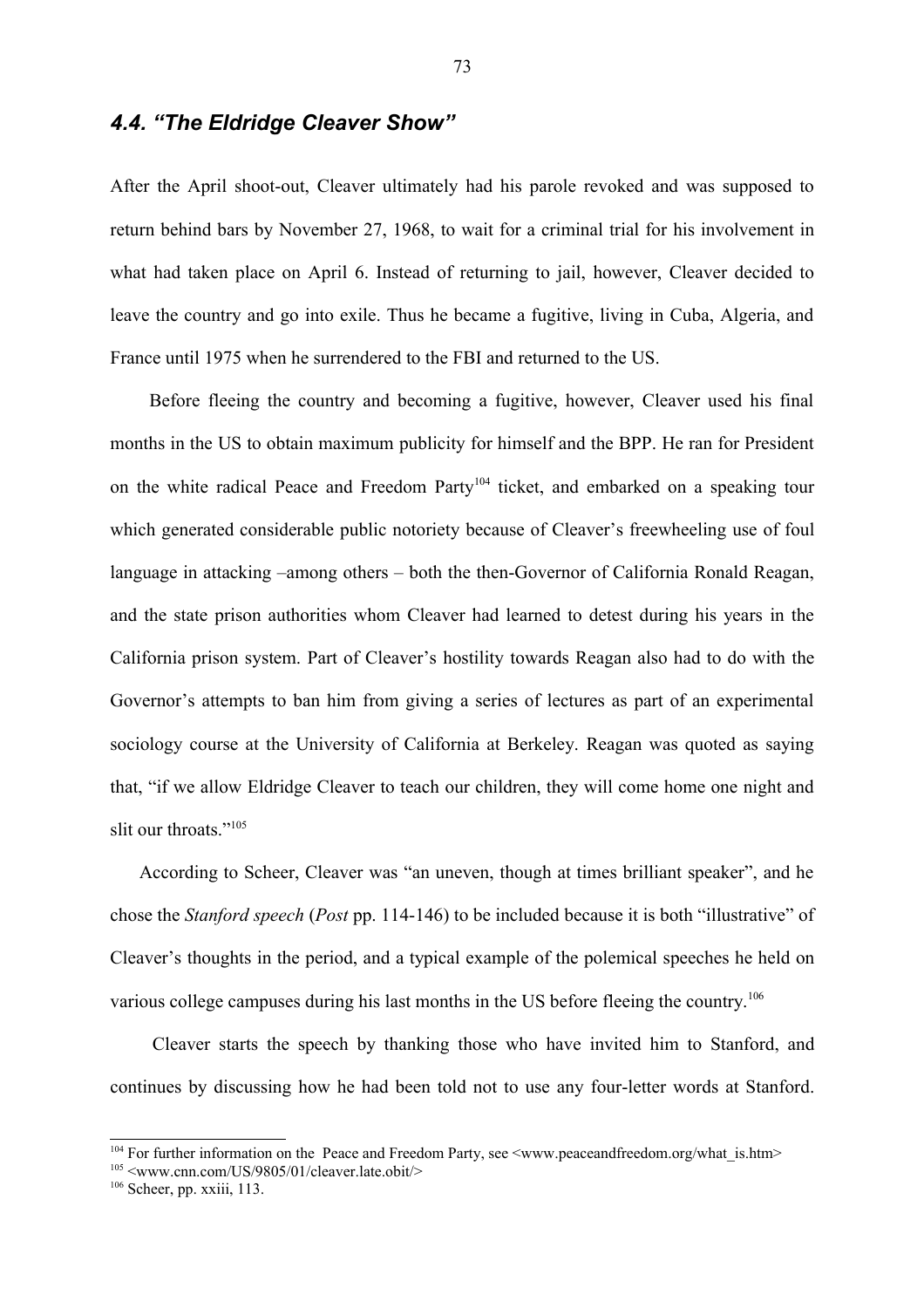### *4.4. "The Eldridge Cleaver Show"*

After the April shoot-out, Cleaver ultimately had his parole revoked and was supposed to return behind bars by November 27, 1968, to wait for a criminal trial for his involvement in what had taken place on April 6. Instead of returning to jail, however, Cleaver decided to leave the country and go into exile. Thus he became a fugitive, living in Cuba, Algeria, and France until 1975 when he surrendered to the FBI and returned to the US.

Before fleeing the country and becoming a fugitive, however, Cleaver used his final months in the US to obtain maximum publicity for himself and the BPP. He ran for President on the white radical Peace and Freedom Party[104] ticket, and embarked on a speaking tour which generated considerable public notoriety because of Cleaver's freewheeling use of foul language in attacking –among others – both the then-Governor of California Ronald Reagan, and the state prison authorities whom Cleaver had learned to detest during his years in the California prison system. Part of Cleaver's hostility towards Reagan also had to do with the Governor's attempts to ban him from giving a series of lectures as part of an experimental sociology course at the University of California at Berkeley. Reagan was quoted as saying that, "if we allow Eldridge Cleaver to teach our children, they will come home one night and slit our throats."[105]

According to Scheer, Cleaver was "an uneven, though at times brilliant speaker", and he chose the *Stanford speech* (*Post* pp. 114-146) to be included because it is both "illustrative" of Cleaver's thoughts in the period, and a typical example of the polemical speeches he held on various college campuses during his last months in the US before fleeing the country.[106]

Cleaver starts the speech by thanking those who have invited him to Stanford, and continues by discussing how he had been told not to use any four-letter words at Stanford.

---

[104] For further information on the Peace and Freedom Party, see <www.peaceandfreedom.org/what_is.htm>

[105] <www.cnn.com/US/9805/01/cleaver.late.obit/>

[106] Scheer, pp. xxiii, 113.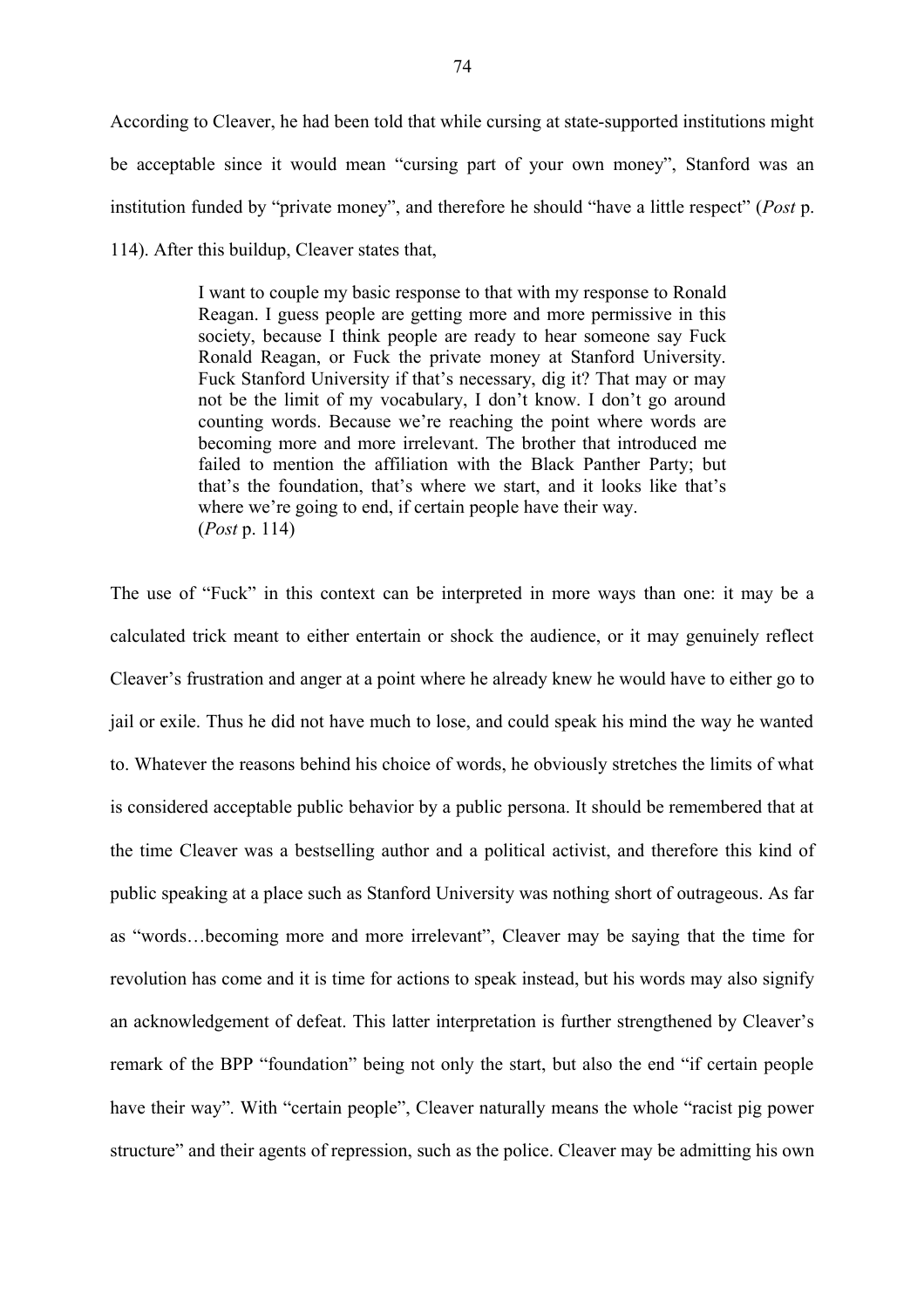According to Cleaver, he had been told that while cursing at state-supported institutions might be acceptable since it would mean "cursing part of your own money", Stanford was an institution funded by "private money", and therefore he should "have a little respect" (*Post* p. 114). After this buildup, Cleaver states that,

> I want to couple my basic response to that with my response to Ronald Reagan. I guess people are getting more and more permissive in this society, because I think people are ready to hear someone say Fuck Ronald Reagan, or Fuck the private money at Stanford University. Fuck Stanford University if that's necessary, dig it? That may or may not be the limit of my vocabulary, I don't know. I don't go around counting words. Because we're reaching the point where words are becoming more and more irrelevant. The brother that introduced me failed to mention the affiliation with the Black Panther Party; but that's the foundation, that's where we start, and it looks like that's where we're going to end, if certain people have their way.
> (*Post* p. 114)

The use of "Fuck" in this context can be interpreted in more ways than one: it may be a calculated trick meant to either entertain or shock the audience, or it may genuinely reflect Cleaver's frustration and anger at a point where he already knew he would have to either go to jail or exile. Thus he did not have much to lose, and could speak his mind the way he wanted to. Whatever the reasons behind his choice of words, he obviously stretches the limits of what is considered acceptable public behavior by a public persona. It should be remembered that at the time Cleaver was a bestselling author and a political activist, and therefore this kind of public speaking at a place such as Stanford University was nothing short of outrageous. As far as "words…becoming more and more irrelevant", Cleaver may be saying that the time for revolution has come and it is time for actions to speak instead, but his words may also signify an acknowledgement of defeat. This latter interpretation is further strengthened by Cleaver's remark of the BPP "foundation" being not only the start, but also the end "if certain people have their way". With "certain people", Cleaver naturally means the whole "racist pig power structure" and their agents of repression, such as the police. Cleaver may be admitting his own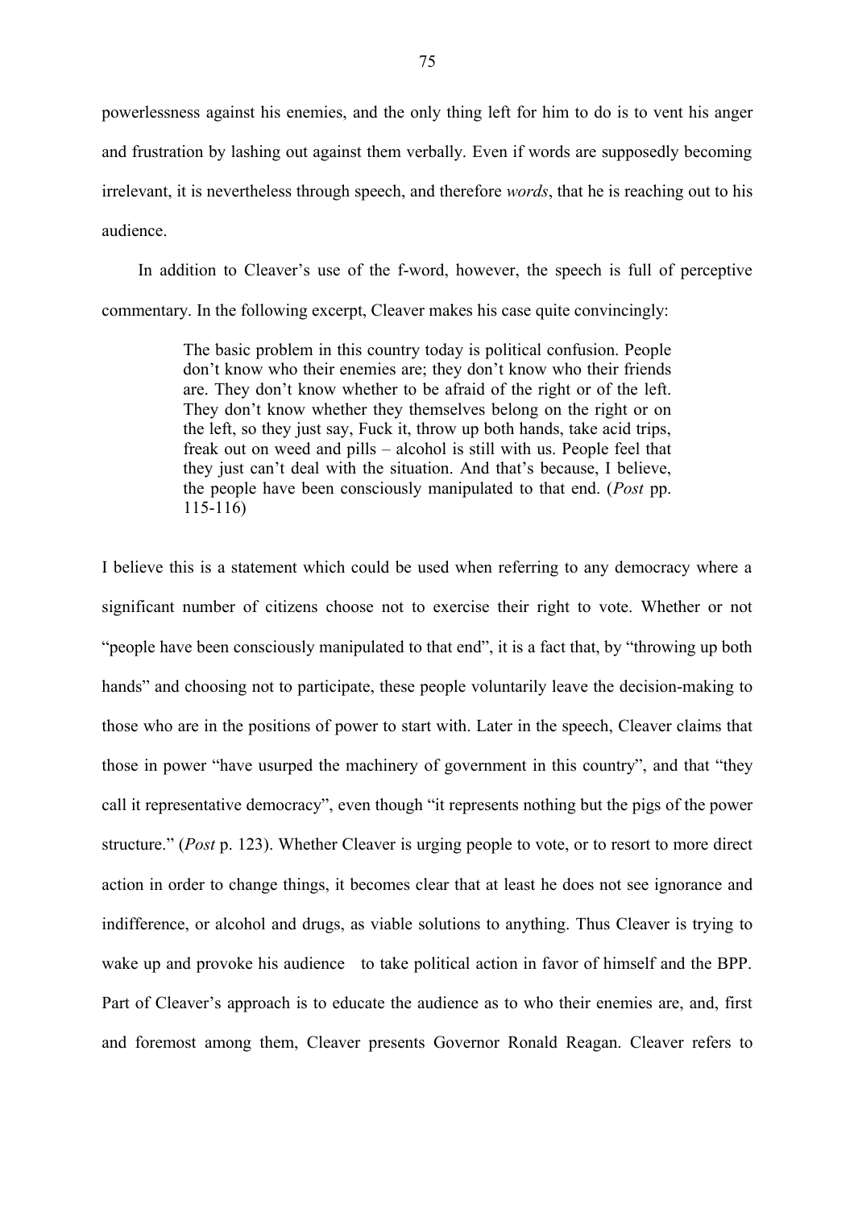powerlessness against his enemies, and the only thing left for him to do is to vent his anger and frustration by lashing out against them verbally. Even if words are supposedly becoming irrelevant, it is nevertheless through speech, and therefore *words*, that he is reaching out to his audience.

In addition to Cleaver's use of the f-word, however, the speech is full of perceptive commentary. In the following excerpt, Cleaver makes his case quite convincingly:

> The basic problem in this country today is political confusion. People don't know who their enemies are; they don't know who their friends are. They don't know whether to be afraid of the right or of the left. They don't know whether they themselves belong on the right or on the left, so they just say, Fuck it, throw up both hands, take acid trips, freak out on weed and pills – alcohol is still with us. People feel that they just can't deal with the situation. And that's because, I believe, the people have been consciously manipulated to that end. (*Post* pp. 115-116)

I believe this is a statement which could be used when referring to any democracy where a significant number of citizens choose not to exercise their right to vote. Whether or not "people have been consciously manipulated to that end", it is a fact that, by "throwing up both hands" and choosing not to participate, these people voluntarily leave the decision-making to those who are in the positions of power to start with. Later in the speech, Cleaver claims that those in power "have usurped the machinery of government in this country", and that "they call it representative democracy", even though "it represents nothing but the pigs of the power structure." (*Post* p. 123). Whether Cleaver is urging people to vote, or to resort to more direct action in order to change things, it becomes clear that at least he does not see ignorance and indifference, or alcohol and drugs, as viable solutions to anything. Thus Cleaver is trying to wake up and provoke his audience to take political action in favor of himself and the BPP. Part of Cleaver's approach is to educate the audience as to who their enemies are, and, first and foremost among them, Cleaver presents Governor Ronald Reagan. Cleaver refers to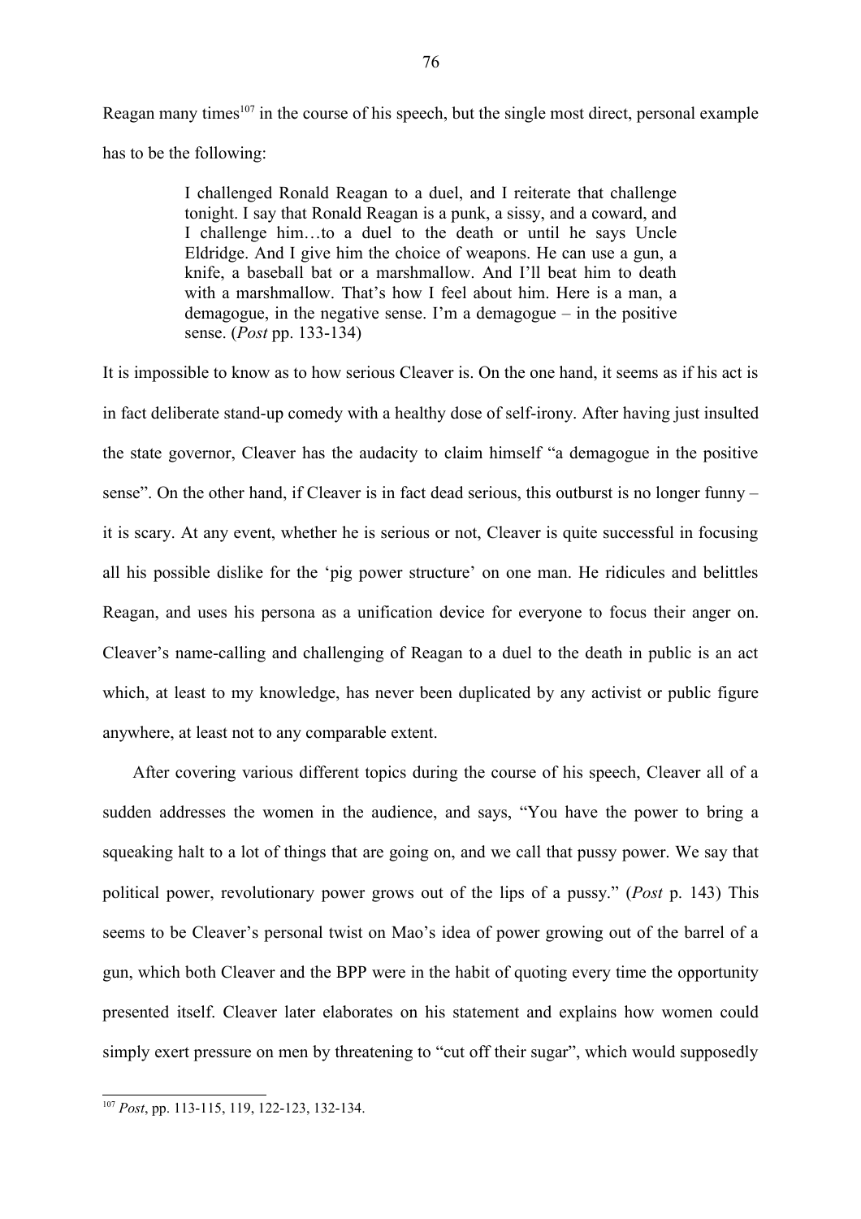Reagan many times[107] in the course of his speech, but the single most direct, personal example has to be the following:

> I challenged Ronald Reagan to a duel, and I reiterate that challenge tonight. I say that Ronald Reagan is a punk, a sissy, and a coward, and I challenge him…to a duel to the death or until he says Uncle Eldridge. And I give him the choice of weapons. He can use a gun, a knife, a baseball bat or a marshmallow. And I'll beat him to death with a marshmallow. That's how I feel about him. Here is a man, a demagogue, in the negative sense. I'm a demagogue – in the positive sense. (*Post* pp. 133-134)

It is impossible to know as to how serious Cleaver is. On the one hand, it seems as if his act is in fact deliberate stand-up comedy with a healthy dose of self-irony. After having just insulted the state governor, Cleaver has the audacity to claim himself "a demagogue in the positive sense". On the other hand, if Cleaver is in fact dead serious, this outburst is no longer funny – it is scary. At any event, whether he is serious or not, Cleaver is quite successful in focusing all his possible dislike for the 'pig power structure' on one man. He ridicules and belittles Reagan, and uses his persona as a unification device for everyone to focus their anger on. Cleaver's name-calling and challenging of Reagan to a duel to the death in public is an act which, at least to my knowledge, has never been duplicated by any activist or public figure anywhere, at least not to any comparable extent.

After covering various different topics during the course of his speech, Cleaver all of a sudden addresses the women in the audience, and says, "You have the power to bring a squeaking halt to a lot of things that are going on, and we call that pussy power. We say that political power, revolutionary power grows out of the lips of a pussy." (*Post* p. 143) This seems to be Cleaver's personal twist on Mao's idea of power growing out of the barrel of a gun, which both Cleaver and the BPP were in the habit of quoting every time the opportunity presented itself. Cleaver later elaborates on his statement and explains how women could simply exert pressure on men by threatening to "cut off their sugar", which would supposedly

---

[107] *Post*, pp. 113-115, 119, 122-123, 132-134.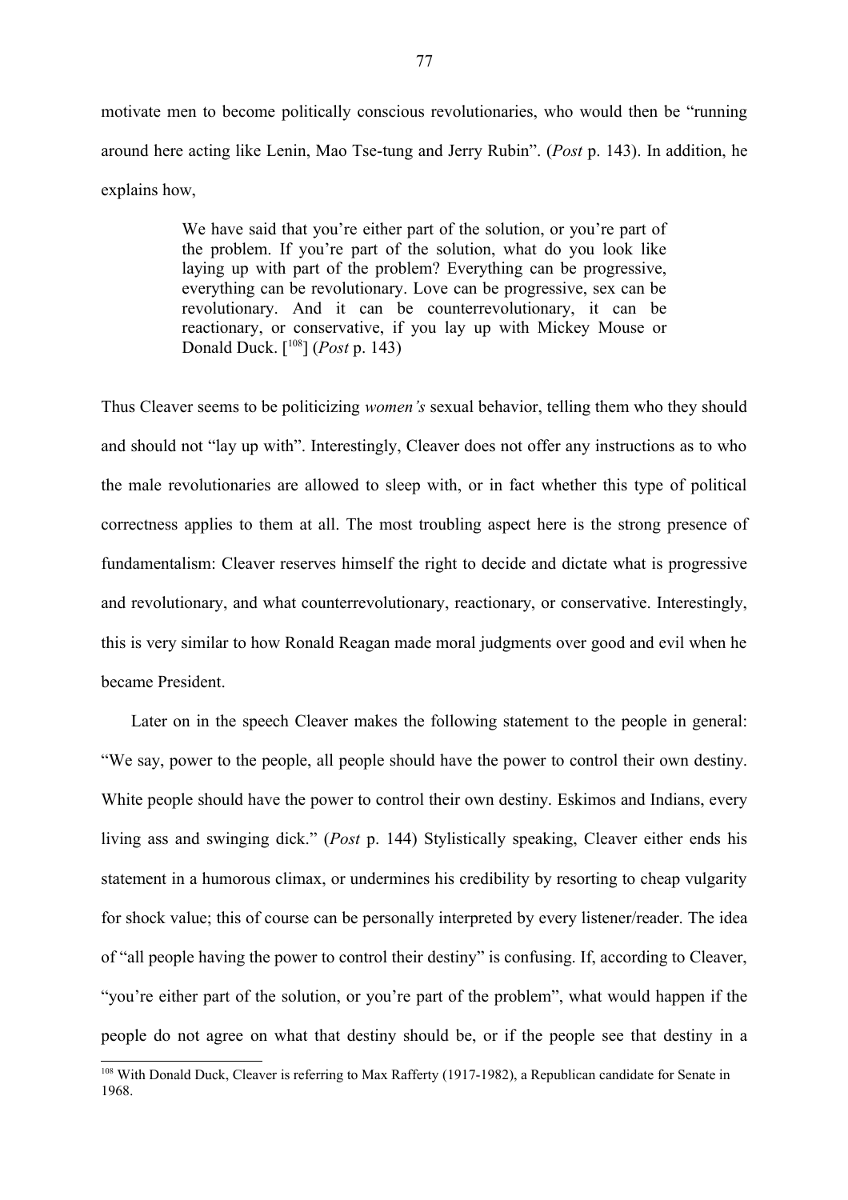motivate men to become politically conscious revolutionaries, who would then be "running around here acting like Lenin, Mao Tse-tung and Jerry Rubin". (*Post* p. 143). In addition, he explains how,

> We have said that you're either part of the solution, or you're part of the problem. If you're part of the solution, what do you look like laying up with part of the problem? Everything can be progressive, everything can be revolutionary. Love can be progressive, sex can be revolutionary. And it can be counterrevolutionary, it can be reactionary, or conservative, if you lay up with Mickey Mouse or Donald Duck. [[108]] (*Post* p. 143)

Thus Cleaver seems to be politicizing *women's* sexual behavior, telling them who they should and should not "lay up with". Interestingly, Cleaver does not offer any instructions as to who the male revolutionaries are allowed to sleep with, or in fact whether this type of political correctness applies to them at all. The most troubling aspect here is the strong presence of fundamentalism: Cleaver reserves himself the right to decide and dictate what is progressive and revolutionary, and what counterrevolutionary, reactionary, or conservative. Interestingly, this is very similar to how Ronald Reagan made moral judgments over good and evil when he became President.

Later on in the speech Cleaver makes the following statement to the people in general: "We say, power to the people, all people should have the power to control their own destiny. White people should have the power to control their own destiny. Eskimos and Indians, every living ass and swinging dick." (*Post* p. 144) Stylistically speaking, Cleaver either ends his statement in a humorous climax, or undermines his credibility by resorting to cheap vulgarity for shock value; this of course can be personally interpreted by every listener/reader. The idea of "all people having the power to control their destiny" is confusing. If, according to Cleaver, "you're either part of the solution, or you're part of the problem", what would happen if the people do not agree on what that destiny should be, or if the people see that destiny in a

[108] With Donald Duck, Cleaver is referring to Max Rafferty (1917-1982), a Republican candidate for Senate in 1968.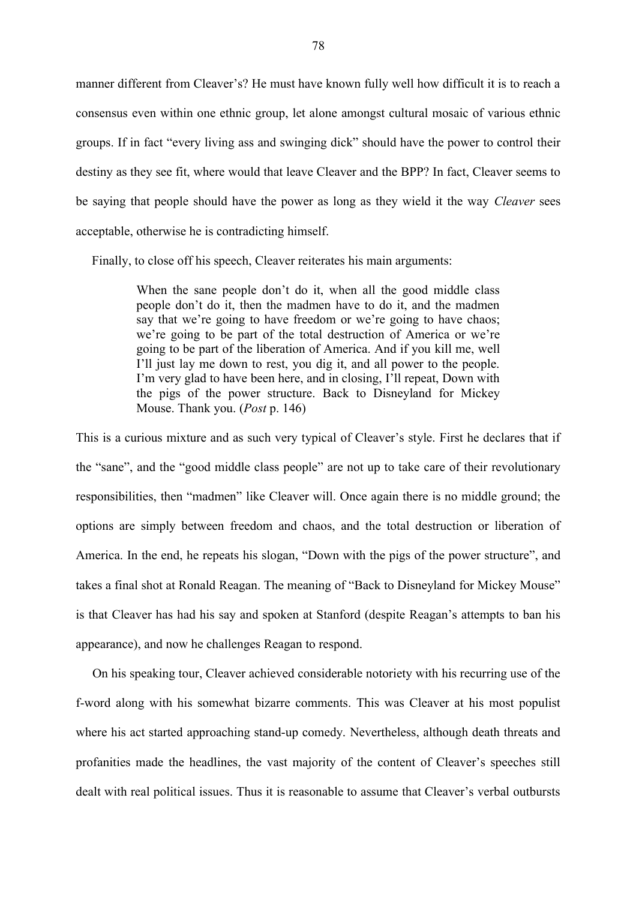manner different from Cleaver's? He must have known fully well how difficult it is to reach a consensus even within one ethnic group, let alone amongst cultural mosaic of various ethnic groups. If in fact "every living ass and swinging dick" should have the power to control their destiny as they see fit, where would that leave Cleaver and the BPP? In fact, Cleaver seems to be saying that people should have the power as long as they wield it the way *Cleaver* sees acceptable, otherwise he is contradicting himself.

Finally, to close off his speech, Cleaver reiterates his main arguments:

> When the sane people don't do it, when all the good middle class people don't do it, then the madmen have to do it, and the madmen say that we're going to have freedom or we're going to have chaos; we're going to be part of the total destruction of America or we're going to be part of the liberation of America. And if you kill me, well I'll just lay me down to rest, you dig it, and all power to the people. I'm very glad to have been here, and in closing, I'll repeat, Down with the pigs of the power structure. Back to Disneyland for Mickey Mouse. Thank you. (*Post* p. 146)

This is a curious mixture and as such very typical of Cleaver's style. First he declares that if the "sane", and the "good middle class people" are not up to take care of their revolutionary responsibilities, then "madmen" like Cleaver will. Once again there is no middle ground; the options are simply between freedom and chaos, and the total destruction or liberation of America. In the end, he repeats his slogan, "Down with the pigs of the power structure", and takes a final shot at Ronald Reagan. The meaning of "Back to Disneyland for Mickey Mouse" is that Cleaver has had his say and spoken at Stanford (despite Reagan's attempts to ban his appearance), and now he challenges Reagan to respond.

On his speaking tour, Cleaver achieved considerable notoriety with his recurring use of the f-word along with his somewhat bizarre comments. This was Cleaver at his most populist where his act started approaching stand-up comedy. Nevertheless, although death threats and profanities made the headlines, the vast majority of the content of Cleaver's speeches still dealt with real political issues. Thus it is reasonable to assume that Cleaver's verbal outbursts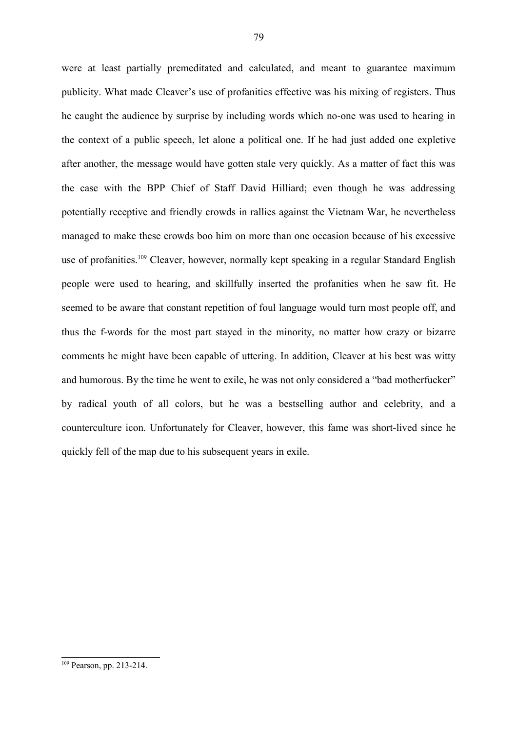were at least partially premeditated and calculated, and meant to guarantee maximum publicity. What made Cleaver's use of profanities effective was his mixing of registers. Thus he caught the audience by surprise by including words which no-one was used to hearing in the context of a public speech, let alone a political one. If he had just added one expletive after another, the message would have gotten stale very quickly. As a matter of fact this was the case with the BPP Chief of Staff David Hilliard; even though he was addressing potentially receptive and friendly crowds in rallies against the Vietnam War, he nevertheless managed to make these crowds boo him on more than one occasion because of his excessive use of profanities.[109] Cleaver, however, normally kept speaking in a regular Standard English people were used to hearing, and skillfully inserted the profanities when he saw fit. He seemed to be aware that constant repetition of foul language would turn most people off, and thus the f-words for the most part stayed in the minority, no matter how crazy or bizarre comments he might have been capable of uttering. In addition, Cleaver at his best was witty and humorous. By the time he went to exile, he was not only considered a "bad motherfucker" by radical youth of all colors, but he was a bestselling author and celebrity, and a counterculture icon. Unfortunately for Cleaver, however, this fame was short-lived since he quickly fell of the map due to his subsequent years in exile.

[109] Pearson, pp. 213-214.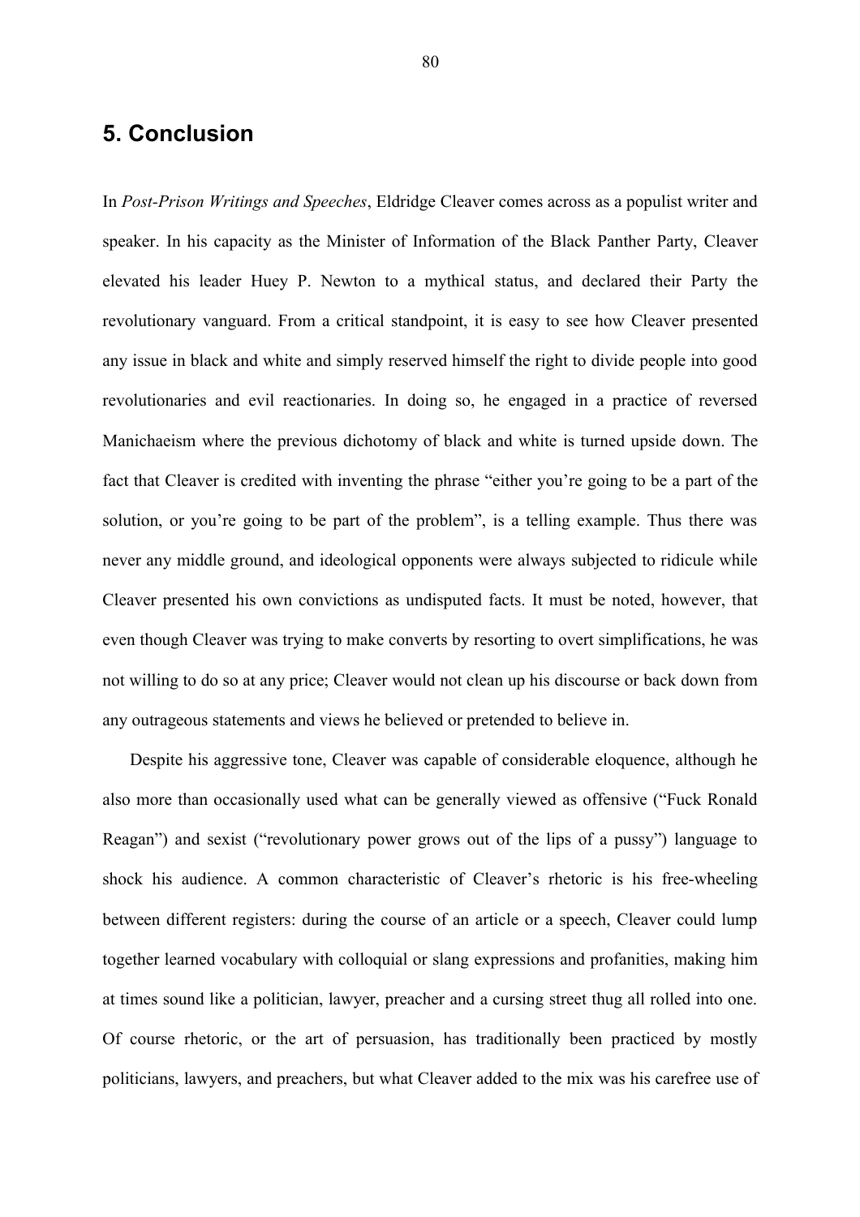# 5. Conclusion

In *Post-Prison Writings and Speeches*, Eldridge Cleaver comes across as a populist writer and speaker. In his capacity as the Minister of Information of the Black Panther Party, Cleaver elevated his leader Huey P. Newton to a mythical status, and declared their Party the revolutionary vanguard. From a critical standpoint, it is easy to see how Cleaver presented any issue in black and white and simply reserved himself the right to divide people into good revolutionaries and evil reactionaries. In doing so, he engaged in a practice of reversed Manichaeism where the previous dichotomy of black and white is turned upside down. The fact that Cleaver is credited with inventing the phrase "either you're going to be a part of the solution, or you're going to be part of the problem", is a telling example. Thus there was never any middle ground, and ideological opponents were always subjected to ridicule while Cleaver presented his own convictions as undisputed facts. It must be noted, however, that even though Cleaver was trying to make converts by resorting to overt simplifications, he was not willing to do so at any price; Cleaver would not clean up his discourse or back down from any outrageous statements and views he believed or pretended to believe in.

Despite his aggressive tone, Cleaver was capable of considerable eloquence, although he also more than occasionally used what can be generally viewed as offensive ("Fuck Ronald Reagan") and sexist ("revolutionary power grows out of the lips of a pussy") language to shock his audience. A common characteristic of Cleaver's rhetoric is his free-wheeling between different registers: during the course of an article or a speech, Cleaver could lump together learned vocabulary with colloquial or slang expressions and profanities, making him at times sound like a politician, lawyer, preacher and a cursing street thug all rolled into one. Of course rhetoric, or the art of persuasion, has traditionally been practiced by mostly politicians, lawyers, and preachers, but what Cleaver added to the mix was his carefree use of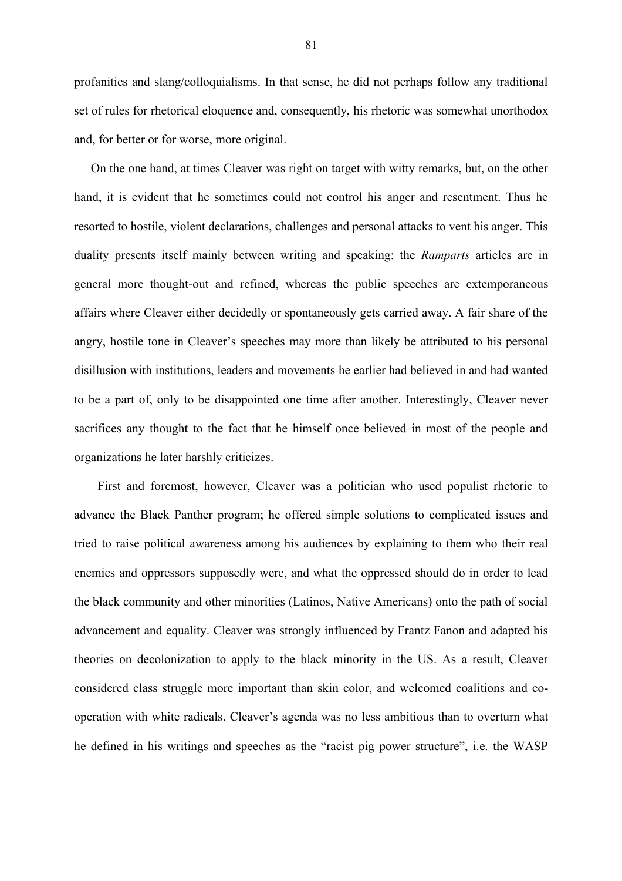profanities and slang/colloquialisms. In that sense, he did not perhaps follow any traditional set of rules for rhetorical eloquence and, consequently, his rhetoric was somewhat unorthodox and, for better or for worse, more original.

On the one hand, at times Cleaver was right on target with witty remarks, but, on the other hand, it is evident that he sometimes could not control his anger and resentment. Thus he resorted to hostile, violent declarations, challenges and personal attacks to vent his anger. This duality presents itself mainly between writing and speaking: the *Ramparts* articles are in general more thought-out and refined, whereas the public speeches are extemporaneous affairs where Cleaver either decidedly or spontaneously gets carried away. A fair share of the angry, hostile tone in Cleaver's speeches may more than likely be attributed to his personal disillusion with institutions, leaders and movements he earlier had believed in and had wanted to be a part of, only to be disappointed one time after another. Interestingly, Cleaver never sacrifices any thought to the fact that he himself once believed in most of the people and organizations he later harshly criticizes.

First and foremost, however, Cleaver was a politician who used populist rhetoric to advance the Black Panther program; he offered simple solutions to complicated issues and tried to raise political awareness among his audiences by explaining to them who their real enemies and oppressors supposedly were, and what the oppressed should do in order to lead the black community and other minorities (Latinos, Native Americans) onto the path of social advancement and equality. Cleaver was strongly influenced by Frantz Fanon and adapted his theories on decolonization to apply to the black minority in the US. As a result, Cleaver considered class struggle more important than skin color, and welcomed coalitions and co-operation with white radicals. Cleaver's agenda was no less ambitious than to overturn what he defined in his writings and speeches as the "racist pig power structure", i.e. the WASP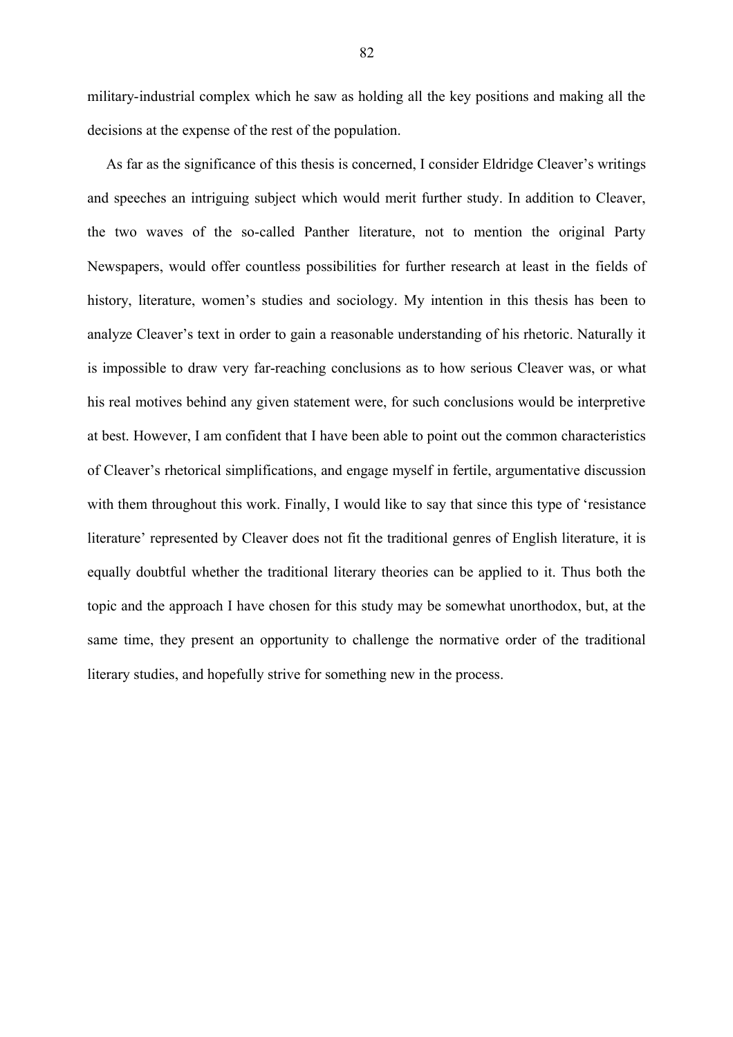military-industrial complex which he saw as holding all the key positions and making all the decisions at the expense of the rest of the population.

As far as the significance of this thesis is concerned, I consider Eldridge Cleaver's writings and speeches an intriguing subject which would merit further study. In addition to Cleaver, the two waves of the so-called Panther literature, not to mention the original Party Newspapers, would offer countless possibilities for further research at least in the fields of history, literature, women's studies and sociology. My intention in this thesis has been to analyze Cleaver's text in order to gain a reasonable understanding of his rhetoric. Naturally it is impossible to draw very far-reaching conclusions as to how serious Cleaver was, or what his real motives behind any given statement were, for such conclusions would be interpretive at best. However, I am confident that I have been able to point out the common characteristics of Cleaver's rhetorical simplifications, and engage myself in fertile, argumentative discussion with them throughout this work. Finally, I would like to say that since this type of 'resistance literature' represented by Cleaver does not fit the traditional genres of English literature, it is equally doubtful whether the traditional literary theories can be applied to it. Thus both the topic and the approach I have chosen for this study may be somewhat unorthodox, but, at the same time, they present an opportunity to challenge the normative order of the traditional literary studies, and hopefully strive for something new in the process.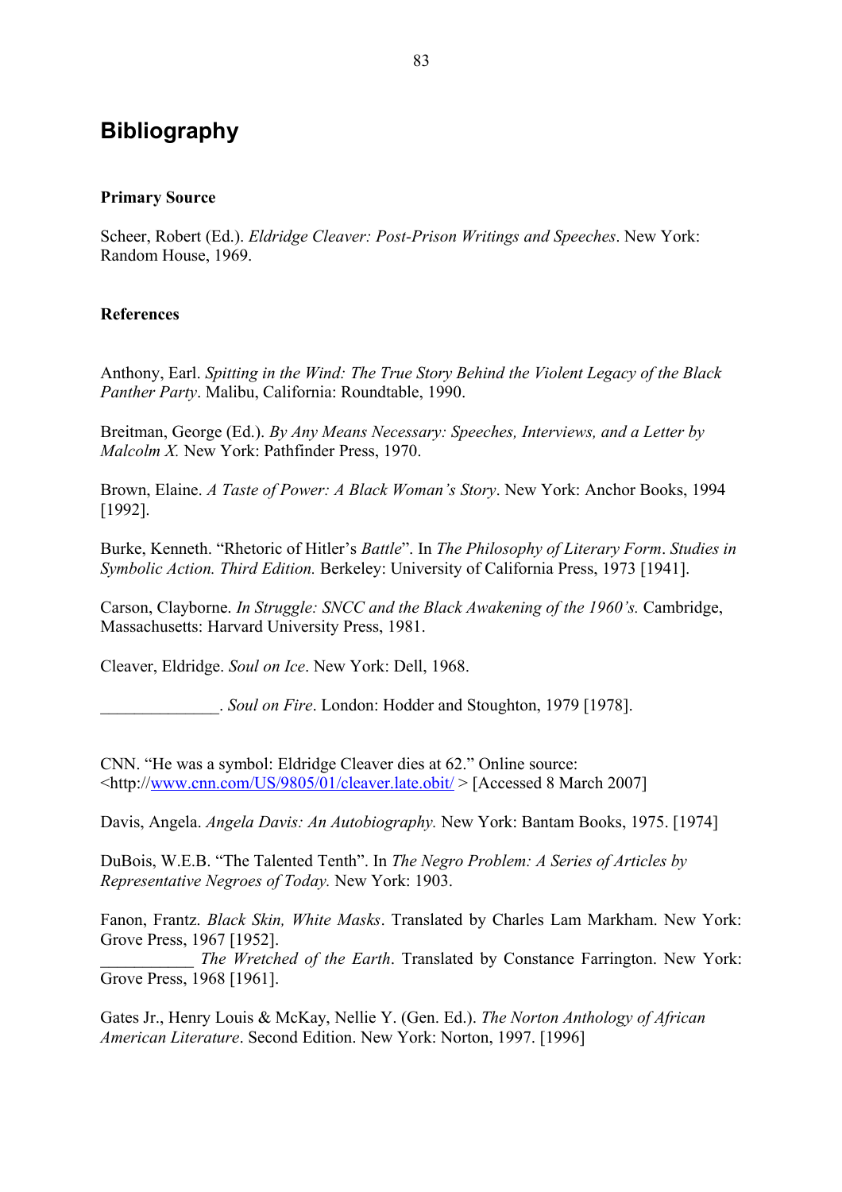# Bibliography

**Primary Source**

Scheer, Robert (Ed.). *Eldridge Cleaver: Post-Prison Writings and Speeches*. New York: Random House, 1969.

**References**

Anthony, Earl. *Spitting in the Wind: The True Story Behind the Violent Legacy of the Black Panther Party*. Malibu, California: Roundtable, 1990.

Breitman, George (Ed.). *By Any Means Necessary: Speeches, Interviews, and a Letter by Malcolm X.* New York: Pathfinder Press, 1970.

Brown, Elaine. *A Taste of Power: A Black Woman's Story*. New York: Anchor Books, 1994 [1992].

Burke, Kenneth. "Rhetoric of Hitler's *Battle*". In *The Philosophy of Literary Form*. *Studies in Symbolic Action. Third Edition.* Berkeley: University of California Press, 1973 [1941].

Carson, Clayborne. *In Struggle: SNCC and the Black Awakening of the 1960's.* Cambridge, Massachusetts: Harvard University Press, 1981.

Cleaver, Eldridge. *Soul on Ice*. New York: Dell, 1968.

______________. *Soul on Fire*. London: Hodder and Stoughton, 1979 [1978].

CNN. "He was a symbol: Eldridge Cleaver dies at 62." Online source: <http://www.cnn.com/US/9805/01/cleaver.late.obit/ > [Accessed 8 March 2007]

Davis, Angela. *Angela Davis: An Autobiography.* New York: Bantam Books, 1975. [1974]

DuBois, W.E.B. "The Talented Tenth". In *The Negro Problem: A Series of Articles by Representative Negroes of Today.* New York: 1903.

Fanon, Frantz. *Black Skin, White Masks*. Translated by Charles Lam Markham. New York: Grove Press, 1967 [1952].
___________ *The Wretched of the Earth*. Translated by Constance Farrington. New York: Grove Press, 1968 [1961].

Gates Jr., Henry Louis & McKay, Nellie Y. (Gen. Ed.). *The Norton Anthology of African American Literature*. Second Edition. New York: Norton, 1997. [1996]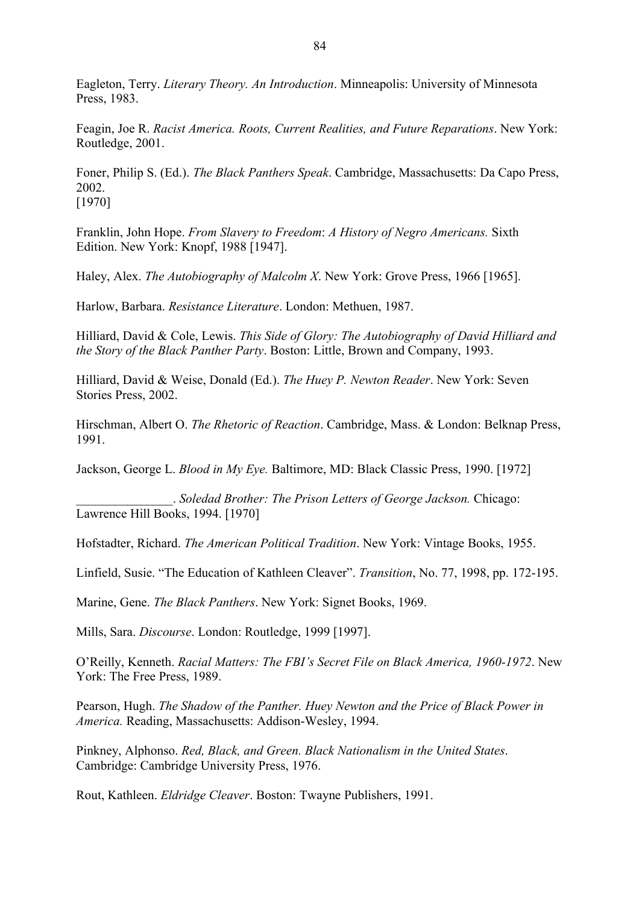Eagleton, Terry. *Literary Theory. An Introduction*. Minneapolis: University of Minnesota Press, 1983.

Feagin, Joe R. *Racist America. Roots, Current Realities, and Future Reparations*. New York: Routledge, 2001.

Foner, Philip S. (Ed.). *The Black Panthers Speak*. Cambridge, Massachusetts: Da Capo Press, 2002.
[1970]

Franklin, John Hope. *From Slavery to Freedom*: *A History of Negro Americans.* Sixth Edition. New York: Knopf, 1988 [1947].

Haley, Alex. *The Autobiography of Malcolm X*. New York: Grove Press, 1966 [1965].

Harlow, Barbara. *Resistance Literature*. London: Methuen, 1987.

Hilliard, David & Cole, Lewis. *This Side of Glory: The Autobiography of David Hilliard and the Story of the Black Panther Party*. Boston: Little, Brown and Company, 1993.

Hilliard, David & Weise, Donald (Ed.). *The Huey P. Newton Reader*. New York: Seven Stories Press, 2002.

Hirschman, Albert O. *The Rhetoric of Reaction*. Cambridge, Mass. & London: Belknap Press, 1991.

Jackson, George L. *Blood in My Eye.* Baltimore, MD: Black Classic Press, 1990. [1972]

_______________. *Soledad Brother: The Prison Letters of George Jackson.* Chicago: Lawrence Hill Books, 1994. [1970]

Hofstadter, Richard. *The American Political Tradition*. New York: Vintage Books, 1955.

Linfield, Susie. "The Education of Kathleen Cleaver". *Transition*, No. 77, 1998, pp. 172-195.

Marine, Gene. *The Black Panthers*. New York: Signet Books, 1969.

Mills, Sara. *Discourse*. London: Routledge, 1999 [1997].

O'Reilly, Kenneth. *Racial Matters: The FBI's Secret File on Black America, 1960-1972*. New York: The Free Press, 1989.

Pearson, Hugh. *The Shadow of the Panther. Huey Newton and the Price of Black Power in America.* Reading, Massachusetts: Addison-Wesley, 1994.

Pinkney, Alphonso. *Red, Black, and Green. Black Nationalism in the United States*. Cambridge: Cambridge University Press, 1976.

Rout, Kathleen. *Eldridge Cleaver*. Boston: Twayne Publishers, 1991.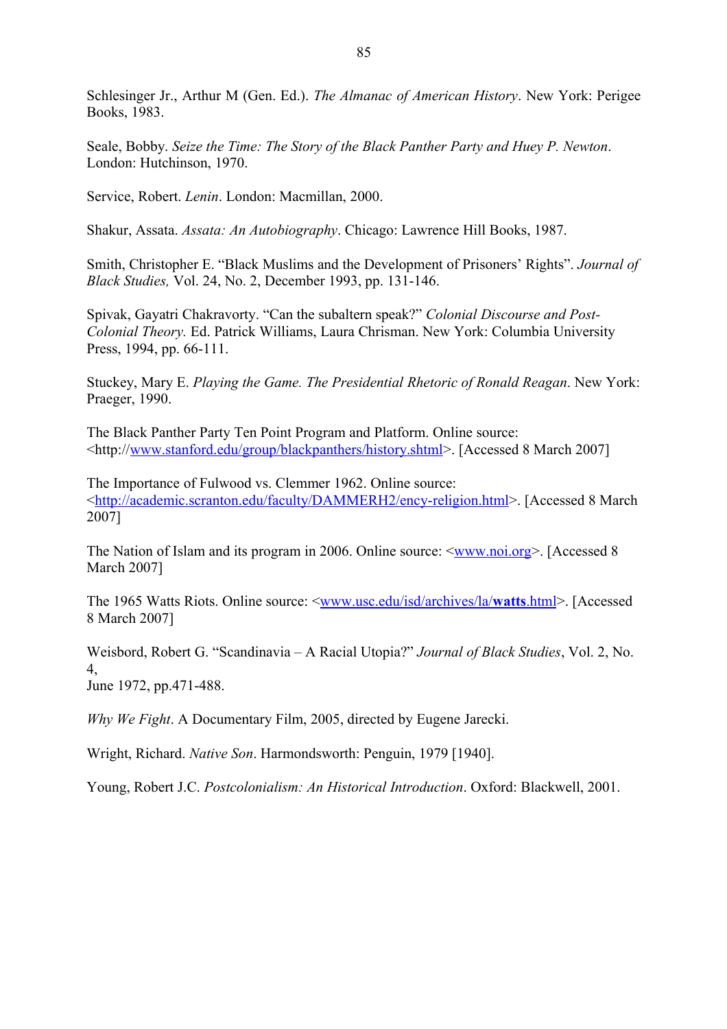Schlesinger Jr., Arthur M (Gen. Ed.). *The Almanac of American History*. New York: Perigee Books, 1983.

Seale, Bobby. *Seize the Time: The Story of the Black Panther Party and Huey P. Newton*. London: Hutchinson, 1970.

Service, Robert. *Lenin*. London: Macmillan, 2000.

Shakur, Assata. *Assata: An Autobiography*. Chicago: Lawrence Hill Books, 1987.

Smith, Christopher E. "Black Muslims and the Development of Prisoners' Rights". *Journal of Black Studies,* Vol. 24, No. 2, December 1993, pp. 131-146.

Spivak, Gayatri Chakravorty. "Can the subaltern speak?" *Colonial Discourse and Post-Colonial Theory.* Ed. Patrick Williams, Laura Chrisman. New York: Columbia University Press, 1994, pp. 66-111.

Stuckey, Mary E. *Playing the Game. The Presidential Rhetoric of Ronald Reagan*. New York: Praeger, 1990.

The Black Panther Party Ten Point Program and Platform. Online source: <http://www.stanford.edu/group/blackpanthers/history.shtml>. [Accessed 8 March 2007]

The Importance of Fulwood vs. Clemmer 1962. Online source: <http://academic.scranton.edu/faculty/DAMMERH2/ency-religion.html>. [Accessed 8 March 2007]

The Nation of Islam and its program in 2006. Online source: <www.noi.org>. [Accessed 8 March 2007]

The 1965 Watts Riots. Online source: <www.usc.edu/isd/archives/la/**watts**.html>. [Accessed 8 March 2007]

Weisbord, Robert G. "Scandinavia – A Racial Utopia?" *Journal of Black Studies*, Vol. 2, No. 4,
June 1972, pp.471-488.

*Why We Fight*. A Documentary Film, 2005, directed by Eugene Jarecki.

Wright, Richard. *Native Son*. Harmondsworth: Penguin, 1979 [1940].

Young, Robert J.C. *Postcolonialism: An Historical Introduction*. Oxford: Blackwell, 2001.